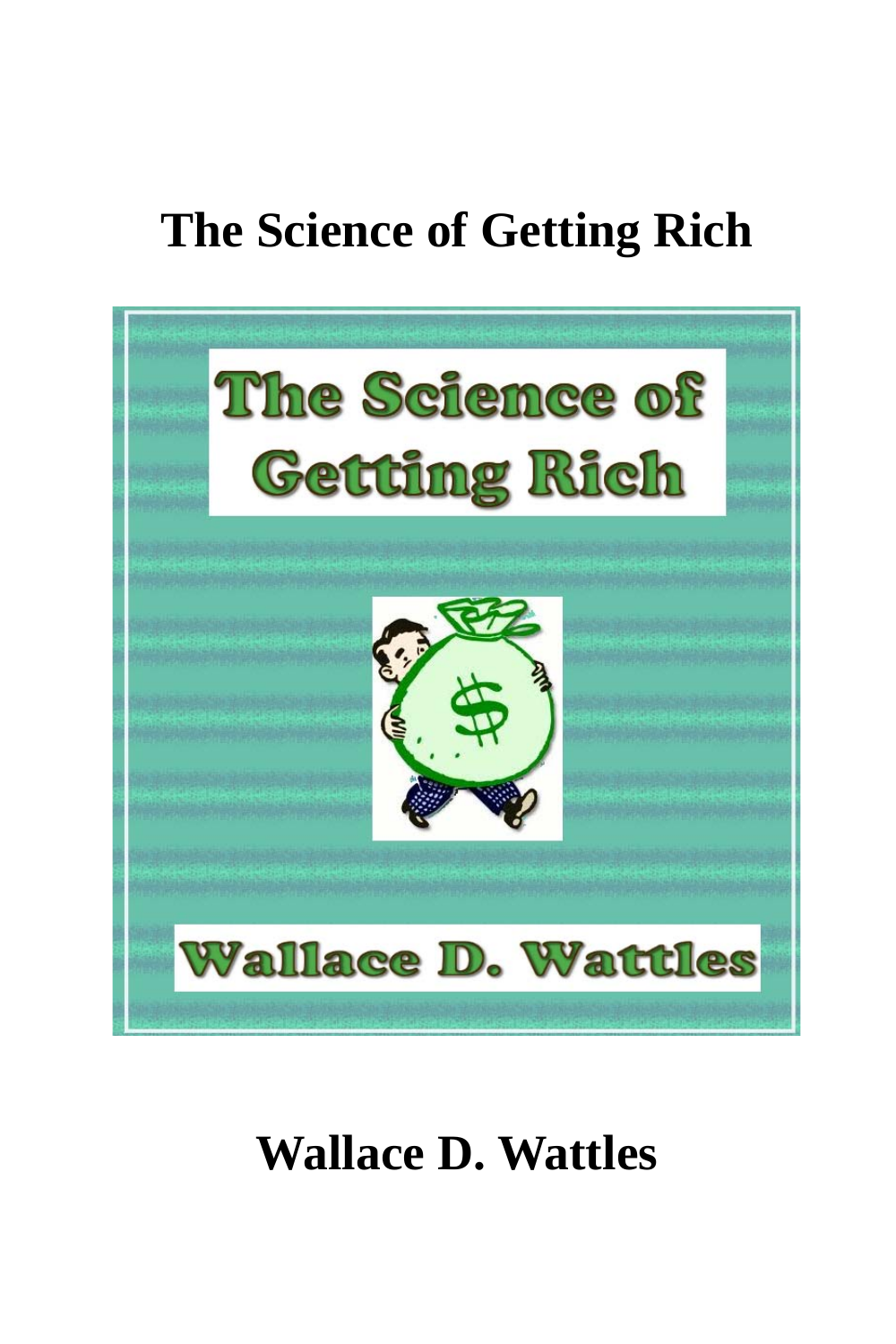# The Science of Getting Rich

The Science of Getting Rich

Wallace D. Wattles

**Wallace D. Wattles**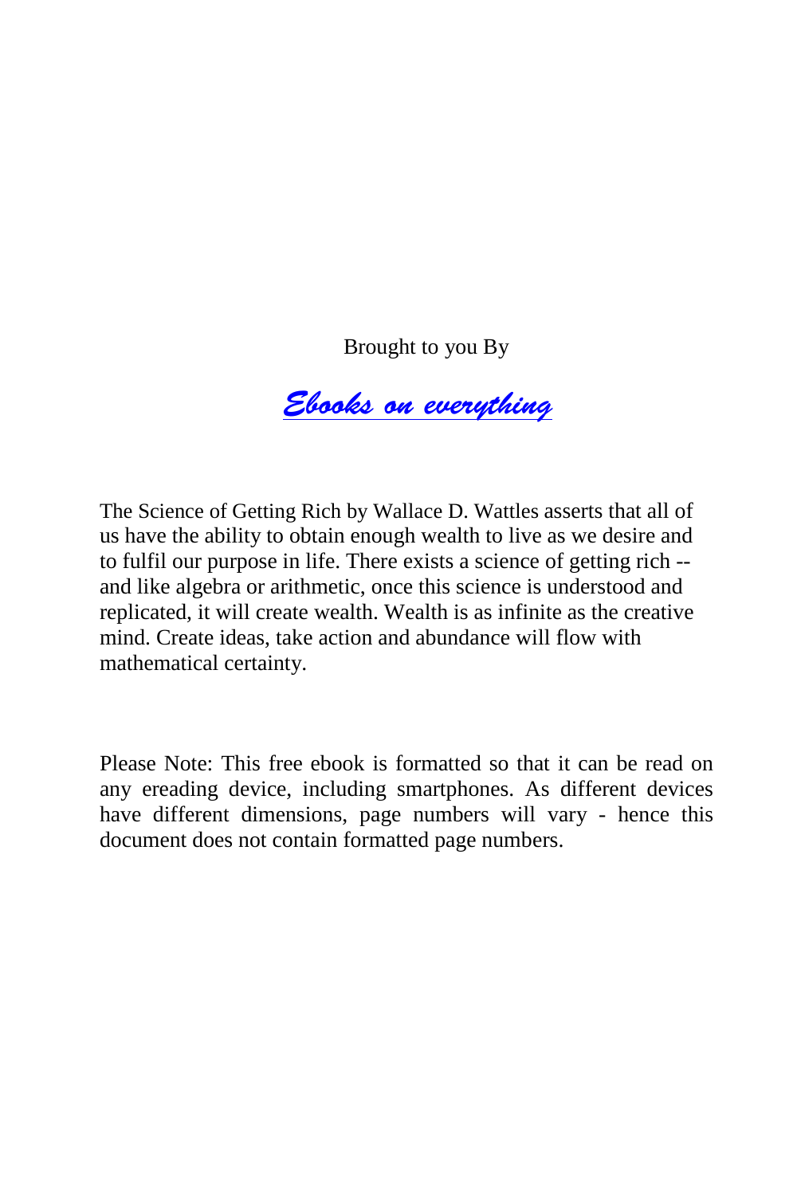Brought to you By

*[Ebooks on everything]*

The Science of Getting Rich by Wallace D. Wattles asserts that all of us have the ability to obtain enough wealth to live as we desire and to fulfil our purpose in life. There exists a science of getting rich -- and like algebra or arithmetic, once this science is understood and replicated, it will create wealth. Wealth is as infinite as the creative mind. Create ideas, take action and abundance will flow with mathematical certainty.

Please Note: This free ebook is formatted so that it can be read on any ereading device, including smartphones. As different devices have different dimensions, page numbers will vary - hence this document does not contain formatted page numbers.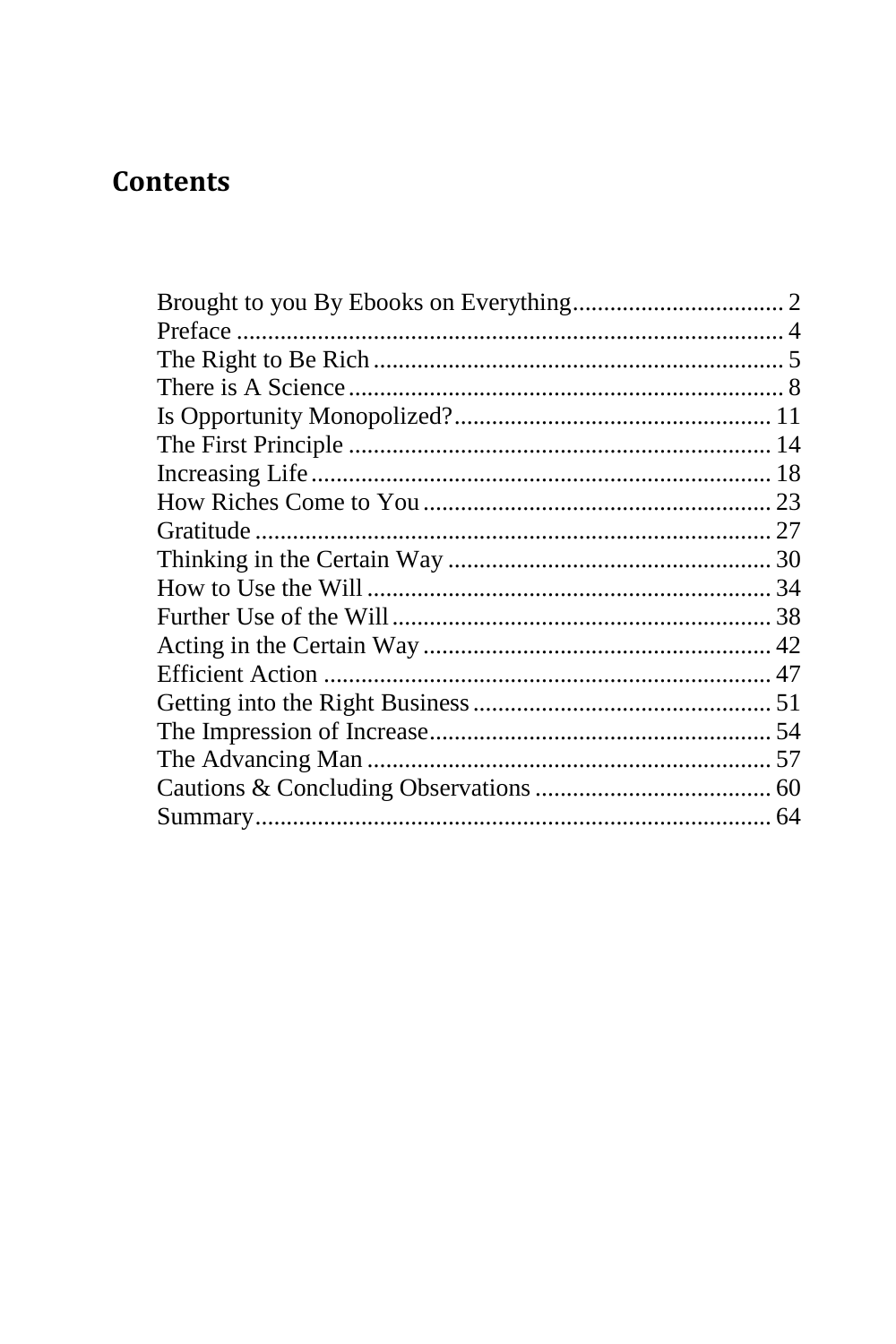## Contents

Brought to you By Ebooks on Everything .................................. 2
Preface ....................................................................................... 4
The Right to Be Rich ................................................................. 5
There is A Science ..................................................................... 8
Is Opportunity Monopolized? ................................................... 11
The First Principle .................................................................... 14
Increasing Life .......................................................................... 18
How Riches Come to You ........................................................ 23
Gratitude ................................................................................... 27
Thinking in the Certain Way .................................................... 30
How to Use the Will ................................................................. 34
Further Use of the Will ............................................................. 38
Acting in the Certain Way ........................................................ 42
Efficient Action ........................................................................ 47
Getting into the Right Business ................................................ 51
The Impression of Increase ....................................................... 54
The Advancing Man ................................................................. 57
Cautions & Concluding Observations ...................................... 60
Summary ................................................................................... 64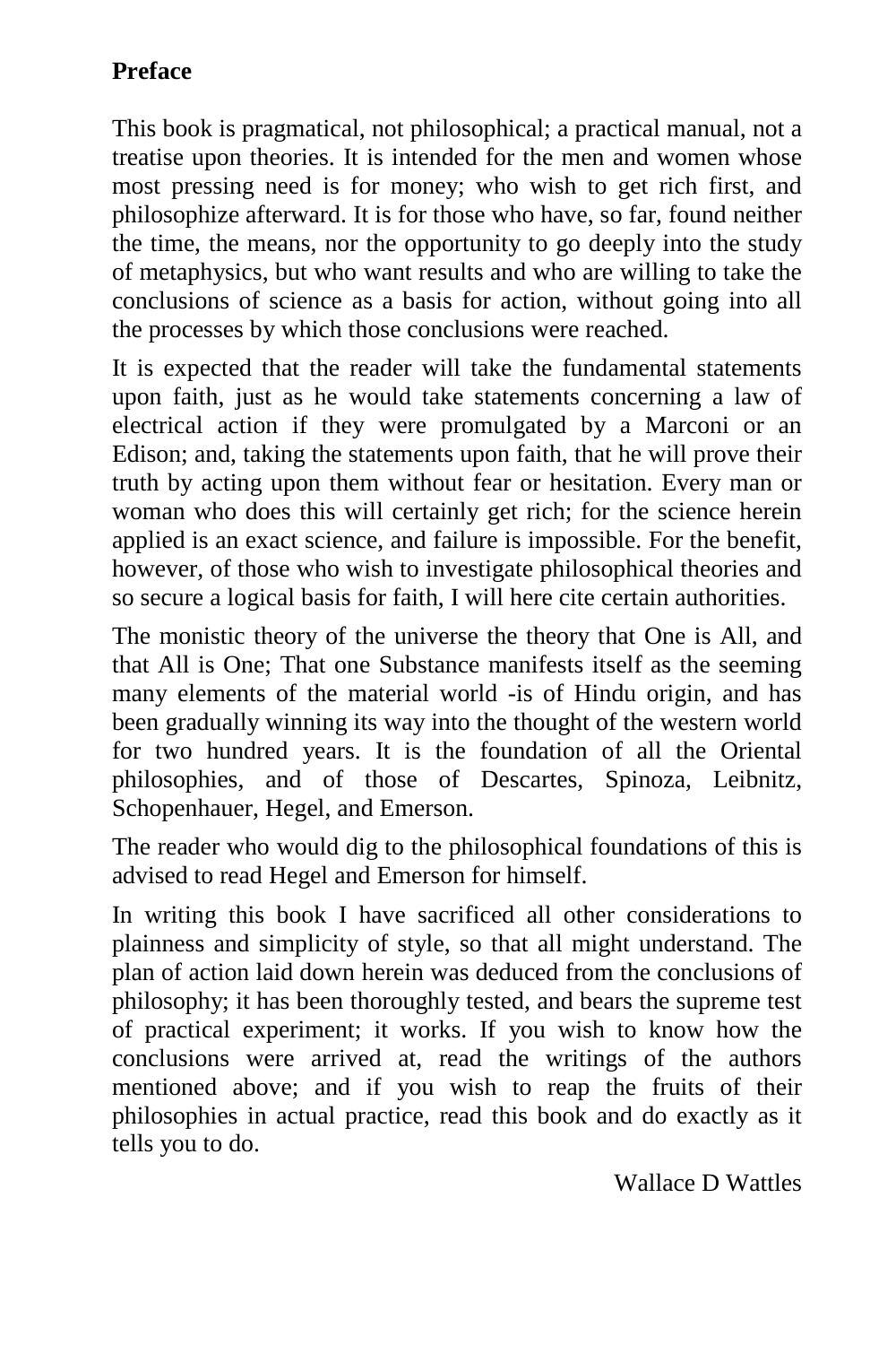## Preface

This book is pragmatical, not philosophical; a practical manual, not a treatise upon theories. It is intended for the men and women whose most pressing need is for money; who wish to get rich first, and philosophize afterward. It is for those who have, so far, found neither the time, the means, nor the opportunity to go deeply into the study of metaphysics, but who want results and who are willing to take the conclusions of science as a basis for action, without going into all the processes by which those conclusions were reached.

It is expected that the reader will take the fundamental statements upon faith, just as he would take statements concerning a law of electrical action if they were promulgated by a Marconi or an Edison; and, taking the statements upon faith, that he will prove their truth by acting upon them without fear or hesitation. Every man or woman who does this will certainly get rich; for the science herein applied is an exact science, and failure is impossible. For the benefit, however, of those who wish to investigate philosophical theories and so secure a logical basis for faith, I will here cite certain authorities.

The monistic theory of the universe the theory that One is All, and that All is One; That one Substance manifests itself as the seeming many elements of the material world -is of Hindu origin, and has been gradually winning its way into the thought of the western world for two hundred years. It is the foundation of all the Oriental philosophies, and of those of Descartes, Spinoza, Leibnitz, Schopenhauer, Hegel, and Emerson.

The reader who would dig to the philosophical foundations of this is advised to read Hegel and Emerson for himself.

In writing this book I have sacrificed all other considerations to plainness and simplicity of style, so that all might understand. The plan of action laid down herein was deduced from the conclusions of philosophy; it has been thoroughly tested, and bears the supreme test of practical experiment; it works. If you wish to know how the conclusions were arrived at, read the writings of the authors mentioned above; and if you wish to reap the fruits of their philosophies in actual practice, read this book and do exactly as it tells you to do.

Wallace D Wattles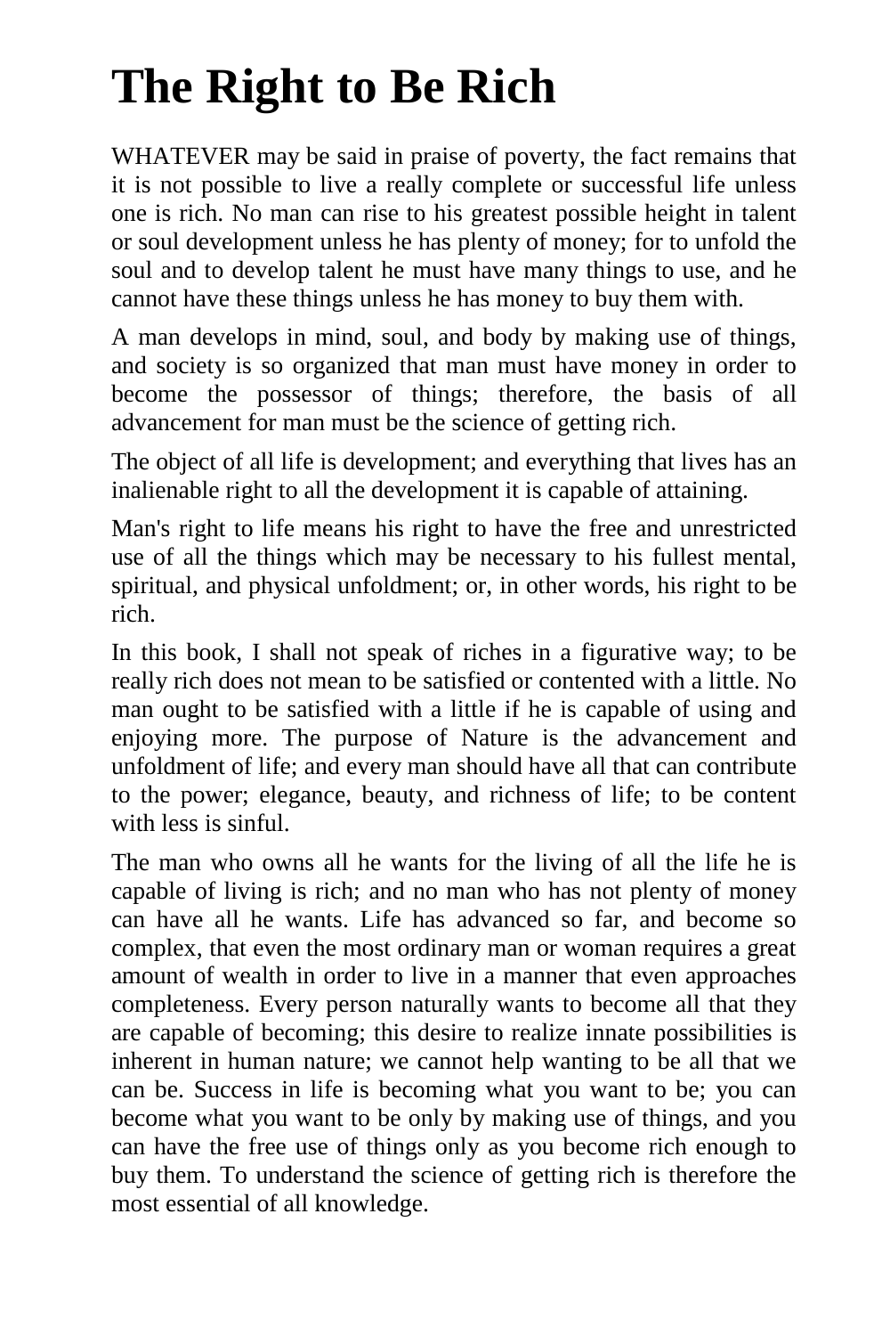# The Right to Be Rich

WHATEVER may be said in praise of poverty, the fact remains that it is not possible to live a really complete or successful life unless one is rich. No man can rise to his greatest possible height in talent or soul development unless he has plenty of money; for to unfold the soul and to develop talent he must have many things to use, and he cannot have these things unless he has money to buy them with.

A man develops in mind, soul, and body by making use of things, and society is so organized that man must have money in order to become the possessor of things; therefore, the basis of all advancement for man must be the science of getting rich.

The object of all life is development; and everything that lives has an inalienable right to all the development it is capable of attaining.

Man's right to life means his right to have the free and unrestricted use of all the things which may be necessary to his fullest mental, spiritual, and physical unfoldment; or, in other words, his right to be rich.

In this book, I shall not speak of riches in a figurative way; to be really rich does not mean to be satisfied or contented with a little. No man ought to be satisfied with a little if he is capable of using and enjoying more. The purpose of Nature is the advancement and unfoldment of life; and every man should have all that can contribute to the power; elegance, beauty, and richness of life; to be content with less is sinful.

The man who owns all he wants for the living of all the life he is capable of living is rich; and no man who has not plenty of money can have all he wants. Life has advanced so far, and become so complex, that even the most ordinary man or woman requires a great amount of wealth in order to live in a manner that even approaches completeness. Every person naturally wants to become all that they are capable of becoming; this desire to realize innate possibilities is inherent in human nature; we cannot help wanting to be all that we can be. Success in life is becoming what you want to be; you can become what you want to be only by making use of things, and you can have the free use of things only as you become rich enough to buy them. To understand the science of getting rich is therefore the most essential of all knowledge.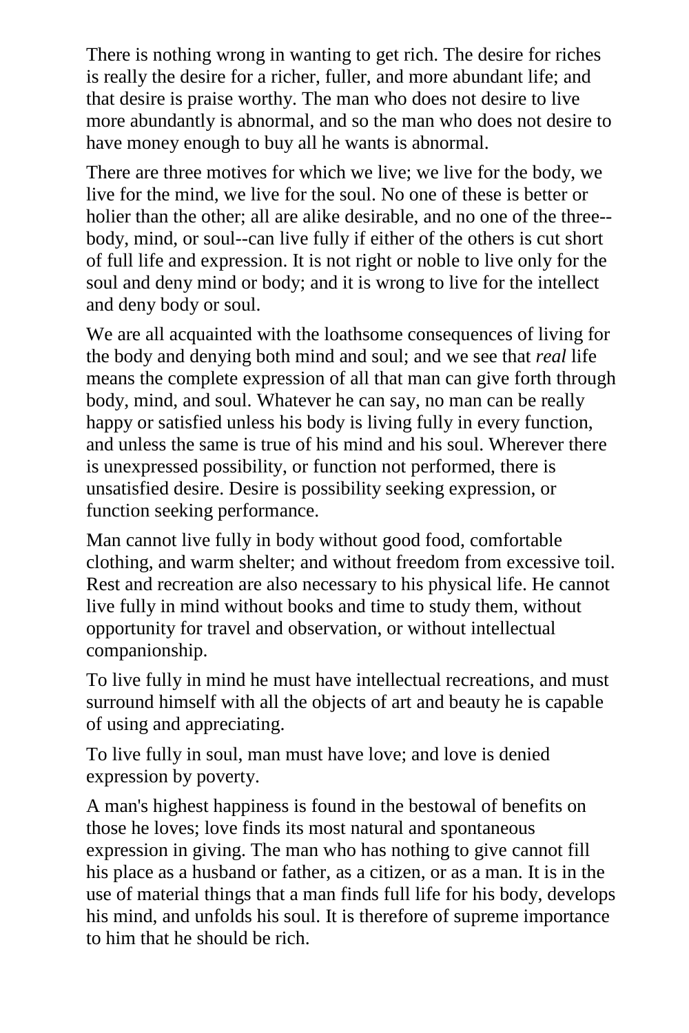There is nothing wrong in wanting to get rich. The desire for riches is really the desire for a richer, fuller, and more abundant life; and that desire is praise worthy. The man who does not desire to live more abundantly is abnormal, and so the man who does not desire to have money enough to buy all he wants is abnormal.

There are three motives for which we live; we live for the body, we live for the mind, we live for the soul. No one of these is better or holier than the other; all are alike desirable, and no one of the three--body, mind, or soul--can live fully if either of the others is cut short of full life and expression. It is not right or noble to live only for the soul and deny mind or body; and it is wrong to live for the intellect and deny body or soul.

We are all acquainted with the loathsome consequences of living for the body and denying both mind and soul; and we see that *real* life means the complete expression of all that man can give forth through body, mind, and soul. Whatever he can say, no man can be really happy or satisfied unless his body is living fully in every function, and unless the same is true of his mind and his soul. Wherever there is unexpressed possibility, or function not performed, there is unsatisfied desire. Desire is possibility seeking expression, or function seeking performance.

Man cannot live fully in body without good food, comfortable clothing, and warm shelter; and without freedom from excessive toil. Rest and recreation are also necessary to his physical life. He cannot live fully in mind without books and time to study them, without opportunity for travel and observation, or without intellectual companionship.

To live fully in mind he must have intellectual recreations, and must surround himself with all the objects of art and beauty he is capable of using and appreciating.

To live fully in soul, man must have love; and love is denied expression by poverty.

A man's highest happiness is found in the bestowal of benefits on those he loves; love finds its most natural and spontaneous expression in giving. The man who has nothing to give cannot fill his place as a husband or father, as a citizen, or as a man. It is in the use of material things that a man finds full life for his body, develops his mind, and unfolds his soul. It is therefore of supreme importance to him that he should be rich.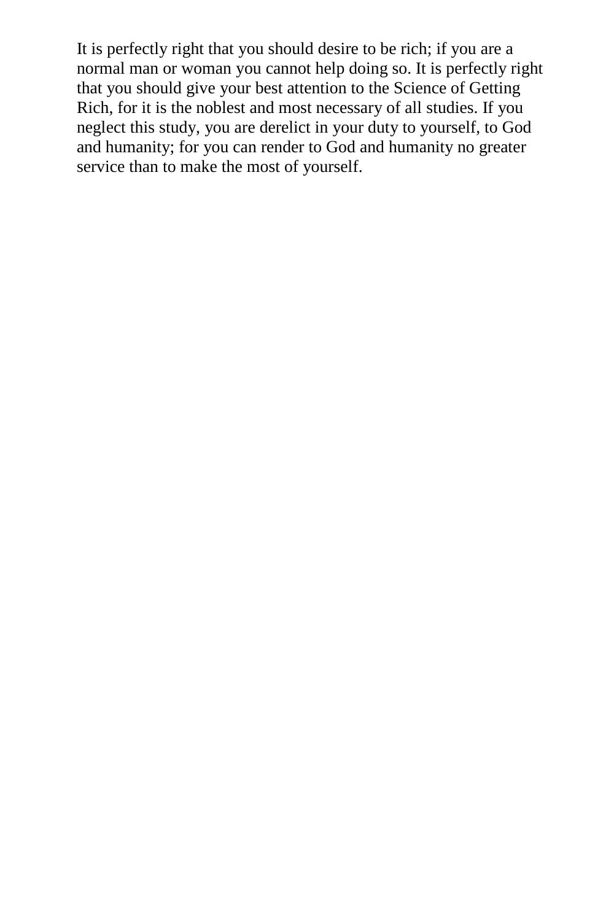It is perfectly right that you should desire to be rich; if you are a normal man or woman you cannot help doing so. It is perfectly right that you should give your best attention to the Science of Getting Rich, for it is the noblest and most necessary of all studies. If you neglect this study, you are derelict in your duty to yourself, to God and humanity; for you can render to God and humanity no greater service than to make the most of yourself.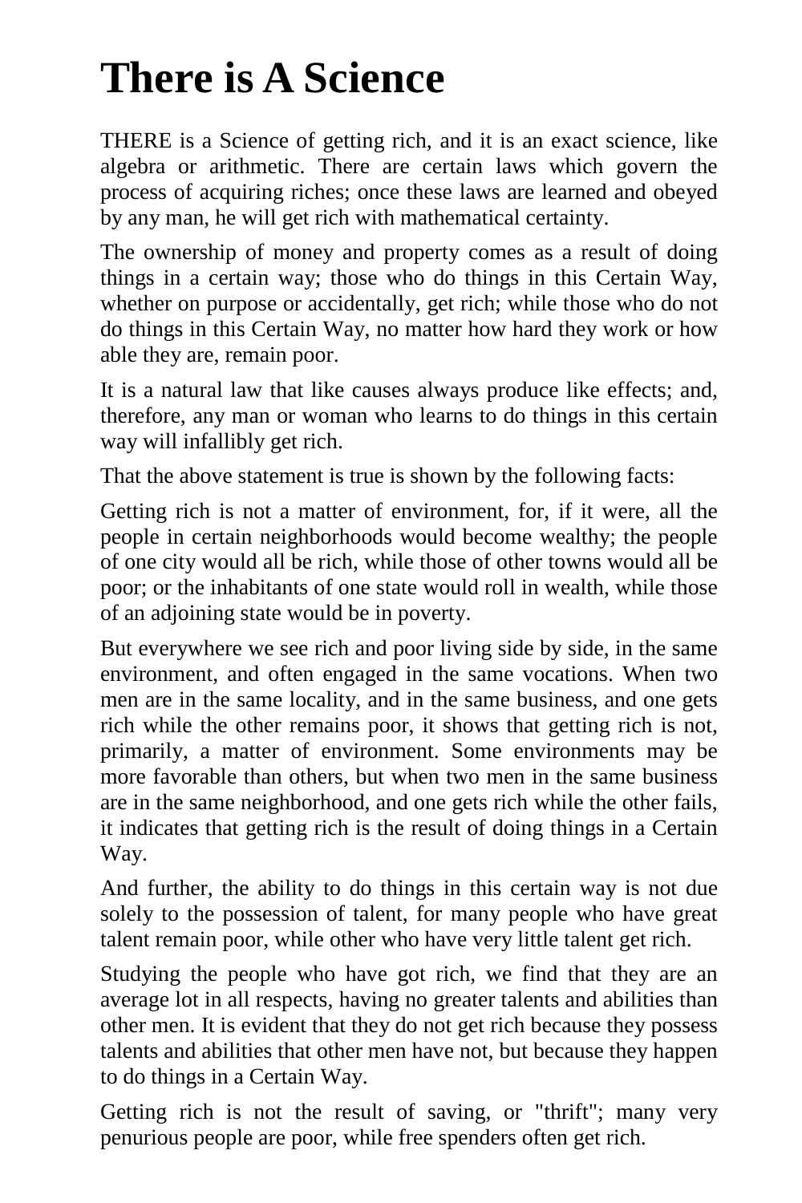# There is A Science

THERE is a Science of getting rich, and it is an exact science, like algebra or arithmetic. There are certain laws which govern the process of acquiring riches; once these laws are learned and obeyed by any man, he will get rich with mathematical certainty.

The ownership of money and property comes as a result of doing things in a certain way; those who do things in this Certain Way, whether on purpose or accidentally, get rich; while those who do not do things in this Certain Way, no matter how hard they work or how able they are, remain poor.

It is a natural law that like causes always produce like effects; and, therefore, any man or woman who learns to do things in this certain way will infallibly get rich.

That the above statement is true is shown by the following facts:

Getting rich is not a matter of environment, for, if it were, all the people in certain neighborhoods would become wealthy; the people of one city would all be rich, while those of other towns would all be poor; or the inhabitants of one state would roll in wealth, while those of an adjoining state would be in poverty.

But everywhere we see rich and poor living side by side, in the same environment, and often engaged in the same vocations. When two men are in the same locality, and in the same business, and one gets rich while the other remains poor, it shows that getting rich is not, primarily, a matter of environment. Some environments may be more favorable than others, but when two men in the same business are in the same neighborhood, and one gets rich while the other fails, it indicates that getting rich is the result of doing things in a Certain Way.

And further, the ability to do things in this certain way is not due solely to the possession of talent, for many people who have great talent remain poor, while other who have very little talent get rich.

Studying the people who have got rich, we find that they are an average lot in all respects, having no greater talents and abilities than other men. It is evident that they do not get rich because they possess talents and abilities that other men have not, but because they happen to do things in a Certain Way.

Getting rich is not the result of saving, or "thrift"; many very penurious people are poor, while free spenders often get rich.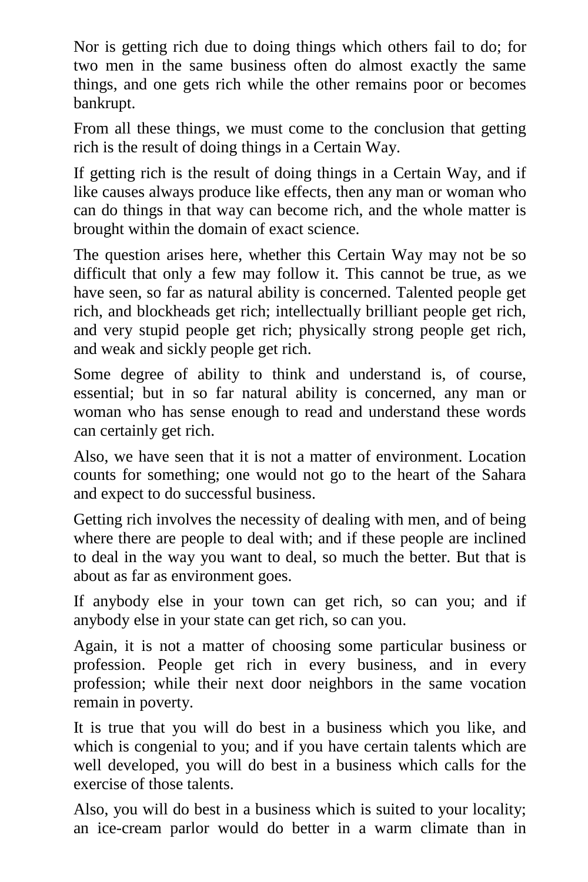Nor is getting rich due to doing things which others fail to do; for two men in the same business often do almost exactly the same things, and one gets rich while the other remains poor or becomes bankrupt.

From all these things, we must come to the conclusion that getting rich is the result of doing things in a Certain Way.

If getting rich is the result of doing things in a Certain Way, and if like causes always produce like effects, then any man or woman who can do things in that way can become rich, and the whole matter is brought within the domain of exact science.

The question arises here, whether this Certain Way may not be so difficult that only a few may follow it. This cannot be true, as we have seen, so far as natural ability is concerned. Talented people get rich, and blockheads get rich; intellectually brilliant people get rich, and very stupid people get rich; physically strong people get rich, and weak and sickly people get rich.

Some degree of ability to think and understand is, of course, essential; but in so far natural ability is concerned, any man or woman who has sense enough to read and understand these words can certainly get rich.

Also, we have seen that it is not a matter of environment. Location counts for something; one would not go to the heart of the Sahara and expect to do successful business.

Getting rich involves the necessity of dealing with men, and of being where there are people to deal with; and if these people are inclined to deal in the way you want to deal, so much the better. But that is about as far as environment goes.

If anybody else in your town can get rich, so can you; and if anybody else in your state can get rich, so can you.

Again, it is not a matter of choosing some particular business or profession. People get rich in every business, and in every profession; while their next door neighbors in the same vocation remain in poverty.

It is true that you will do best in a business which you like, and which is congenial to you; and if you have certain talents which are well developed, you will do best in a business which calls for the exercise of those talents.

Also, you will do best in a business which is suited to your locality; an ice-cream parlor would do better in a warm climate than in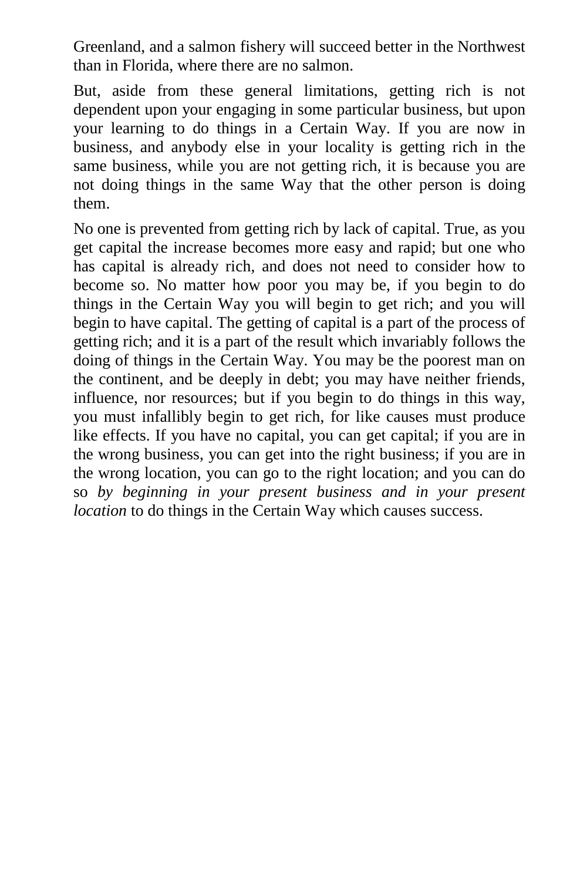Greenland, and a salmon fishery will succeed better in the Northwest than in Florida, where there are no salmon.

But, aside from these general limitations, getting rich is not dependent upon your engaging in some particular business, but upon your learning to do things in a Certain Way. If you are now in business, and anybody else in your locality is getting rich in the same business, while you are not getting rich, it is because you are not doing things in the same Way that the other person is doing them.

No one is prevented from getting rich by lack of capital. True, as you get capital the increase becomes more easy and rapid; but one who has capital is already rich, and does not need to consider how to become so. No matter how poor you may be, if you begin to do things in the Certain Way you will begin to get rich; and you will begin to have capital. The getting of capital is a part of the process of getting rich; and it is a part of the result which invariably follows the doing of things in the Certain Way. You may be the poorest man on the continent, and be deeply in debt; you may have neither friends, influence, nor resources; but if you begin to do things in this way, you must infallibly begin to get rich, for like causes must produce like effects. If you have no capital, you can get capital; if you are in the wrong business, you can get into the right business; if you are in the wrong location, you can go to the right location; and you can do so *by beginning in your present business and in your present location* to do things in the Certain Way which causes success.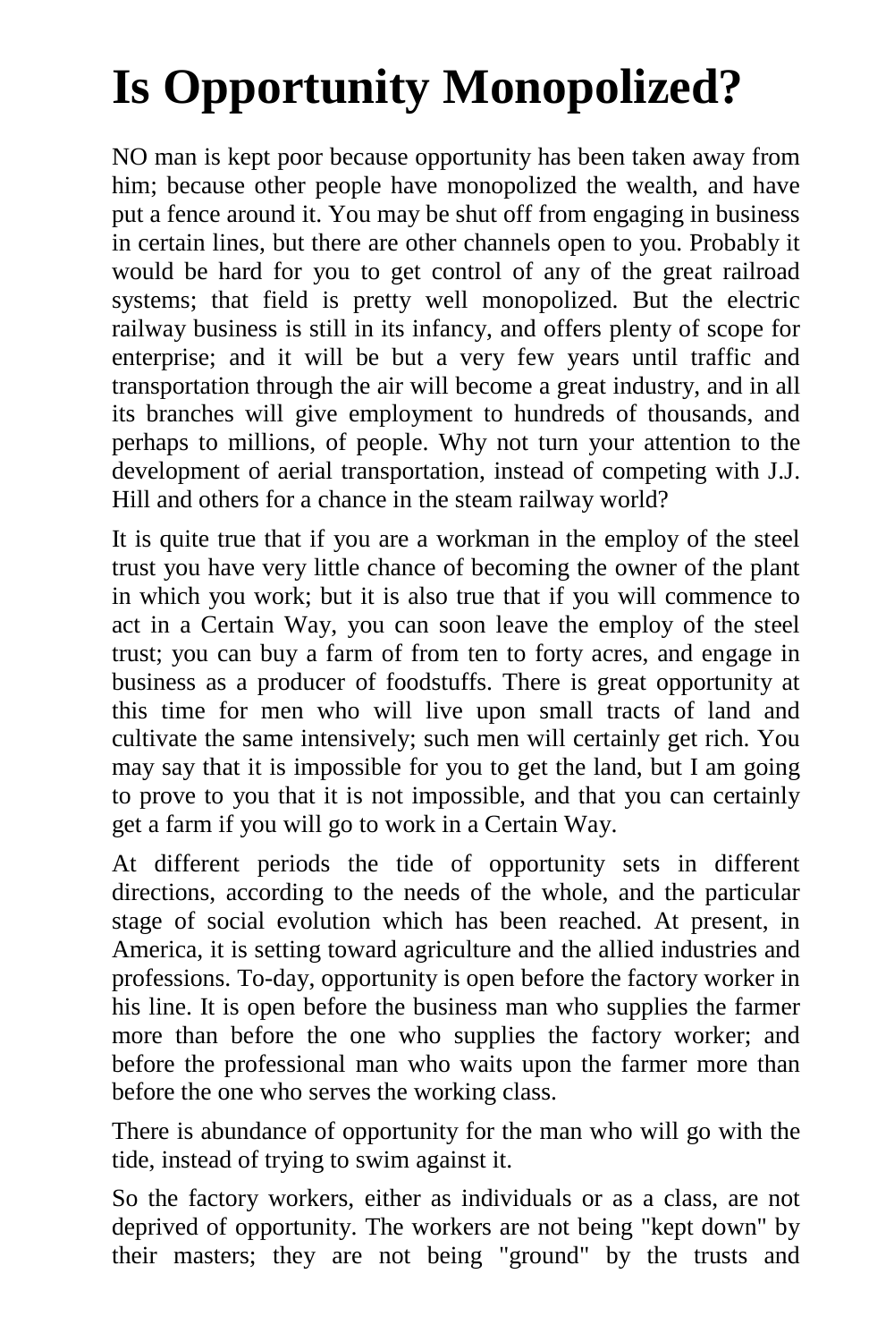# Is Opportunity Monopolized?

NO man is kept poor because opportunity has been taken away from him; because other people have monopolized the wealth, and have put a fence around it. You may be shut off from engaging in business in certain lines, but there are other channels open to you. Probably it would be hard for you to get control of any of the great railroad systems; that field is pretty well monopolized. But the electric railway business is still in its infancy, and offers plenty of scope for enterprise; and it will be but a very few years until traffic and transportation through the air will become a great industry, and in all its branches will give employment to hundreds of thousands, and perhaps to millions, of people. Why not turn your attention to the development of aerial transportation, instead of competing with J.J. Hill and others for a chance in the steam railway world?

It is quite true that if you are a workman in the employ of the steel trust you have very little chance of becoming the owner of the plant in which you work; but it is also true that if you will commence to act in a Certain Way, you can soon leave the employ of the steel trust; you can buy a farm of from ten to forty acres, and engage in business as a producer of foodstuffs. There is great opportunity at this time for men who will live upon small tracts of land and cultivate the same intensively; such men will certainly get rich. You may say that it is impossible for you to get the land, but I am going to prove to you that it is not impossible, and that you can certainly get a farm if you will go to work in a Certain Way.

At different periods the tide of opportunity sets in different directions, according to the needs of the whole, and the particular stage of social evolution which has been reached. At present, in America, it is setting toward agriculture and the allied industries and professions. To-day, opportunity is open before the factory worker in his line. It is open before the business man who supplies the farmer more than before the one who supplies the factory worker; and before the professional man who waits upon the farmer more than before the one who serves the working class.

There is abundance of opportunity for the man who will go with the tide, instead of trying to swim against it.

So the factory workers, either as individuals or as a class, are not deprived of opportunity. The workers are not being "kept down" by their masters; they are not being "ground" by the trusts and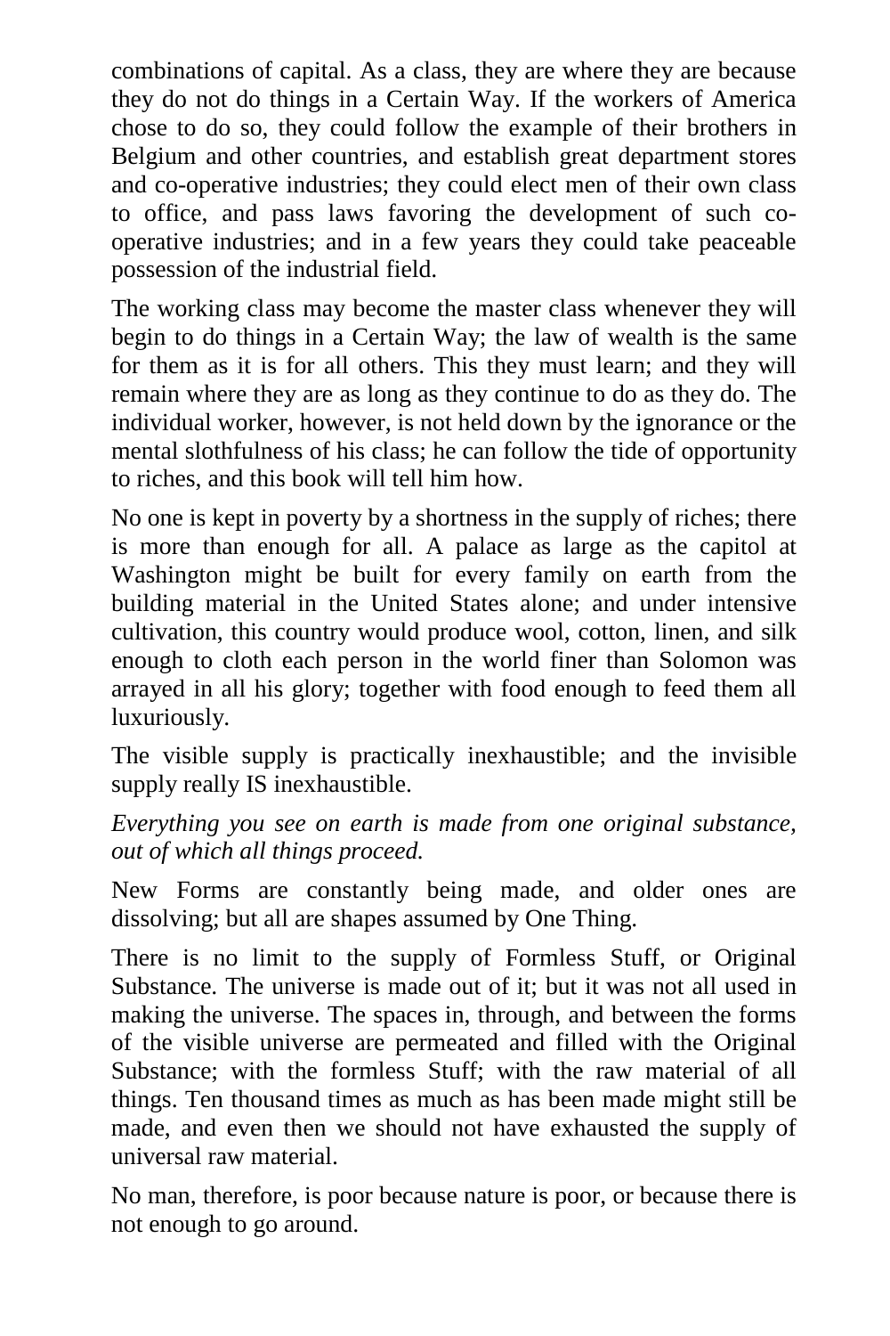combinations of capital. As a class, they are where they are because they do not do things in a Certain Way. If the workers of America chose to do so, they could follow the example of their brothers in Belgium and other countries, and establish great department stores and co-operative industries; they could elect men of their own class to office, and pass laws favoring the development of such co-operative industries; and in a few years they could take peaceable possession of the industrial field.

The working class may become the master class whenever they will begin to do things in a Certain Way; the law of wealth is the same for them as it is for all others. This they must learn; and they will remain where they are as long as they continue to do as they do. The individual worker, however, is not held down by the ignorance or the mental slothfulness of his class; he can follow the tide of opportunity to riches, and this book will tell him how.

No one is kept in poverty by a shortness in the supply of riches; there is more than enough for all. A palace as large as the capitol at Washington might be built for every family on earth from the building material in the United States alone; and under intensive cultivation, this country would produce wool, cotton, linen, and silk enough to cloth each person in the world finer than Solomon was arrayed in all his glory; together with food enough to feed them all luxuriously.

The visible supply is practically inexhaustible; and the invisible supply really IS inexhaustible.

*Everything you see on earth is made from one original substance, out of which all things proceed.*

New Forms are constantly being made, and older ones are dissolving; but all are shapes assumed by One Thing.

There is no limit to the supply of Formless Stuff, or Original Substance. The universe is made out of it; but it was not all used in making the universe. The spaces in, through, and between the forms of the visible universe are permeated and filled with the Original Substance; with the formless Stuff; with the raw material of all things. Ten thousand times as much as has been made might still be made, and even then we should not have exhausted the supply of universal raw material.

No man, therefore, is poor because nature is poor, or because there is not enough to go around.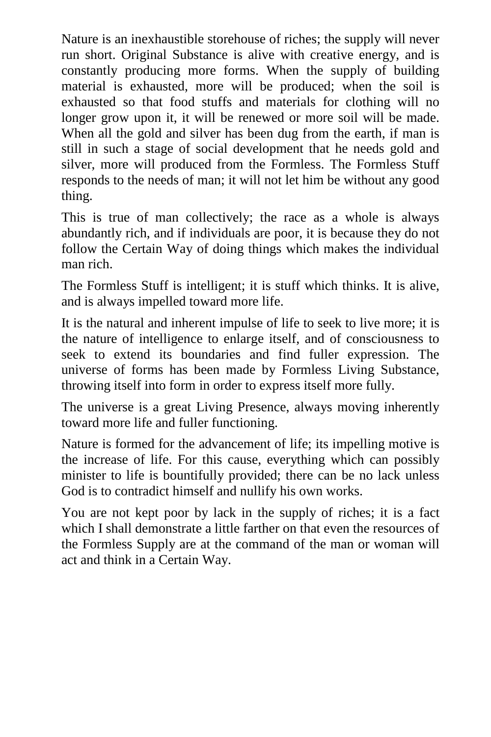Nature is an inexhaustible storehouse of riches; the supply will never run short. Original Substance is alive with creative energy, and is constantly producing more forms. When the supply of building material is exhausted, more will be produced; when the soil is exhausted so that food stuffs and materials for clothing will no longer grow upon it, it will be renewed or more soil will be made. When all the gold and silver has been dug from the earth, if man is still in such a stage of social development that he needs gold and silver, more will produced from the Formless. The Formless Stuff responds to the needs of man; it will not let him be without any good thing.

This is true of man collectively; the race as a whole is always abundantly rich, and if individuals are poor, it is because they do not follow the Certain Way of doing things which makes the individual man rich.

The Formless Stuff is intelligent; it is stuff which thinks. It is alive, and is always impelled toward more life.

It is the natural and inherent impulse of life to seek to live more; it is the nature of intelligence to enlarge itself, and of consciousness to seek to extend its boundaries and find fuller expression. The universe of forms has been made by Formless Living Substance, throwing itself into form in order to express itself more fully.

The universe is a great Living Presence, always moving inherently toward more life and fuller functioning.

Nature is formed for the advancement of life; its impelling motive is the increase of life. For this cause, everything which can possibly minister to life is bountifully provided; there can be no lack unless God is to contradict himself and nullify his own works.

You are not kept poor by lack in the supply of riches; it is a fact which I shall demonstrate a little farther on that even the resources of the Formless Supply are at the command of the man or woman will act and think in a Certain Way.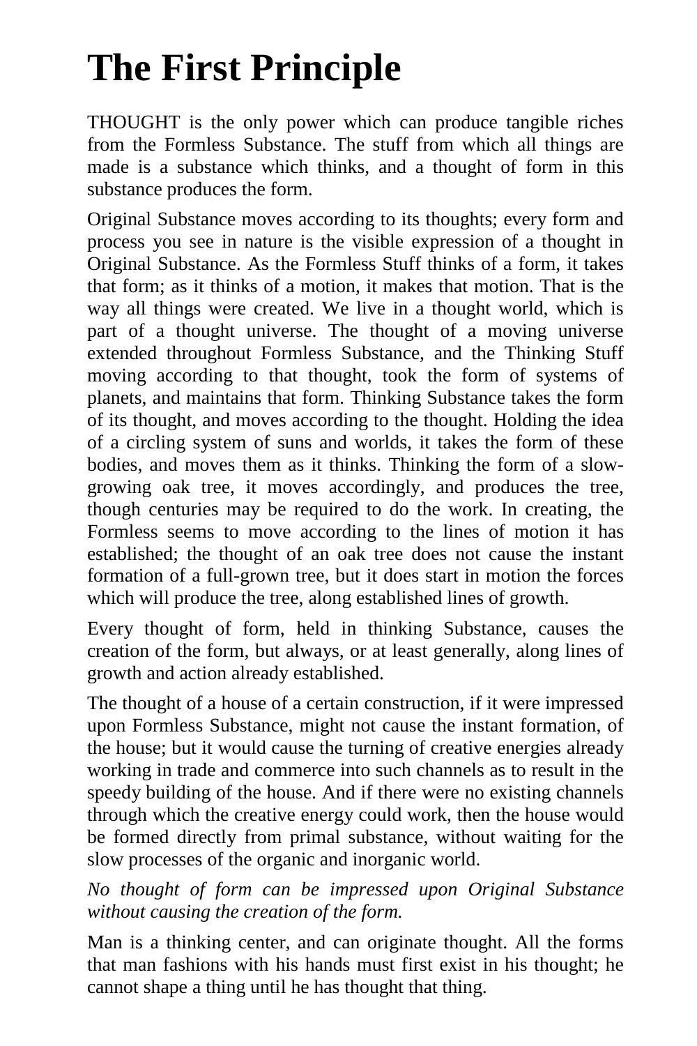# The First Principle

THOUGHT is the only power which can produce tangible riches from the Formless Substance. The stuff from which all things are made is a substance which thinks, and a thought of form in this substance produces the form.

Original Substance moves according to its thoughts; every form and process you see in nature is the visible expression of a thought in Original Substance. As the Formless Stuff thinks of a form, it takes that form; as it thinks of a motion, it makes that motion. That is the way all things were created. We live in a thought world, which is part of a thought universe. The thought of a moving universe extended throughout Formless Substance, and the Thinking Stuff moving according to that thought, took the form of systems of planets, and maintains that form. Thinking Substance takes the form of its thought, and moves according to the thought. Holding the idea of a circling system of suns and worlds, it takes the form of these bodies, and moves them as it thinks. Thinking the form of a slow-growing oak tree, it moves accordingly, and produces the tree, though centuries may be required to do the work. In creating, the Formless seems to move according to the lines of motion it has established; the thought of an oak tree does not cause the instant formation of a full-grown tree, but it does start in motion the forces which will produce the tree, along established lines of growth.

Every thought of form, held in thinking Substance, causes the creation of the form, but always, or at least generally, along lines of growth and action already established.

The thought of a house of a certain construction, if it were impressed upon Formless Substance, might not cause the instant formation, of the house; but it would cause the turning of creative energies already working in trade and commerce into such channels as to result in the speedy building of the house. And if there were no existing channels through which the creative energy could work, then the house would be formed directly from primal substance, without waiting for the slow processes of the organic and inorganic world.

*No thought of form can be impressed upon Original Substance without causing the creation of the form.*

Man is a thinking center, and can originate thought. All the forms that man fashions with his hands must first exist in his thought; he cannot shape a thing until he has thought that thing.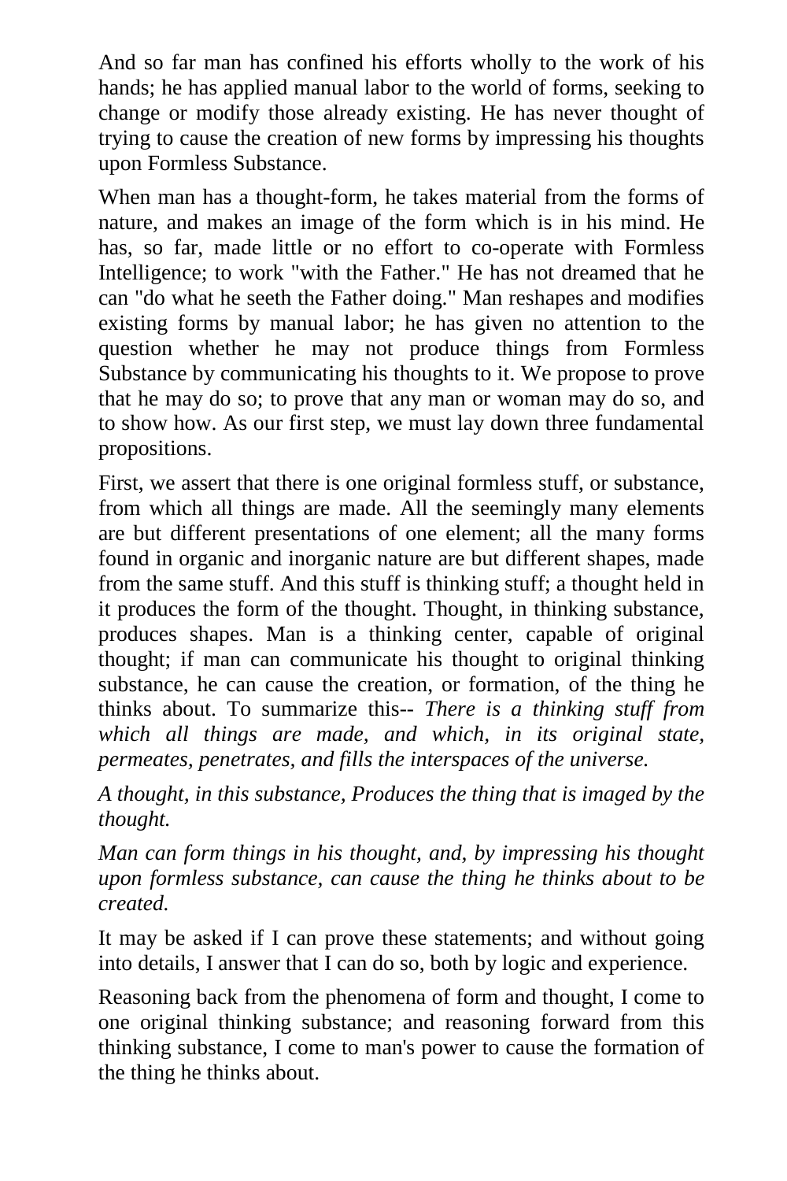And so far man has confined his efforts wholly to the work of his hands; he has applied manual labor to the world of forms, seeking to change or modify those already existing. He has never thought of trying to cause the creation of new forms by impressing his thoughts upon Formless Substance.

When man has a thought-form, he takes material from the forms of nature, and makes an image of the form which is in his mind. He has, so far, made little or no effort to co-operate with Formless Intelligence; to work "with the Father." He has not dreamed that he can "do what he seeth the Father doing." Man reshapes and modifies existing forms by manual labor; he has given no attention to the question whether he may not produce things from Formless Substance by communicating his thoughts to it. We propose to prove that he may do so; to prove that any man or woman may do so, and to show how. As our first step, we must lay down three fundamental propositions.

First, we assert that there is one original formless stuff, or substance, from which all things are made. All the seemingly many elements are but different presentations of one element; all the many forms found in organic and inorganic nature are but different shapes, made from the same stuff. And this stuff is thinking stuff; a thought held in it produces the form of the thought. Thought, in thinking substance, produces shapes. Man is a thinking center, capable of original thought; if man can communicate his thought to original thinking substance, he can cause the creation, or formation, of the thing he thinks about. To summarize this-- *There is a thinking stuff from which all things are made, and which, in its original state, permeates, penetrates, and fills the interspaces of the universe.*

*A thought, in this substance, Produces the thing that is imaged by the thought.*

*Man can form things in his thought, and, by impressing his thought upon formless substance, can cause the thing he thinks about to be created.*

It may be asked if I can prove these statements; and without going into details, I answer that I can do so, both by logic and experience.

Reasoning back from the phenomena of form and thought, I come to one original thinking substance; and reasoning forward from this thinking substance, I come to man's power to cause the formation of the thing he thinks about.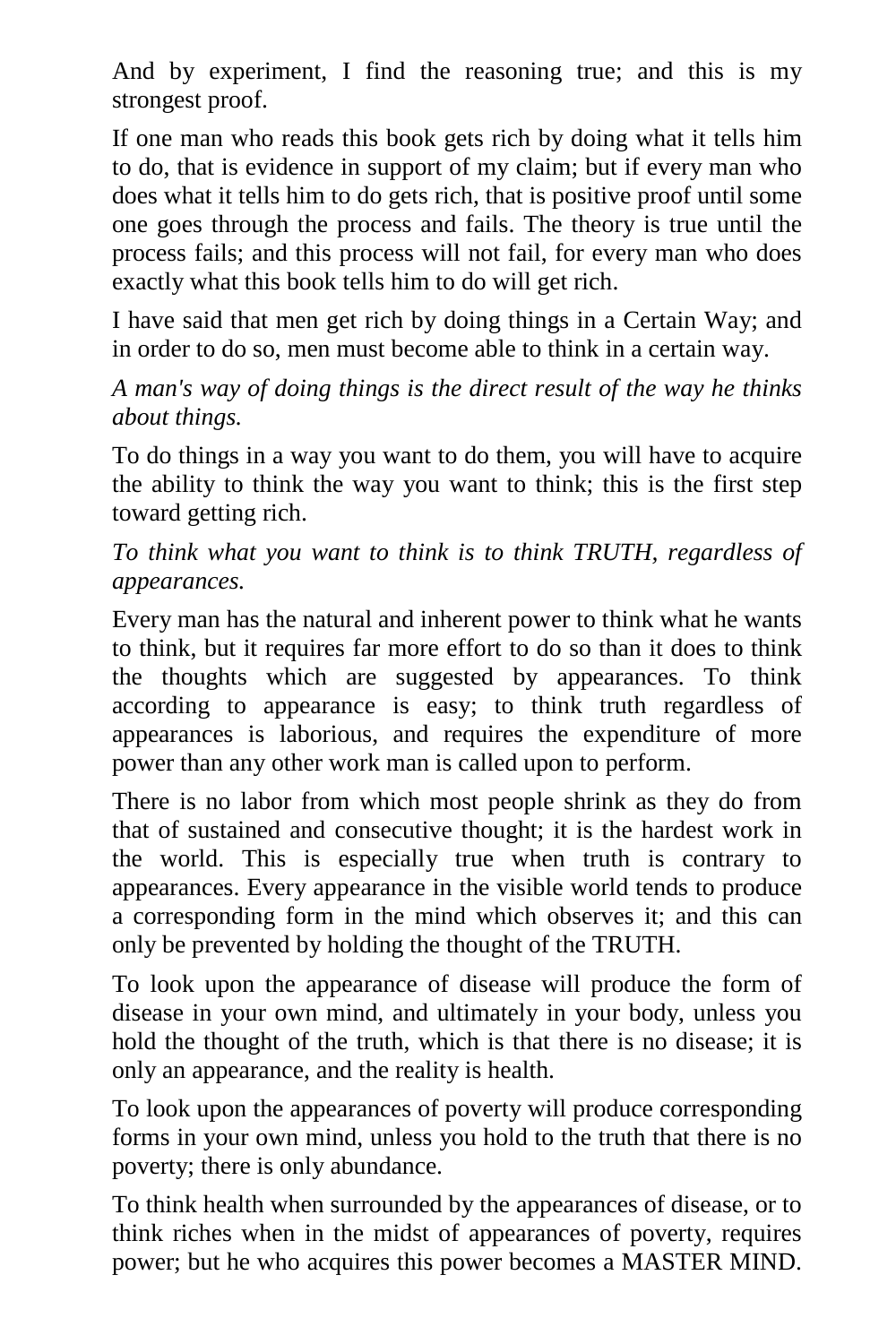And by experiment, I find the reasoning true; and this is my strongest proof.

If one man who reads this book gets rich by doing what it tells him to do, that is evidence in support of my claim; but if every man who does what it tells him to do gets rich, that is positive proof until some one goes through the process and fails. The theory is true until the process fails; and this process will not fail, for every man who does exactly what this book tells him to do will get rich.

I have said that men get rich by doing things in a Certain Way; and in order to do so, men must become able to think in a certain way.

*A man's way of doing things is the direct result of the way he thinks about things.*

To do things in a way you want to do them, you will have to acquire the ability to think the way you want to think; this is the first step toward getting rich.

*To think what you want to think is to think TRUTH, regardless of appearances.*

Every man has the natural and inherent power to think what he wants to think, but it requires far more effort to do so than it does to think the thoughts which are suggested by appearances. To think according to appearance is easy; to think truth regardless of appearances is laborious, and requires the expenditure of more power than any other work man is called upon to perform.

There is no labor from which most people shrink as they do from that of sustained and consecutive thought; it is the hardest work in the world. This is especially true when truth is contrary to appearances. Every appearance in the visible world tends to produce a corresponding form in the mind which observes it; and this can only be prevented by holding the thought of the TRUTH.

To look upon the appearance of disease will produce the form of disease in your own mind, and ultimately in your body, unless you hold the thought of the truth, which is that there is no disease; it is only an appearance, and the reality is health.

To look upon the appearances of poverty will produce corresponding forms in your own mind, unless you hold to the truth that there is no poverty; there is only abundance.

To think health when surrounded by the appearances of disease, or to think riches when in the midst of appearances of poverty, requires power; but he who acquires this power becomes a MASTER MIND.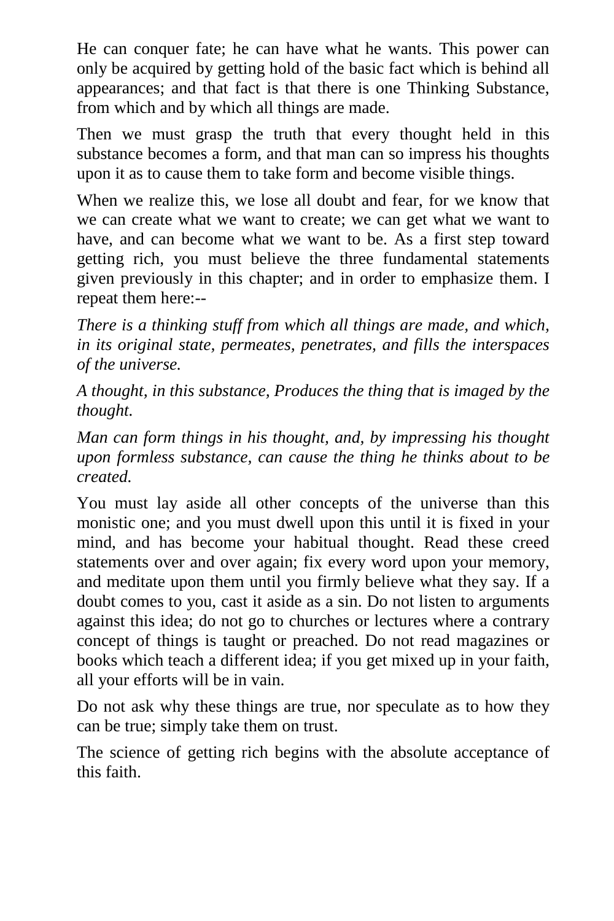He can conquer fate; he can have what he wants. This power can only be acquired by getting hold of the basic fact which is behind all appearances; and that fact is that there is one Thinking Substance, from which and by which all things are made.

Then we must grasp the truth that every thought held in this substance becomes a form, and that man can so impress his thoughts upon it as to cause them to take form and become visible things.

When we realize this, we lose all doubt and fear, for we know that we can create what we want to create; we can get what we want to have, and can become what we want to be. As a first step toward getting rich, you must believe the three fundamental statements given previously in this chapter; and in order to emphasize them. I repeat them here:--

*There is a thinking stuff from which all things are made, and which, in its original state, permeates, penetrates, and fills the interspaces of the universe.*

*A thought, in this substance, Produces the thing that is imaged by the thought.*

*Man can form things in his thought, and, by impressing his thought upon formless substance, can cause the thing he thinks about to be created.*

You must lay aside all other concepts of the universe than this monistic one; and you must dwell upon this until it is fixed in your mind, and has become your habitual thought. Read these creed statements over and over again; fix every word upon your memory, and meditate upon them until you firmly believe what they say. If a doubt comes to you, cast it aside as a sin. Do not listen to arguments against this idea; do not go to churches or lectures where a contrary concept of things is taught or preached. Do not read magazines or books which teach a different idea; if you get mixed up in your faith, all your efforts will be in vain.

Do not ask why these things are true, nor speculate as to how they can be true; simply take them on trust.

The science of getting rich begins with the absolute acceptance of this faith.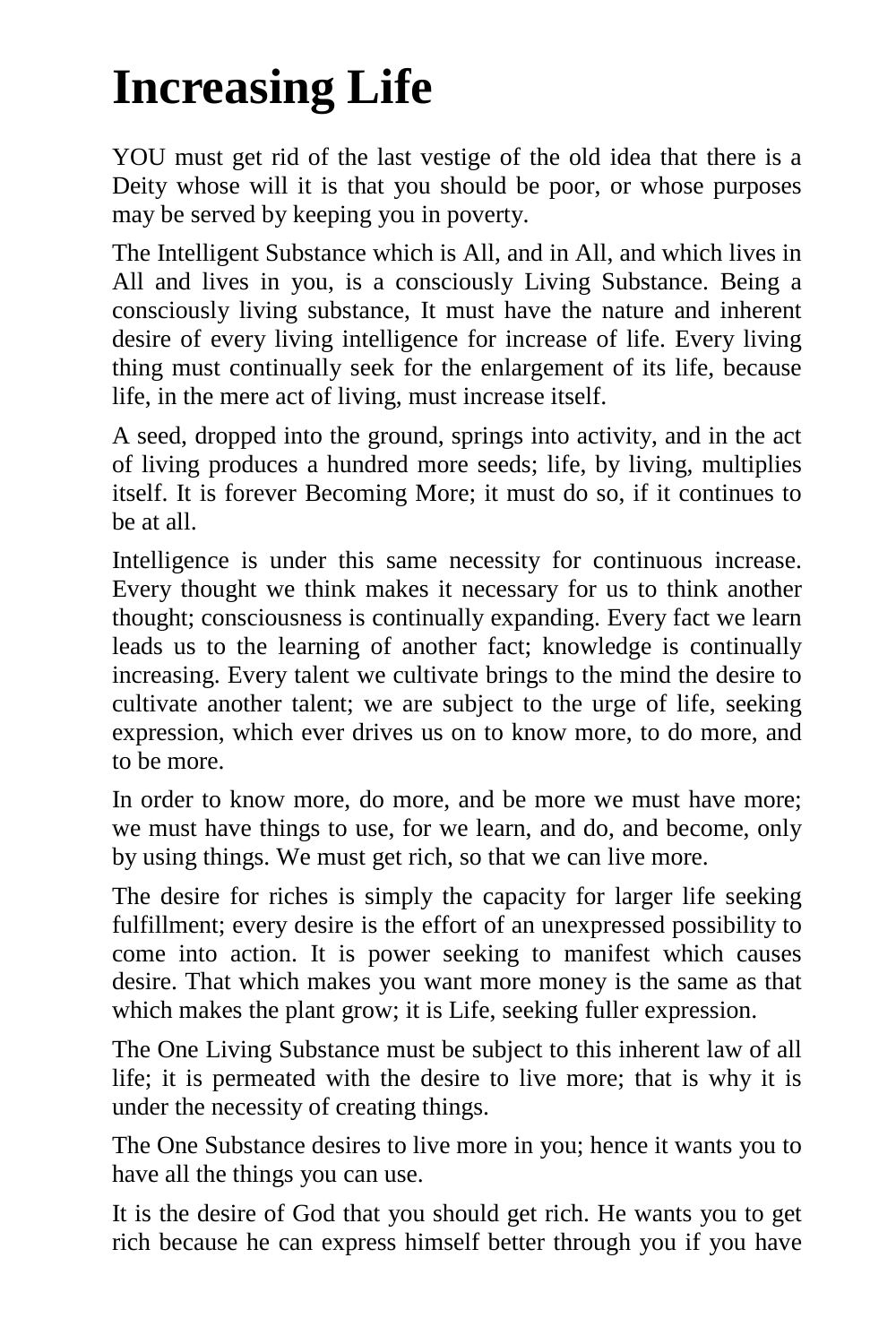# Increasing Life

YOU must get rid of the last vestige of the old idea that there is a Deity whose will it is that you should be poor, or whose purposes may be served by keeping you in poverty.

The Intelligent Substance which is All, and in All, and which lives in All and lives in you, is a consciously Living Substance. Being a consciously living substance, It must have the nature and inherent desire of every living intelligence for increase of life. Every living thing must continually seek for the enlargement of its life, because life, in the mere act of living, must increase itself.

A seed, dropped into the ground, springs into activity, and in the act of living produces a hundred more seeds; life, by living, multiplies itself. It is forever Becoming More; it must do so, if it continues to be at all.

Intelligence is under this same necessity for continuous increase. Every thought we think makes it necessary for us to think another thought; consciousness is continually expanding. Every fact we learn leads us to the learning of another fact; knowledge is continually increasing. Every talent we cultivate brings to the mind the desire to cultivate another talent; we are subject to the urge of life, seeking expression, which ever drives us on to know more, to do more, and to be more.

In order to know more, do more, and be more we must have more; we must have things to use, for we learn, and do, and become, only by using things. We must get rich, so that we can live more.

The desire for riches is simply the capacity for larger life seeking fulfillment; every desire is the effort of an unexpressed possibility to come into action. It is power seeking to manifest which causes desire. That which makes you want more money is the same as that which makes the plant grow; it is Life, seeking fuller expression.

The One Living Substance must be subject to this inherent law of all life; it is permeated with the desire to live more; that is why it is under the necessity of creating things.

The One Substance desires to live more in you; hence it wants you to have all the things you can use.

It is the desire of God that you should get rich. He wants you to get rich because he can express himself better through you if you have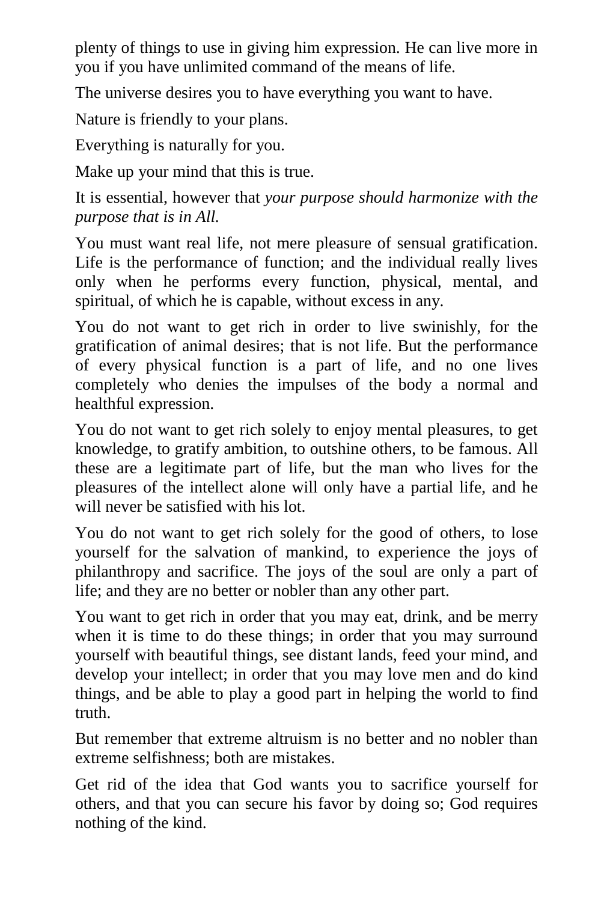plenty of things to use in giving him expression. He can live more in you if you have unlimited command of the means of life.

The universe desires you to have everything you want to have.

Nature is friendly to your plans.

Everything is naturally for you.

Make up your mind that this is true.

It is essential, however that *your purpose should harmonize with the purpose that is in All.*

You must want real life, not mere pleasure of sensual gratification. Life is the performance of function; and the individual really lives only when he performs every function, physical, mental, and spiritual, of which he is capable, without excess in any.

You do not want to get rich in order to live swinishly, for the gratification of animal desires; that is not life. But the performance of every physical function is a part of life, and no one lives completely who denies the impulses of the body a normal and healthful expression.

You do not want to get rich solely to enjoy mental pleasures, to get knowledge, to gratify ambition, to outshine others, to be famous. All these are a legitimate part of life, but the man who lives for the pleasures of the intellect alone will only have a partial life, and he will never be satisfied with his lot.

You do not want to get rich solely for the good of others, to lose yourself for the salvation of mankind, to experience the joys of philanthropy and sacrifice. The joys of the soul are only a part of life; and they are no better or nobler than any other part.

You want to get rich in order that you may eat, drink, and be merry when it is time to do these things; in order that you may surround yourself with beautiful things, see distant lands, feed your mind, and develop your intellect; in order that you may love men and do kind things, and be able to play a good part in helping the world to find truth.

But remember that extreme altruism is no better and no nobler than extreme selfishness; both are mistakes.

Get rid of the idea that God wants you to sacrifice yourself for others, and that you can secure his favor by doing so; God requires nothing of the kind.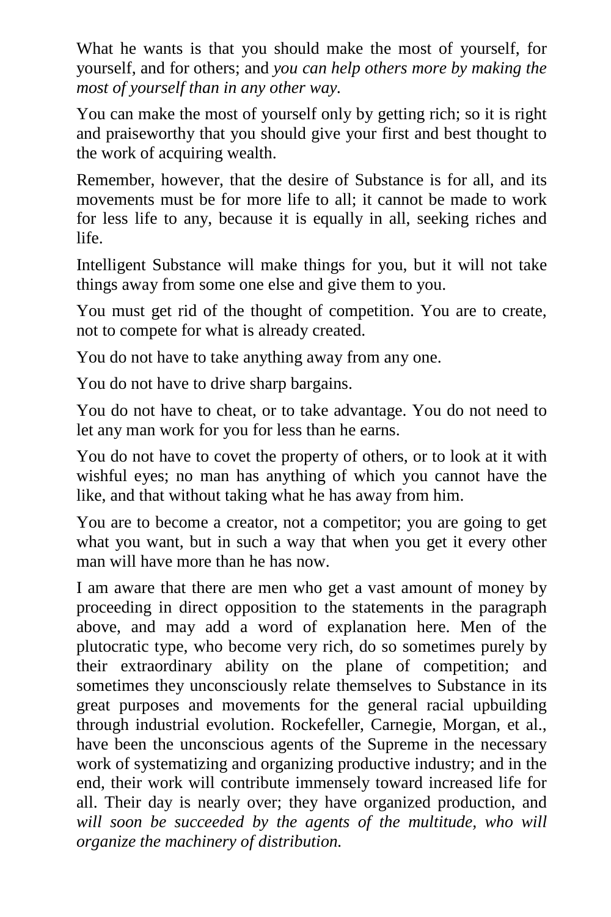What he wants is that you should make the most of yourself, for yourself, and for others; and *you can help others more by making the most of yourself than in any other way.*

You can make the most of yourself only by getting rich; so it is right and praiseworthy that you should give your first and best thought to the work of acquiring wealth.

Remember, however, that the desire of Substance is for all, and its movements must be for more life to all; it cannot be made to work for less life to any, because it is equally in all, seeking riches and life.

Intelligent Substance will make things for you, but it will not take things away from some one else and give them to you.

You must get rid of the thought of competition. You are to create, not to compete for what is already created.

You do not have to take anything away from any one.

You do not have to drive sharp bargains.

You do not have to cheat, or to take advantage. You do not need to let any man work for you for less than he earns.

You do not have to covet the property of others, or to look at it with wishful eyes; no man has anything of which you cannot have the like, and that without taking what he has away from him.

You are to become a creator, not a competitor; you are going to get what you want, but in such a way that when you get it every other man will have more than he has now.

I am aware that there are men who get a vast amount of money by proceeding in direct opposition to the statements in the paragraph above, and may add a word of explanation here. Men of the plutocratic type, who become very rich, do so sometimes purely by their extraordinary ability on the plane of competition; and sometimes they unconsciously relate themselves to Substance in its great purposes and movements for the general racial upbuilding through industrial evolution. Rockefeller, Carnegie, Morgan, et al., have been the unconscious agents of the Supreme in the necessary work of systematizing and organizing productive industry; and in the end, their work will contribute immensely toward increased life for all. Their day is nearly over; they have organized production, and *will soon be succeeded by the agents of the multitude, who will organize the machinery of distribution.*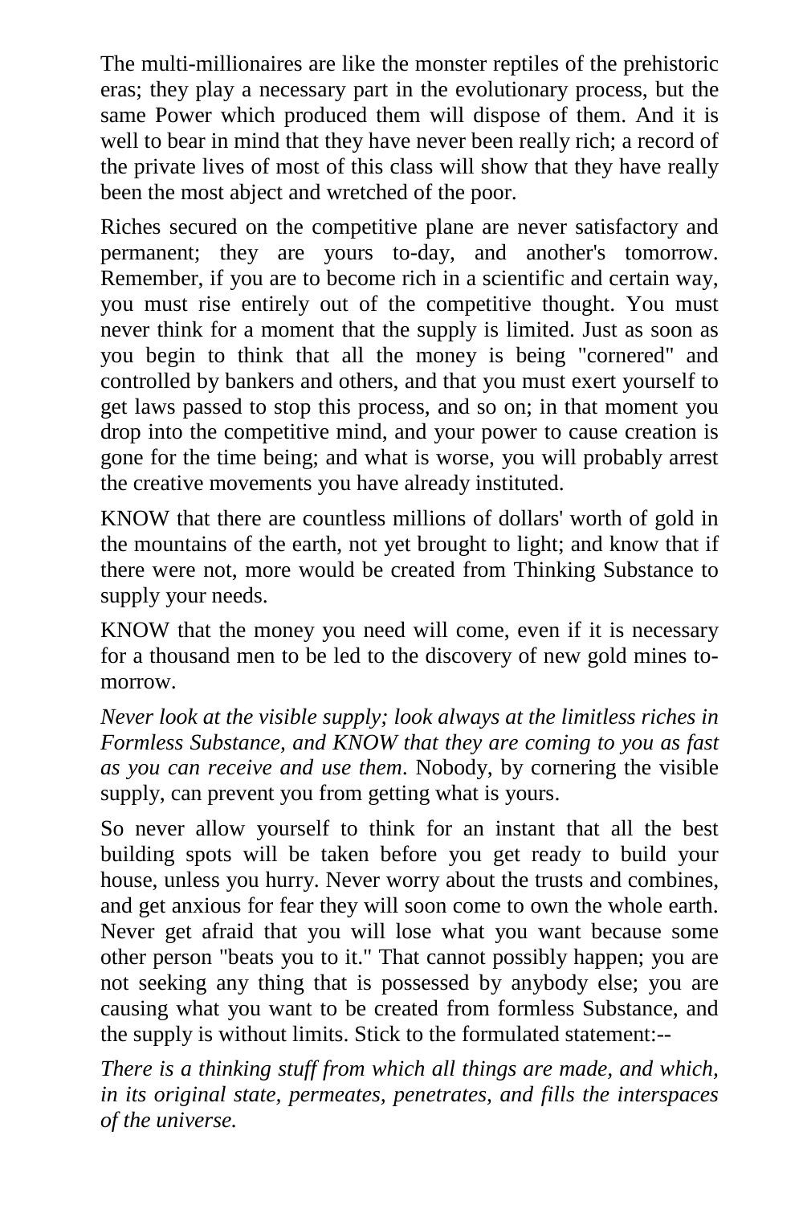The multi-millionaires are like the monster reptiles of the prehistoric eras; they play a necessary part in the evolutionary process, but the same Power which produced them will dispose of them. And it is well to bear in mind that they have never been really rich; a record of the private lives of most of this class will show that they have really been the most abject and wretched of the poor.

Riches secured on the competitive plane are never satisfactory and permanent; they are yours to-day, and another's tomorrow. Remember, if you are to become rich in a scientific and certain way, you must rise entirely out of the competitive thought. You must never think for a moment that the supply is limited. Just as soon as you begin to think that all the money is being "cornered" and controlled by bankers and others, and that you must exert yourself to get laws passed to stop this process, and so on; in that moment you drop into the competitive mind, and your power to cause creation is gone for the time being; and what is worse, you will probably arrest the creative movements you have already instituted.

KNOW that there are countless millions of dollars' worth of gold in the mountains of the earth, not yet brought to light; and know that if there were not, more would be created from Thinking Substance to supply your needs.

KNOW that the money you need will come, even if it is necessary for a thousand men to be led to the discovery of new gold mines to-morrow.

*Never look at the visible supply; look always at the limitless riches in Formless Substance, and KNOW that they are coming to you as fast as you can receive and use them*. Nobody, by cornering the visible supply, can prevent you from getting what is yours.

So never allow yourself to think for an instant that all the best building spots will be taken before you get ready to build your house, unless you hurry. Never worry about the trusts and combines, and get anxious for fear they will soon come to own the whole earth. Never get afraid that you will lose what you want because some other person "beats you to it." That cannot possibly happen; you are not seeking any thing that is possessed by anybody else; you are causing what you want to be created from formless Substance, and the supply is without limits. Stick to the formulated statement:--

*There is a thinking stuff from which all things are made, and which, in its original state, permeates, penetrates, and fills the interspaces of the universe.*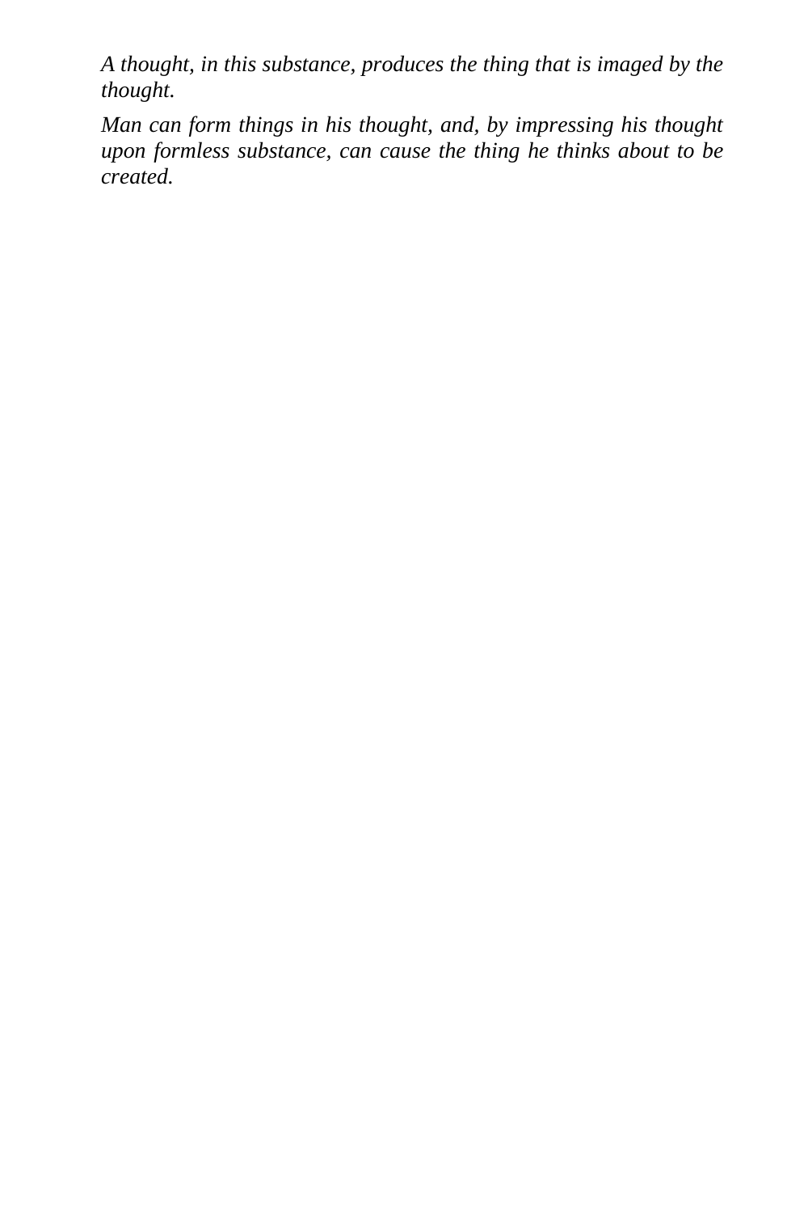*A thought, in this substance, produces the thing that is imaged by the thought.*

*Man can form things in his thought, and, by impressing his thought upon formless substance, can cause the thing he thinks about to be created.*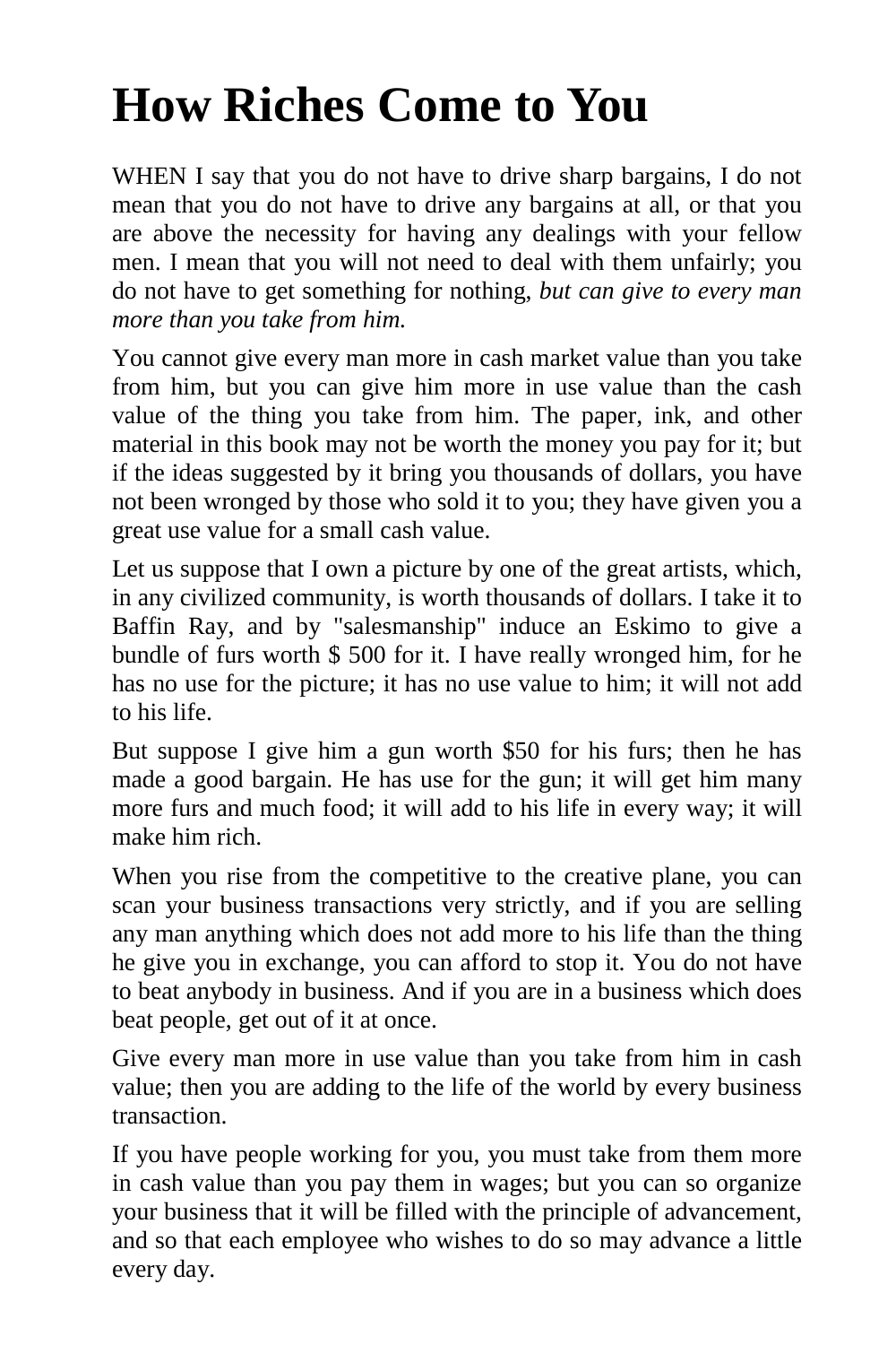# How Riches Come to You

WHEN I say that you do not have to drive sharp bargains, I do not mean that you do not have to drive any bargains at all, or that you are above the necessity for having any dealings with your fellow men. I mean that you will not need to deal with them unfairly; you do not have to get something for nothing, *but can give to every man more than you take from him.*

You cannot give every man more in cash market value than you take from him, but you can give him more in use value than the cash value of the thing you take from him. The paper, ink, and other material in this book may not be worth the money you pay for it; but if the ideas suggested by it bring you thousands of dollars, you have not been wronged by those who sold it to you; they have given you a great use value for a small cash value.

Let us suppose that I own a picture by one of the great artists, which, in any civilized community, is worth thousands of dollars. I take it to Baffin Ray, and by "salesmanship" induce an Eskimo to give a bundle of furs worth $ 500 for it. I have really wronged him, for he has no use for the picture; it has no use value to him; it will not add to his life.

But suppose I give him a gun worth $50 for his furs; then he has made a good bargain. He has use for the gun; it will get him many more furs and much food; it will add to his life in every way; it will make him rich.

When you rise from the competitive to the creative plane, you can scan your business transactions very strictly, and if you are selling any man anything which does not add more to his life than the thing he give you in exchange, you can afford to stop it. You do not have to beat anybody in business. And if you are in a business which does beat people, get out of it at once.

Give every man more in use value than you take from him in cash value; then you are adding to the life of the world by every business transaction.

If you have people working for you, you must take from them more in cash value than you pay them in wages; but you can so organize your business that it will be filled with the principle of advancement, and so that each employee who wishes to do so may advance a little every day.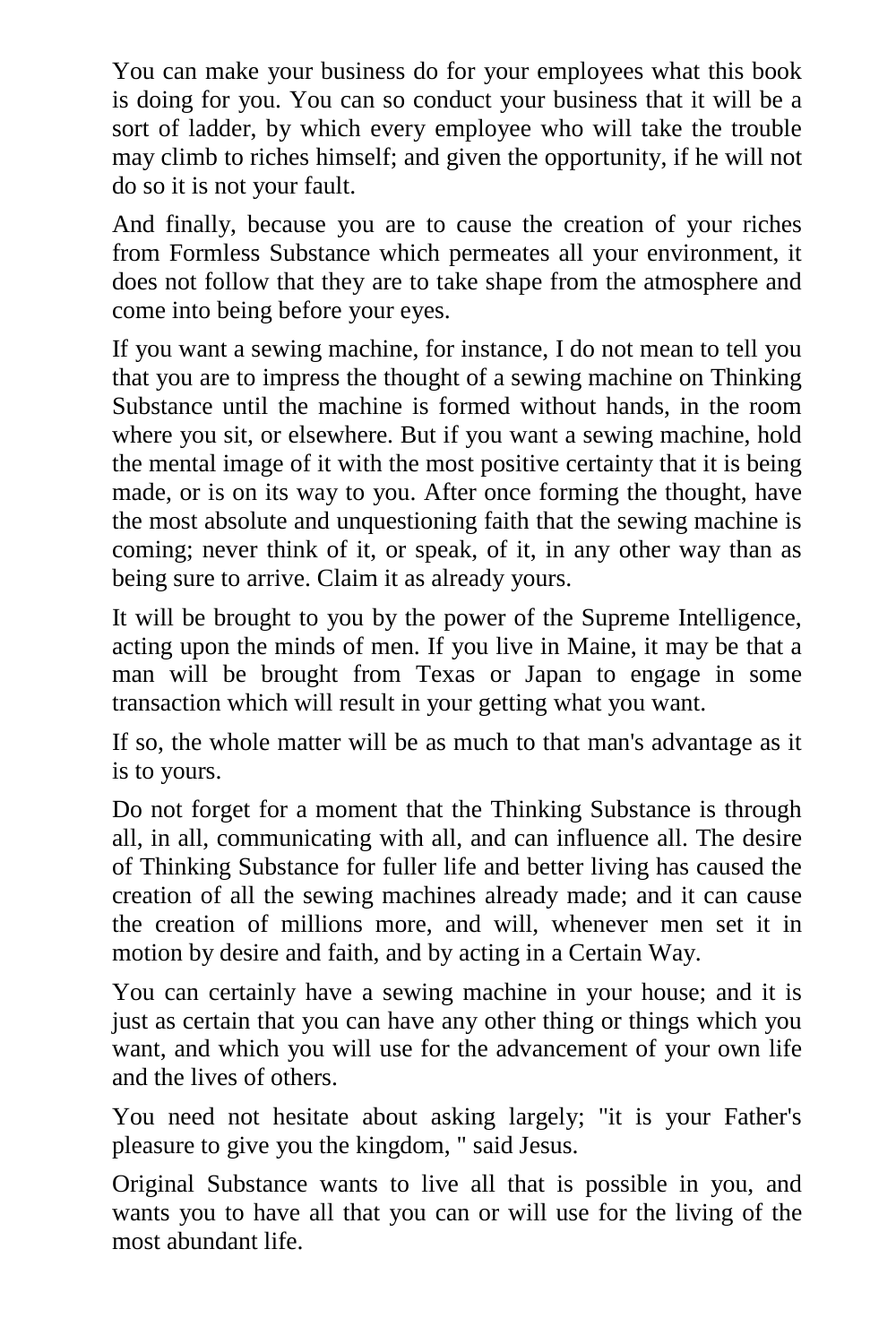You can make your business do for your employees what this book is doing for you. You can so conduct your business that it will be a sort of ladder, by which every employee who will take the trouble may climb to riches himself; and given the opportunity, if he will not do so it is not your fault.

And finally, because you are to cause the creation of your riches from Formless Substance which permeates all your environment, it does not follow that they are to take shape from the atmosphere and come into being before your eyes.

If you want a sewing machine, for instance, I do not mean to tell you that you are to impress the thought of a sewing machine on Thinking Substance until the machine is formed without hands, in the room where you sit, or elsewhere. But if you want a sewing machine, hold the mental image of it with the most positive certainty that it is being made, or is on its way to you. After once forming the thought, have the most absolute and unquestioning faith that the sewing machine is coming; never think of it, or speak, of it, in any other way than as being sure to arrive. Claim it as already yours.

It will be brought to you by the power of the Supreme Intelligence, acting upon the minds of men. If you live in Maine, it may be that a man will be brought from Texas or Japan to engage in some transaction which will result in your getting what you want.

If so, the whole matter will be as much to that man's advantage as it is to yours.

Do not forget for a moment that the Thinking Substance is through all, in all, communicating with all, and can influence all. The desire of Thinking Substance for fuller life and better living has caused the creation of all the sewing machines already made; and it can cause the creation of millions more, and will, whenever men set it in motion by desire and faith, and by acting in a Certain Way.

You can certainly have a sewing machine in your house; and it is just as certain that you can have any other thing or things which you want, and which you will use for the advancement of your own life and the lives of others.

You need not hesitate about asking largely; "it is your Father's pleasure to give you the kingdom, " said Jesus.

Original Substance wants to live all that is possible in you, and wants you to have all that you can or will use for the living of the most abundant life.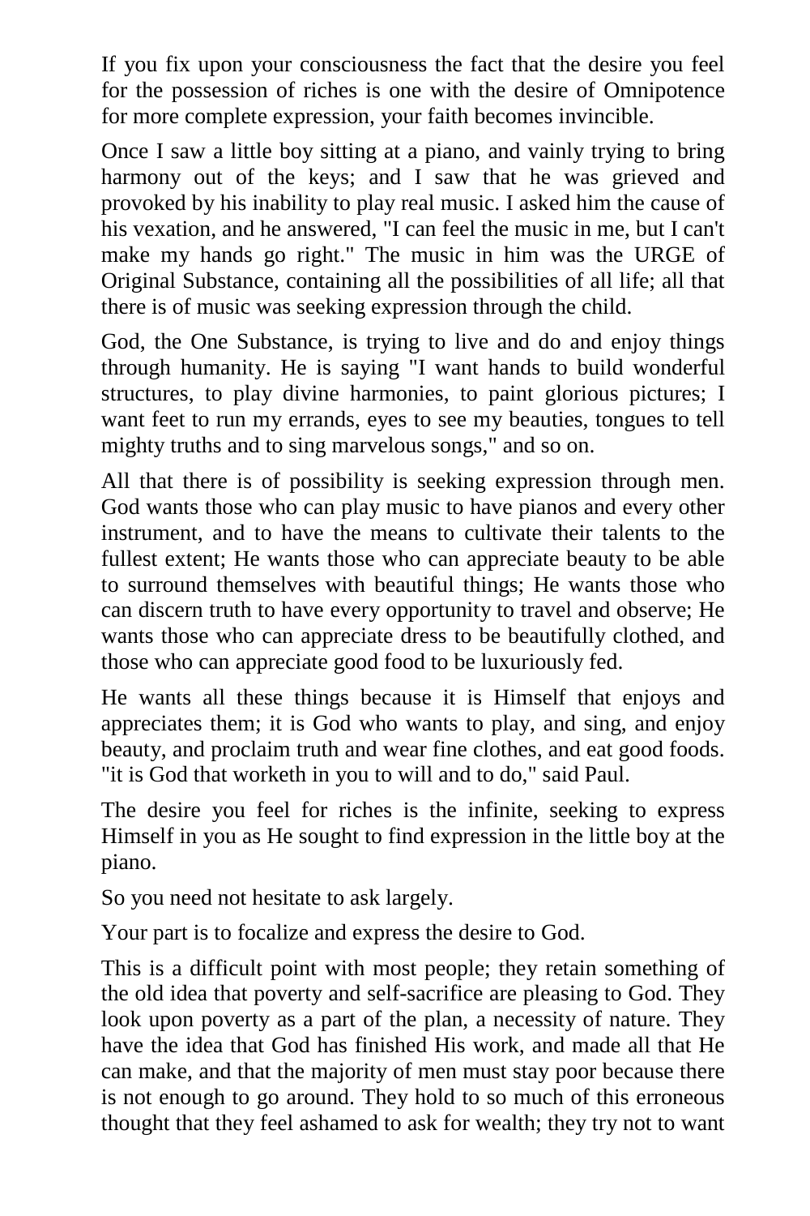If you fix upon your consciousness the fact that the desire you feel for the possession of riches is one with the desire of Omnipotence for more complete expression, your faith becomes invincible.

Once I saw a little boy sitting at a piano, and vainly trying to bring harmony out of the keys; and I saw that he was grieved and provoked by his inability to play real music. I asked him the cause of his vexation, and he answered, "I can feel the music in me, but I can't make my hands go right." The music in him was the URGE of Original Substance, containing all the possibilities of all life; all that there is of music was seeking expression through the child.

God, the One Substance, is trying to live and do and enjoy things through humanity. He is saying "I want hands to build wonderful structures, to play divine harmonies, to paint glorious pictures; I want feet to run my errands, eyes to see my beauties, tongues to tell mighty truths and to sing marvelous songs," and so on.

All that there is of possibility is seeking expression through men. God wants those who can play music to have pianos and every other instrument, and to have the means to cultivate their talents to the fullest extent; He wants those who can appreciate beauty to be able to surround themselves with beautiful things; He wants those who can discern truth to have every opportunity to travel and observe; He wants those who can appreciate dress to be beautifully clothed, and those who can appreciate good food to be luxuriously fed.

He wants all these things because it is Himself that enjoys and appreciates them; it is God who wants to play, and sing, and enjoy beauty, and proclaim truth and wear fine clothes, and eat good foods. "it is God that worketh in you to will and to do," said Paul.

The desire you feel for riches is the infinite, seeking to express Himself in you as He sought to find expression in the little boy at the piano.

So you need not hesitate to ask largely.

Your part is to focalize and express the desire to God.

This is a difficult point with most people; they retain something of the old idea that poverty and self-sacrifice are pleasing to God. They look upon poverty as a part of the plan, a necessity of nature. They have the idea that God has finished His work, and made all that He can make, and that the majority of men must stay poor because there is not enough to go around. They hold to so much of this erroneous thought that they feel ashamed to ask for wealth; they try not to want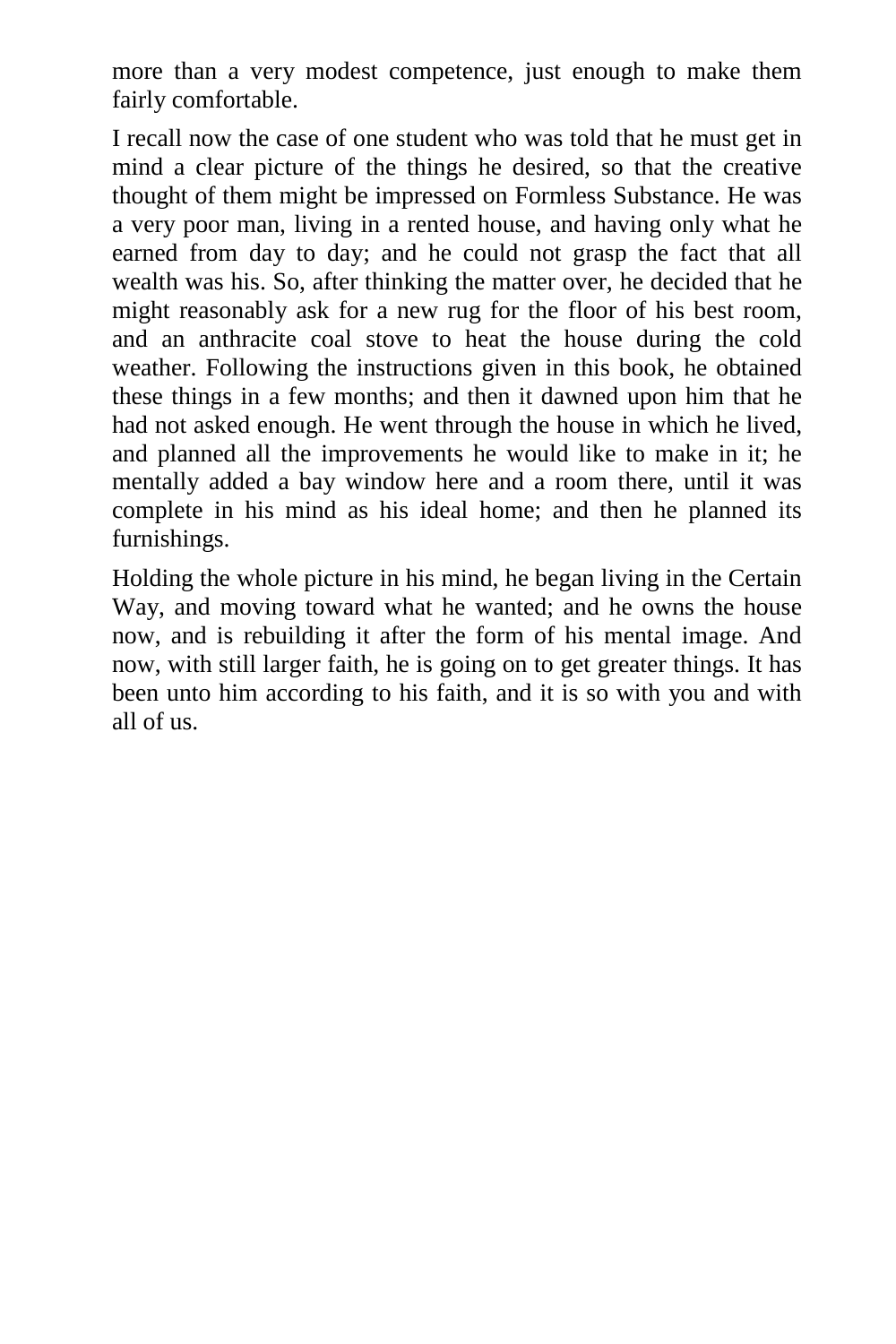more than a very modest competence, just enough to make them fairly comfortable.

I recall now the case of one student who was told that he must get in mind a clear picture of the things he desired, so that the creative thought of them might be impressed on Formless Substance. He was a very poor man, living in a rented house, and having only what he earned from day to day; and he could not grasp the fact that all wealth was his. So, after thinking the matter over, he decided that he might reasonably ask for a new rug for the floor of his best room, and an anthracite coal stove to heat the house during the cold weather. Following the instructions given in this book, he obtained these things in a few months; and then it dawned upon him that he had not asked enough. He went through the house in which he lived, and planned all the improvements he would like to make in it; he mentally added a bay window here and a room there, until it was complete in his mind as his ideal home; and then he planned its furnishings.

Holding the whole picture in his mind, he began living in the Certain Way, and moving toward what he wanted; and he owns the house now, and is rebuilding it after the form of his mental image. And now, with still larger faith, he is going on to get greater things. It has been unto him according to his faith, and it is so with you and with all of us.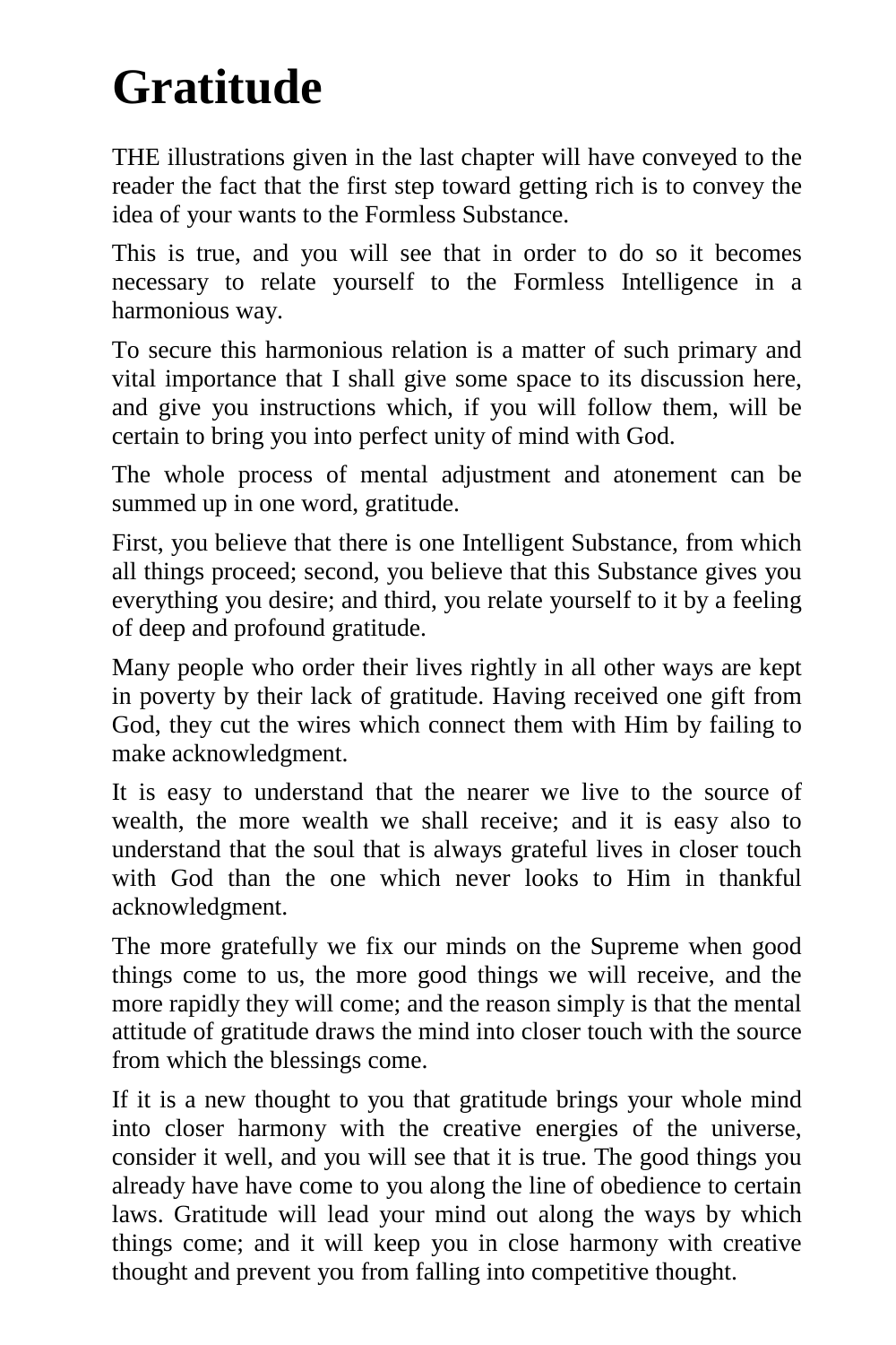# Gratitude

THE illustrations given in the last chapter will have conveyed to the reader the fact that the first step toward getting rich is to convey the idea of your wants to the Formless Substance.

This is true, and you will see that in order to do so it becomes necessary to relate yourself to the Formless Intelligence in a harmonious way.

To secure this harmonious relation is a matter of such primary and vital importance that I shall give some space to its discussion here, and give you instructions which, if you will follow them, will be certain to bring you into perfect unity of mind with God.

The whole process of mental adjustment and atonement can be summed up in one word, gratitude.

First, you believe that there is one Intelligent Substance, from which all things proceed; second, you believe that this Substance gives you everything you desire; and third, you relate yourself to it by a feeling of deep and profound gratitude.

Many people who order their lives rightly in all other ways are kept in poverty by their lack of gratitude. Having received one gift from God, they cut the wires which connect them with Him by failing to make acknowledgment.

It is easy to understand that the nearer we live to the source of wealth, the more wealth we shall receive; and it is easy also to understand that the soul that is always grateful lives in closer touch with God than the one which never looks to Him in thankful acknowledgment.

The more gratefully we fix our minds on the Supreme when good things come to us, the more good things we will receive, and the more rapidly they will come; and the reason simply is that the mental attitude of gratitude draws the mind into closer touch with the source from which the blessings come.

If it is a new thought to you that gratitude brings your whole mind into closer harmony with the creative energies of the universe, consider it well, and you will see that it is true. The good things you already have have come to you along the line of obedience to certain laws. Gratitude will lead your mind out along the ways by which things come; and it will keep you in close harmony with creative thought and prevent you from falling into competitive thought.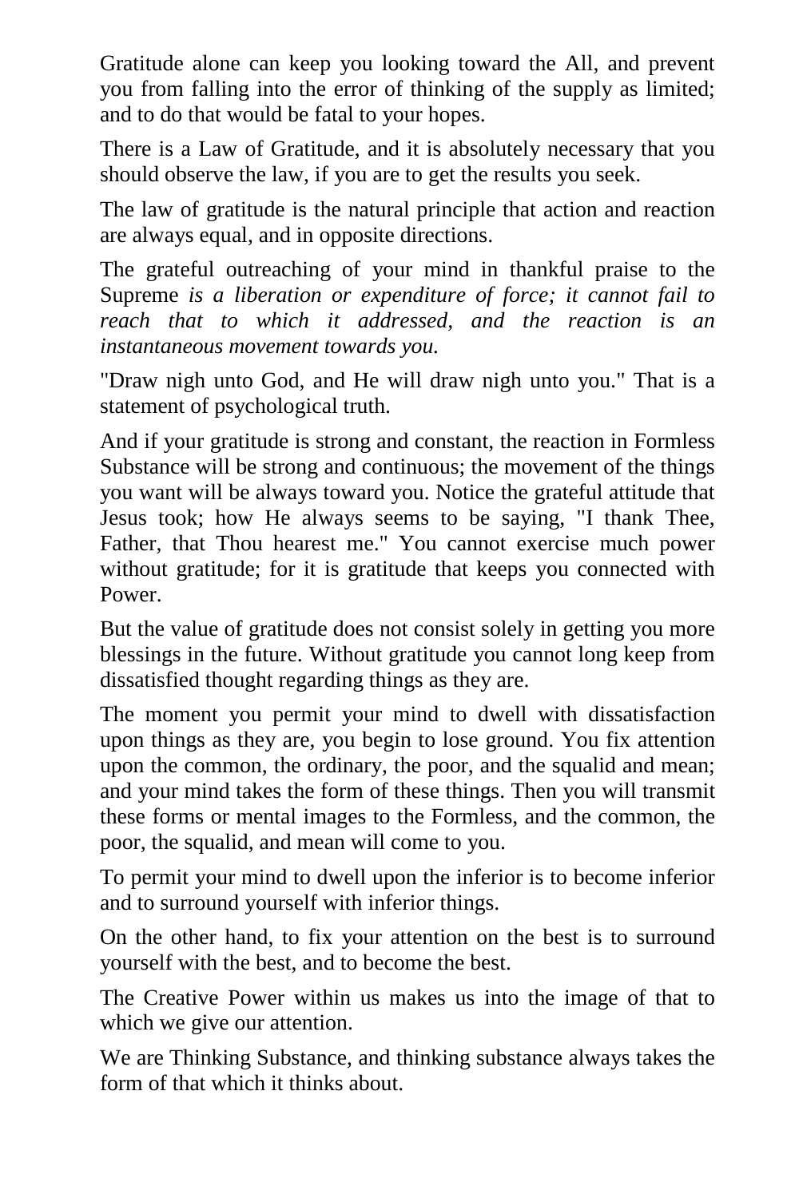Gratitude alone can keep you looking toward the All, and prevent you from falling into the error of thinking of the supply as limited; and to do that would be fatal to your hopes.

There is a Law of Gratitude, and it is absolutely necessary that you should observe the law, if you are to get the results you seek.

The law of gratitude is the natural principle that action and reaction are always equal, and in opposite directions.

The grateful outreaching of your mind in thankful praise to the Supreme *is a liberation or expenditure of force; it cannot fail to reach that to which it addressed, and the reaction is an instantaneous movement towards you.*

"Draw nigh unto God, and He will draw nigh unto you." That is a statement of psychological truth.

And if your gratitude is strong and constant, the reaction in Formless Substance will be strong and continuous; the movement of the things you want will be always toward you. Notice the grateful attitude that Jesus took; how He always seems to be saying, "I thank Thee, Father, that Thou hearest me." You cannot exercise much power without gratitude; for it is gratitude that keeps you connected with Power.

But the value of gratitude does not consist solely in getting you more blessings in the future. Without gratitude you cannot long keep from dissatisfied thought regarding things as they are.

The moment you permit your mind to dwell with dissatisfaction upon things as they are, you begin to lose ground. You fix attention upon the common, the ordinary, the poor, and the squalid and mean; and your mind takes the form of these things. Then you will transmit these forms or mental images to the Formless, and the common, the poor, the squalid, and mean will come to you.

To permit your mind to dwell upon the inferior is to become inferior and to surround yourself with inferior things.

On the other hand, to fix your attention on the best is to surround yourself with the best, and to become the best.

The Creative Power within us makes us into the image of that to which we give our attention.

We are Thinking Substance, and thinking substance always takes the form of that which it thinks about.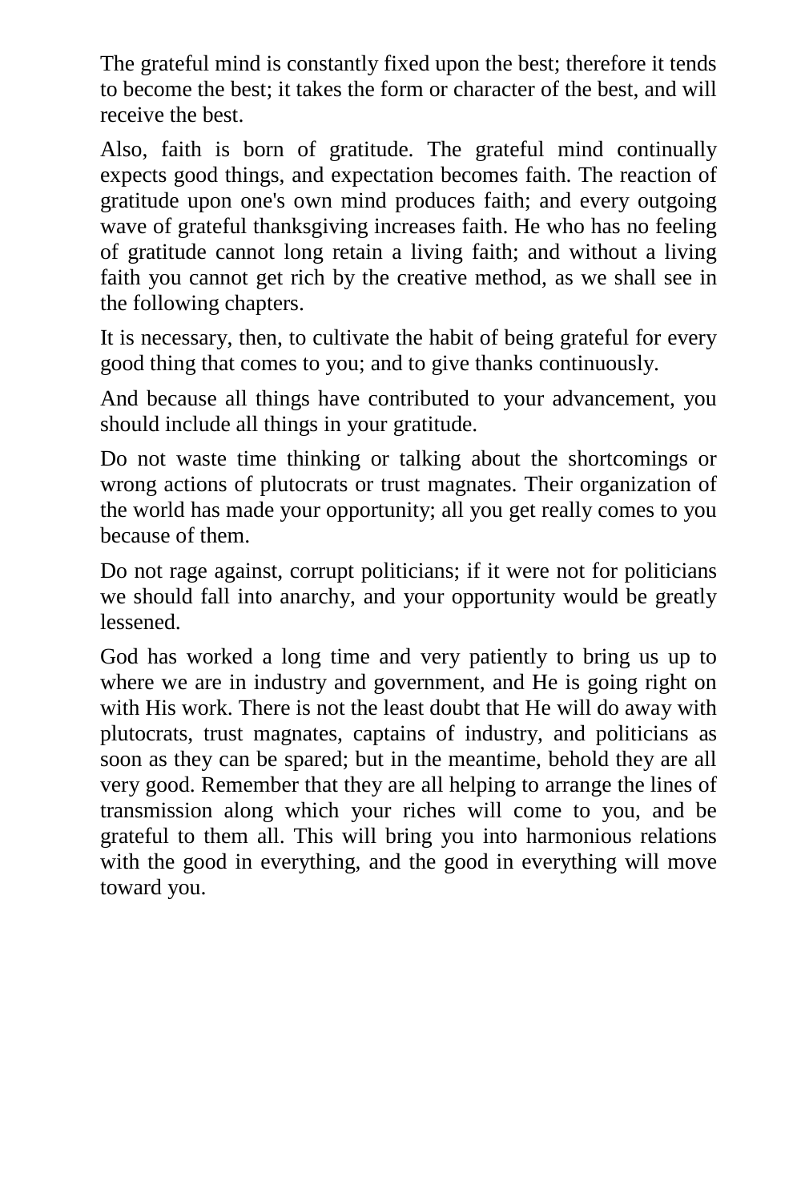The grateful mind is constantly fixed upon the best; therefore it tends to become the best; it takes the form or character of the best, and will receive the best.

Also, faith is born of gratitude. The grateful mind continually expects good things, and expectation becomes faith. The reaction of gratitude upon one's own mind produces faith; and every outgoing wave of grateful thanksgiving increases faith. He who has no feeling of gratitude cannot long retain a living faith; and without a living faith you cannot get rich by the creative method, as we shall see in the following chapters.

It is necessary, then, to cultivate the habit of being grateful for every good thing that comes to you; and to give thanks continuously.

And because all things have contributed to your advancement, you should include all things in your gratitude.

Do not waste time thinking or talking about the shortcomings or wrong actions of plutocrats or trust magnates. Their organization of the world has made your opportunity; all you get really comes to you because of them.

Do not rage against, corrupt politicians; if it were not for politicians we should fall into anarchy, and your opportunity would be greatly lessened.

God has worked a long time and very patiently to bring us up to where we are in industry and government, and He is going right on with His work. There is not the least doubt that He will do away with plutocrats, trust magnates, captains of industry, and politicians as soon as they can be spared; but in the meantime, behold they are all very good. Remember that they are all helping to arrange the lines of transmission along which your riches will come to you, and be grateful to them all. This will bring you into harmonious relations with the good in everything, and the good in everything will move toward you.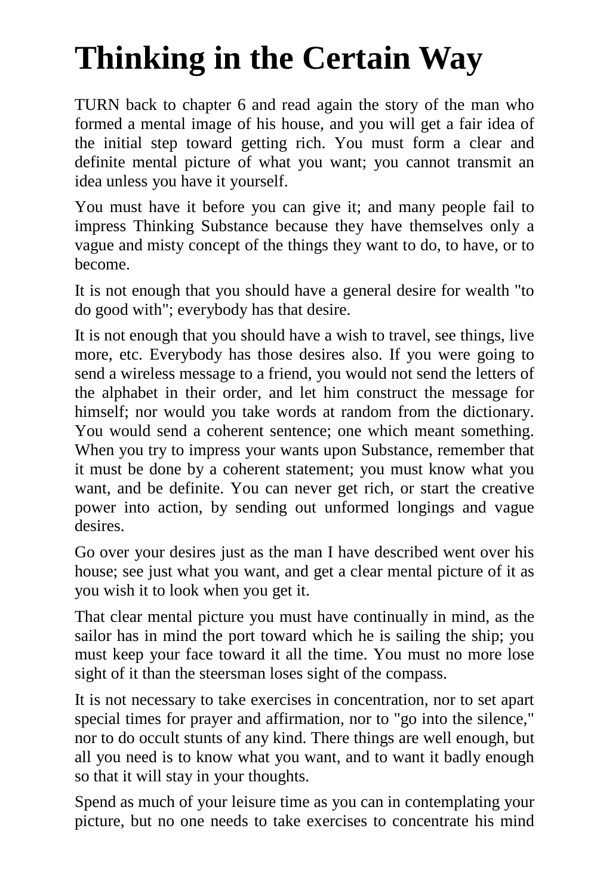# Thinking in the Certain Way

TURN back to chapter 6 and read again the story of the man who formed a mental image of his house, and you will get a fair idea of the initial step toward getting rich. You must form a clear and definite mental picture of what you want; you cannot transmit an idea unless you have it yourself.

You must have it before you can give it; and many people fail to impress Thinking Substance because they have themselves only a vague and misty concept of the things they want to do, to have, or to become.

It is not enough that you should have a general desire for wealth "to do good with"; everybody has that desire.

It is not enough that you should have a wish to travel, see things, live more, etc. Everybody has those desires also. If you were going to send a wireless message to a friend, you would not send the letters of the alphabet in their order, and let him construct the message for himself; nor would you take words at random from the dictionary. You would send a coherent sentence; one which meant something. When you try to impress your wants upon Substance, remember that it must be done by a coherent statement; you must know what you want, and be definite. You can never get rich, or start the creative power into action, by sending out unformed longings and vague desires.

Go over your desires just as the man I have described went over his house; see just what you want, and get a clear mental picture of it as you wish it to look when you get it.

That clear mental picture you must have continually in mind, as the sailor has in mind the port toward which he is sailing the ship; you must keep your face toward it all the time. You must no more lose sight of it than the steersman loses sight of the compass.

It is not necessary to take exercises in concentration, nor to set apart special times for prayer and affirmation, nor to "go into the silence," nor to do occult stunts of any kind. There things are well enough, but all you need is to know what you want, and to want it badly enough so that it will stay in your thoughts.

Spend as much of your leisure time as you can in contemplating your picture, but no one needs to take exercises to concentrate his mind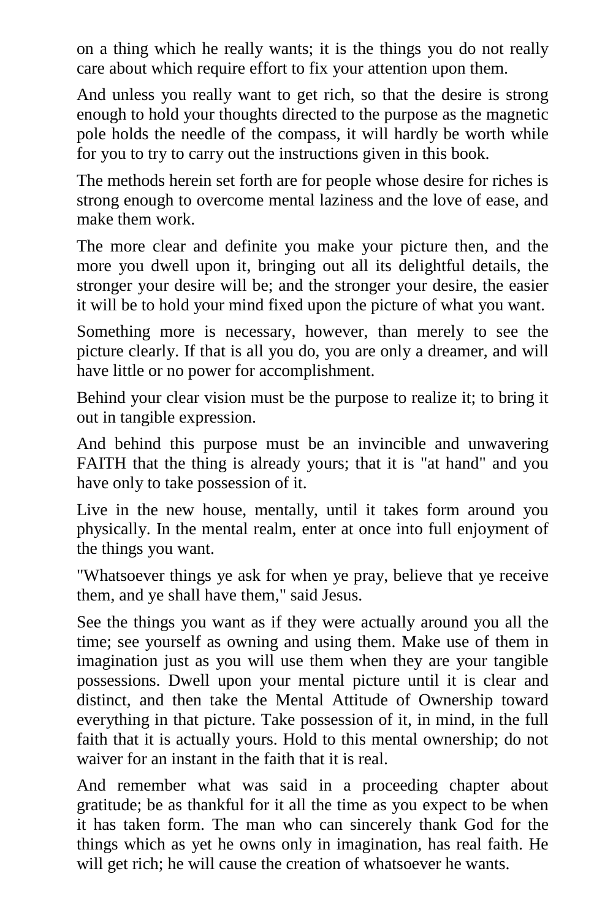on a thing which he really wants; it is the things you do not really care about which require effort to fix your attention upon them.

And unless you really want to get rich, so that the desire is strong enough to hold your thoughts directed to the purpose as the magnetic pole holds the needle of the compass, it will hardly be worth while for you to try to carry out the instructions given in this book.

The methods herein set forth are for people whose desire for riches is strong enough to overcome mental laziness and the love of ease, and make them work.

The more clear and definite you make your picture then, and the more you dwell upon it, bringing out all its delightful details, the stronger your desire will be; and the stronger your desire, the easier it will be to hold your mind fixed upon the picture of what you want.

Something more is necessary, however, than merely to see the picture clearly. If that is all you do, you are only a dreamer, and will have little or no power for accomplishment.

Behind your clear vision must be the purpose to realize it; to bring it out in tangible expression.

And behind this purpose must be an invincible and unwavering FAITH that the thing is already yours; that it is "at hand" and you have only to take possession of it.

Live in the new house, mentally, until it takes form around you physically. In the mental realm, enter at once into full enjoyment of the things you want.

"Whatsoever things ye ask for when ye pray, believe that ye receive them, and ye shall have them," said Jesus.

See the things you want as if they were actually around you all the time; see yourself as owning and using them. Make use of them in imagination just as you will use them when they are your tangible possessions. Dwell upon your mental picture until it is clear and distinct, and then take the Mental Attitude of Ownership toward everything in that picture. Take possession of it, in mind, in the full faith that it is actually yours. Hold to this mental ownership; do not waiver for an instant in the faith that it is real.

And remember what was said in a proceeding chapter about gratitude; be as thankful for it all the time as you expect to be when it has taken form. The man who can sincerely thank God for the things which as yet he owns only in imagination, has real faith. He will get rich; he will cause the creation of whatsoever he wants.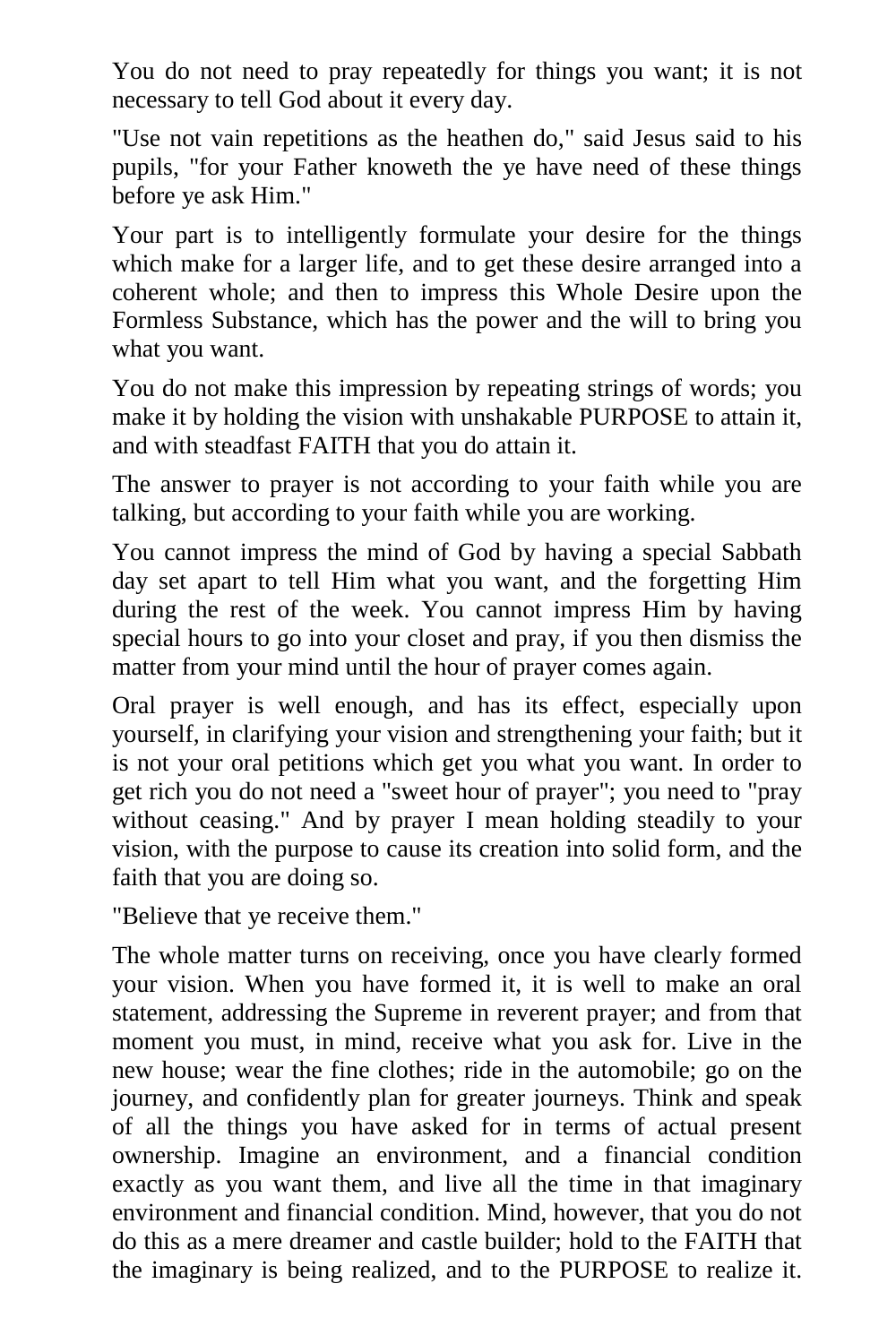You do not need to pray repeatedly for things you want; it is not necessary to tell God about it every day.

"Use not vain repetitions as the heathen do," said Jesus said to his pupils, "for your Father knoweth the ye have need of these things before ye ask Him."

Your part is to intelligently formulate your desire for the things which make for a larger life, and to get these desire arranged into a coherent whole; and then to impress this Whole Desire upon the Formless Substance, which has the power and the will to bring you what you want.

You do not make this impression by repeating strings of words; you make it by holding the vision with unshakable PURPOSE to attain it, and with steadfast FAITH that you do attain it.

The answer to prayer is not according to your faith while you are talking, but according to your faith while you are working.

You cannot impress the mind of God by having a special Sabbath day set apart to tell Him what you want, and the forgetting Him during the rest of the week. You cannot impress Him by having special hours to go into your closet and pray, if you then dismiss the matter from your mind until the hour of prayer comes again.

Oral prayer is well enough, and has its effect, especially upon yourself, in clarifying your vision and strengthening your faith; but it is not your oral petitions which get you what you want. In order to get rich you do not need a "sweet hour of prayer"; you need to "pray without ceasing." And by prayer I mean holding steadily to your vision, with the purpose to cause its creation into solid form, and the faith that you are doing so.

"Believe that ye receive them."

The whole matter turns on receiving, once you have clearly formed your vision. When you have formed it, it is well to make an oral statement, addressing the Supreme in reverent prayer; and from that moment you must, in mind, receive what you ask for. Live in the new house; wear the fine clothes; ride in the automobile; go on the journey, and confidently plan for greater journeys. Think and speak of all the things you have asked for in terms of actual present ownership. Imagine an environment, and a financial condition exactly as you want them, and live all the time in that imaginary environment and financial condition. Mind, however, that you do not do this as a mere dreamer and castle builder; hold to the FAITH that the imaginary is being realized, and to the PURPOSE to realize it.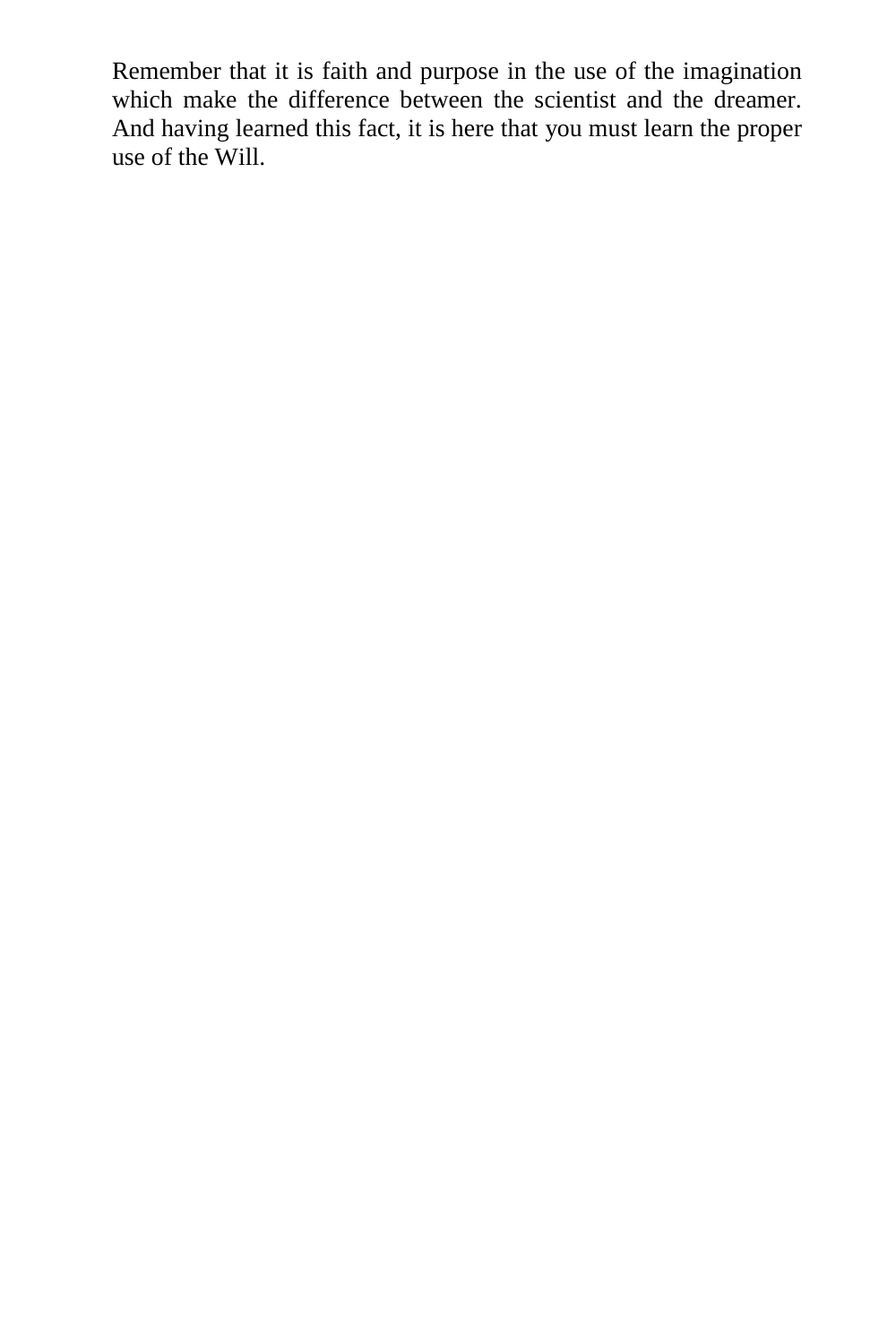Remember that it is faith and purpose in the use of the imagination which make the difference between the scientist and the dreamer. And having learned this fact, it is here that you must learn the proper use of the Will.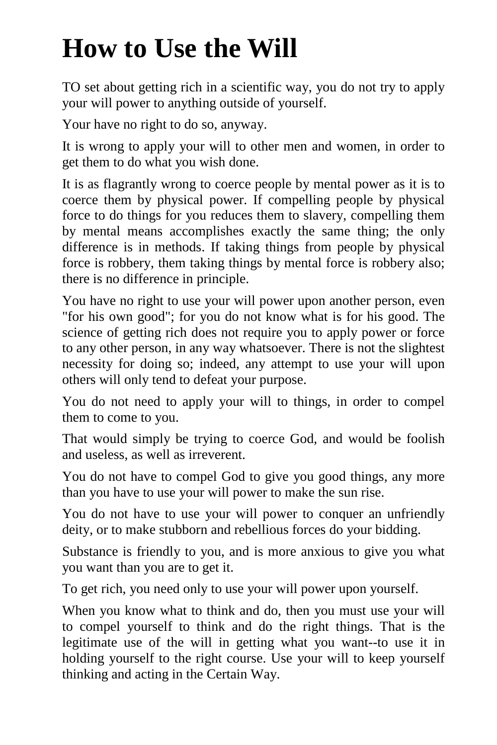# How to Use the Will

TO set about getting rich in a scientific way, you do not try to apply your will power to anything outside of yourself.

Your have no right to do so, anyway.

It is wrong to apply your will to other men and women, in order to get them to do what you wish done.

It is as flagrantly wrong to coerce people by mental power as it is to coerce them by physical power. If compelling people by physical force to do things for you reduces them to slavery, compelling them by mental means accomplishes exactly the same thing; the only difference is in methods. If taking things from people by physical force is robbery, them taking things by mental force is robbery also; there is no difference in principle.

You have no right to use your will power upon another person, even "for his own good"; for you do not know what is for his good. The science of getting rich does not require you to apply power or force to any other person, in any way whatsoever. There is not the slightest necessity for doing so; indeed, any attempt to use your will upon others will only tend to defeat your purpose.

You do not need to apply your will to things, in order to compel them to come to you.

That would simply be trying to coerce God, and would be foolish and useless, as well as irreverent.

You do not have to compel God to give you good things, any more than you have to use your will power to make the sun rise.

You do not have to use your will power to conquer an unfriendly deity, or to make stubborn and rebellious forces do your bidding.

Substance is friendly to you, and is more anxious to give you what you want than you are to get it.

To get rich, you need only to use your will power upon yourself.

When you know what to think and do, then you must use your will to compel yourself to think and do the right things. That is the legitimate use of the will in getting what you want--to use it in holding yourself to the right course. Use your will to keep yourself thinking and acting in the Certain Way.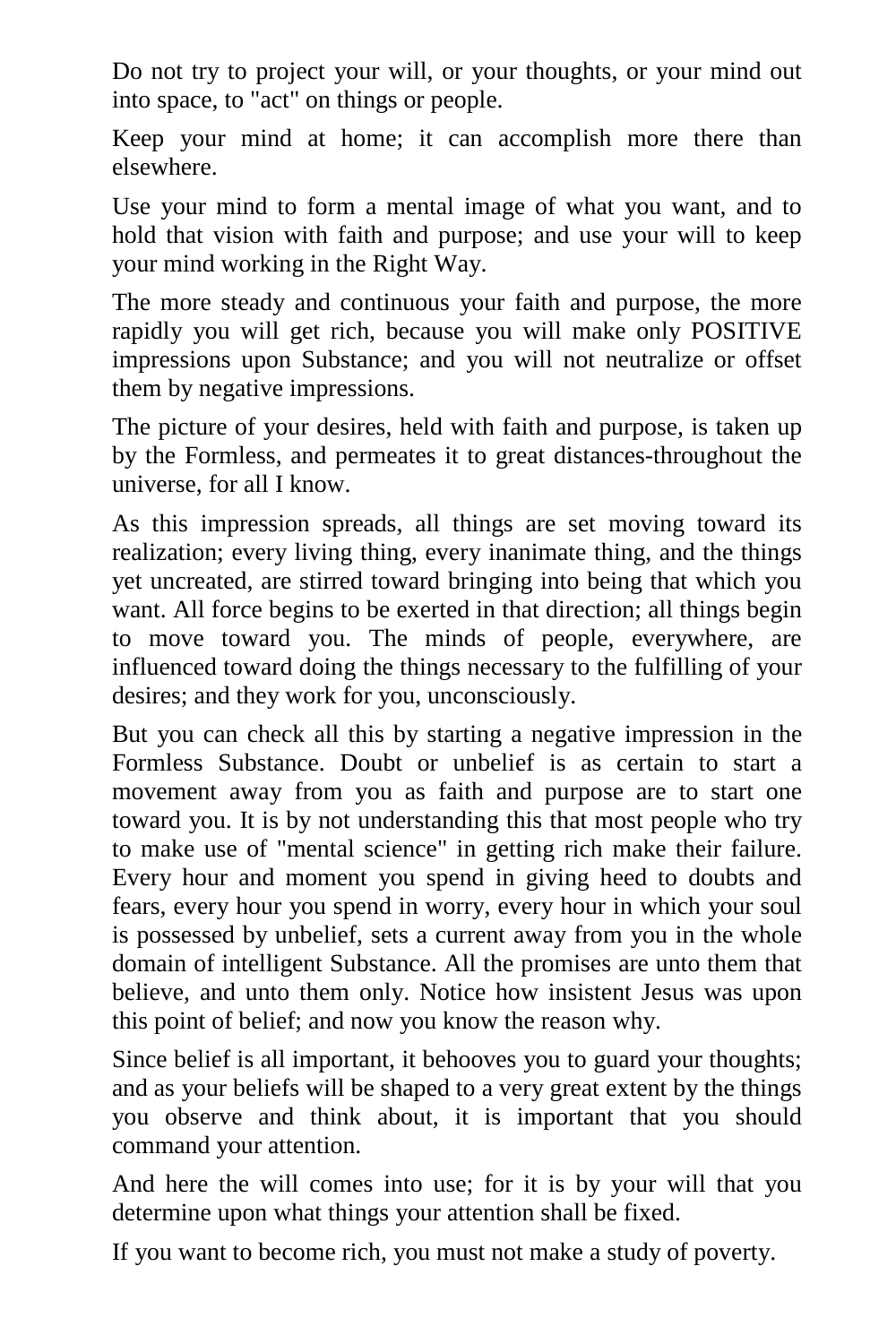Do not try to project your will, or your thoughts, or your mind out into space, to "act" on things or people.

Keep your mind at home; it can accomplish more there than elsewhere.

Use your mind to form a mental image of what you want, and to hold that vision with faith and purpose; and use your will to keep your mind working in the Right Way.

The more steady and continuous your faith and purpose, the more rapidly you will get rich, because you will make only POSITIVE impressions upon Substance; and you will not neutralize or offset them by negative impressions.

The picture of your desires, held with faith and purpose, is taken up by the Formless, and permeates it to great distances-throughout the universe, for all I know.

As this impression spreads, all things are set moving toward its realization; every living thing, every inanimate thing, and the things yet uncreated, are stirred toward bringing into being that which you want. All force begins to be exerted in that direction; all things begin to move toward you. The minds of people, everywhere, are influenced toward doing the things necessary to the fulfilling of your desires; and they work for you, unconsciously.

But you can check all this by starting a negative impression in the Formless Substance. Doubt or unbelief is as certain to start a movement away from you as faith and purpose are to start one toward you. It is by not understanding this that most people who try to make use of "mental science" in getting rich make their failure. Every hour and moment you spend in giving heed to doubts and fears, every hour you spend in worry, every hour in which your soul is possessed by unbelief, sets a current away from you in the whole domain of intelligent Substance. All the promises are unto them that believe, and unto them only. Notice how insistent Jesus was upon this point of belief; and now you know the reason why.

Since belief is all important, it behooves you to guard your thoughts; and as your beliefs will be shaped to a very great extent by the things you observe and think about, it is important that you should command your attention.

And here the will comes into use; for it is by your will that you determine upon what things your attention shall be fixed.

If you want to become rich, you must not make a study of poverty.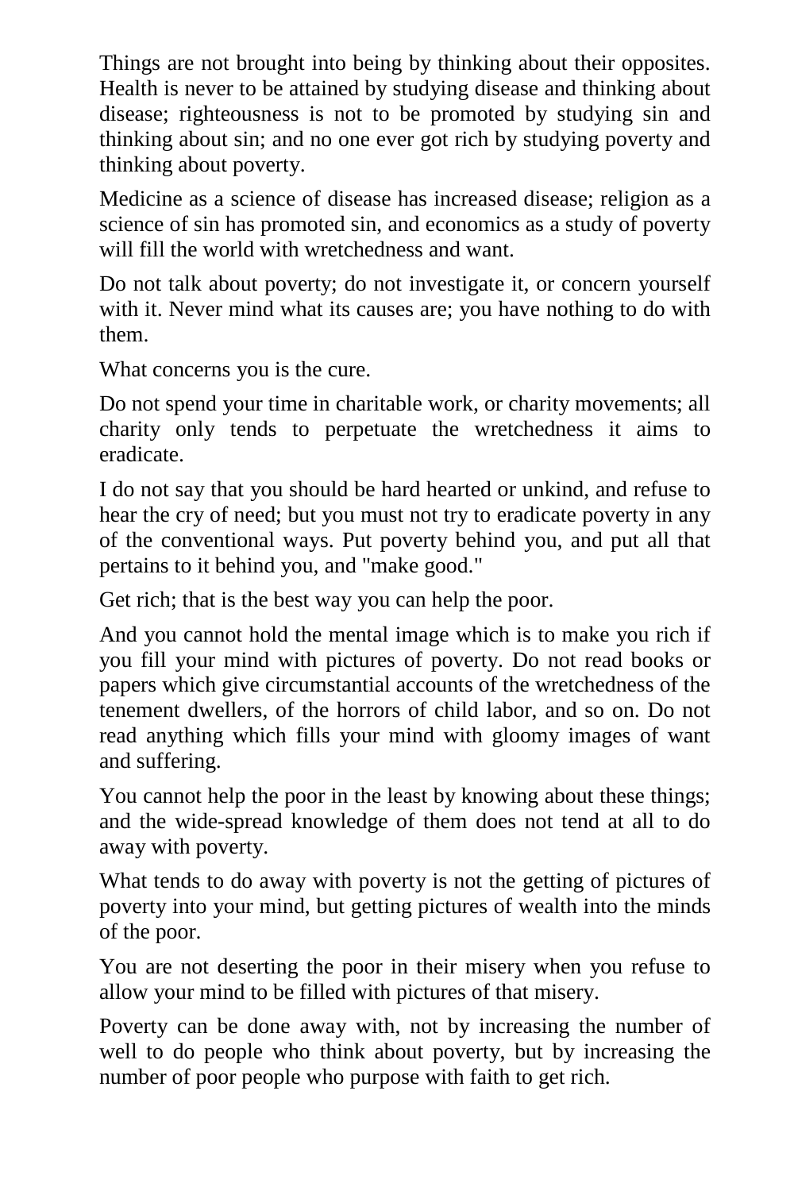Things are not brought into being by thinking about their opposites. Health is never to be attained by studying disease and thinking about disease; righteousness is not to be promoted by studying sin and thinking about sin; and no one ever got rich by studying poverty and thinking about poverty.

Medicine as a science of disease has increased disease; religion as a science of sin has promoted sin, and economics as a study of poverty will fill the world with wretchedness and want.

Do not talk about poverty; do not investigate it, or concern yourself with it. Never mind what its causes are; you have nothing to do with them.

What concerns you is the cure.

Do not spend your time in charitable work, or charity movements; all charity only tends to perpetuate the wretchedness it aims to eradicate.

I do not say that you should be hard hearted or unkind, and refuse to hear the cry of need; but you must not try to eradicate poverty in any of the conventional ways. Put poverty behind you, and put all that pertains to it behind you, and "make good."

Get rich; that is the best way you can help the poor.

And you cannot hold the mental image which is to make you rich if you fill your mind with pictures of poverty. Do not read books or papers which give circumstantial accounts of the wretchedness of the tenement dwellers, of the horrors of child labor, and so on. Do not read anything which fills your mind with gloomy images of want and suffering.

You cannot help the poor in the least by knowing about these things; and the wide-spread knowledge of them does not tend at all to do away with poverty.

What tends to do away with poverty is not the getting of pictures of poverty into your mind, but getting pictures of wealth into the minds of the poor.

You are not deserting the poor in their misery when you refuse to allow your mind to be filled with pictures of that misery.

Poverty can be done away with, not by increasing the number of well to do people who think about poverty, but by increasing the number of poor people who purpose with faith to get rich.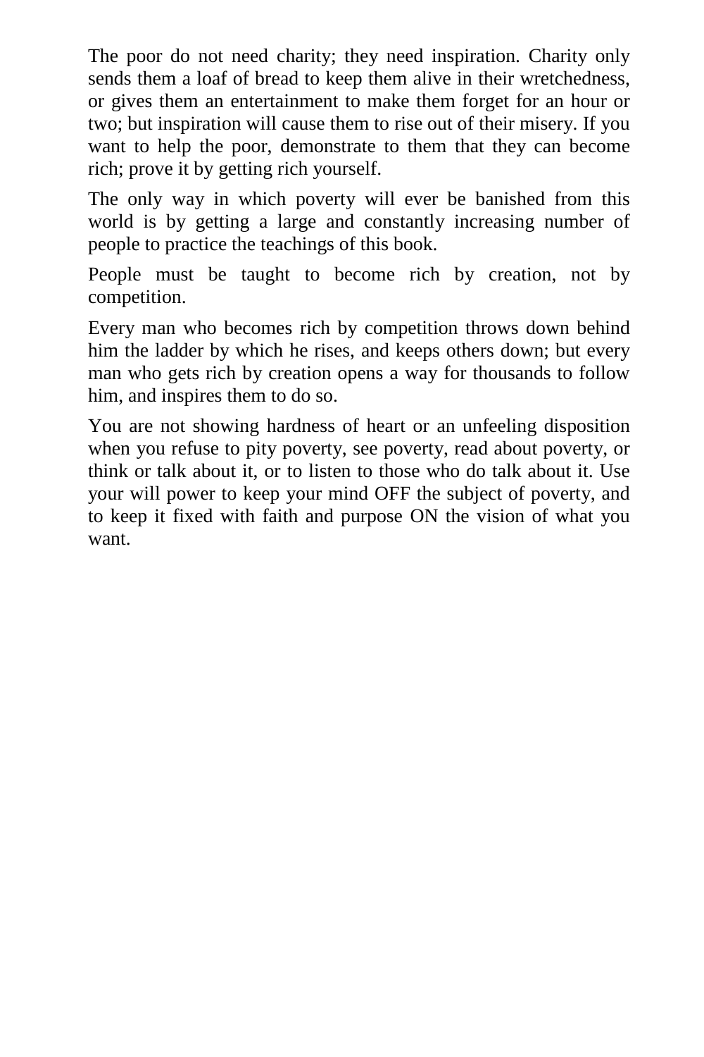The poor do not need charity; they need inspiration. Charity only sends them a loaf of bread to keep them alive in their wretchedness, or gives them an entertainment to make them forget for an hour or two; but inspiration will cause them to rise out of their misery. If you want to help the poor, demonstrate to them that they can become rich; prove it by getting rich yourself.

The only way in which poverty will ever be banished from this world is by getting a large and constantly increasing number of people to practice the teachings of this book.

People must be taught to become rich by creation, not by competition.

Every man who becomes rich by competition throws down behind him the ladder by which he rises, and keeps others down; but every man who gets rich by creation opens a way for thousands to follow him, and inspires them to do so.

You are not showing hardness of heart or an unfeeling disposition when you refuse to pity poverty, see poverty, read about poverty, or think or talk about it, or to listen to those who do talk about it. Use your will power to keep your mind OFF the subject of poverty, and to keep it fixed with faith and purpose ON the vision of what you want.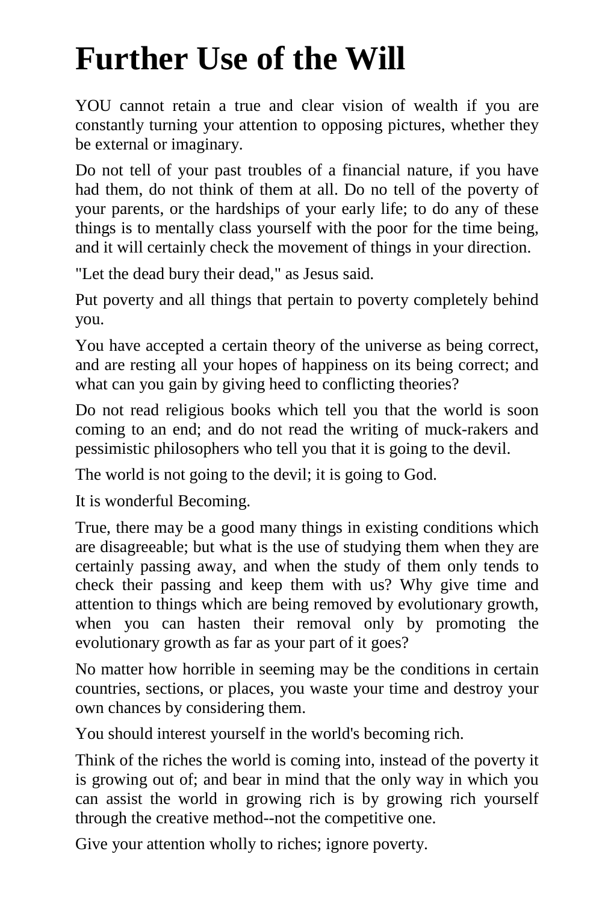# Further Use of the Will

YOU cannot retain a true and clear vision of wealth if you are constantly turning your attention to opposing pictures, whether they be external or imaginary.

Do not tell of your past troubles of a financial nature, if you have had them, do not think of them at all. Do no tell of the poverty of your parents, or the hardships of your early life; to do any of these things is to mentally class yourself with the poor for the time being, and it will certainly check the movement of things in your direction.

"Let the dead bury their dead," as Jesus said.

Put poverty and all things that pertain to poverty completely behind you.

You have accepted a certain theory of the universe as being correct, and are resting all your hopes of happiness on its being correct; and what can you gain by giving heed to conflicting theories?

Do not read religious books which tell you that the world is soon coming to an end; and do not read the writing of muck-rakers and pessimistic philosophers who tell you that it is going to the devil.

The world is not going to the devil; it is going to God.

It is wonderful Becoming.

True, there may be a good many things in existing conditions which are disagreeable; but what is the use of studying them when they are certainly passing away, and when the study of them only tends to check their passing and keep them with us? Why give time and attention to things which are being removed by evolutionary growth, when you can hasten their removal only by promoting the evolutionary growth as far as your part of it goes?

No matter how horrible in seeming may be the conditions in certain countries, sections, or places, you waste your time and destroy your own chances by considering them.

You should interest yourself in the world's becoming rich.

Think of the riches the world is coming into, instead of the poverty it is growing out of; and bear in mind that the only way in which you can assist the world in growing rich is by growing rich yourself through the creative method--not the competitive one.

Give your attention wholly to riches; ignore poverty.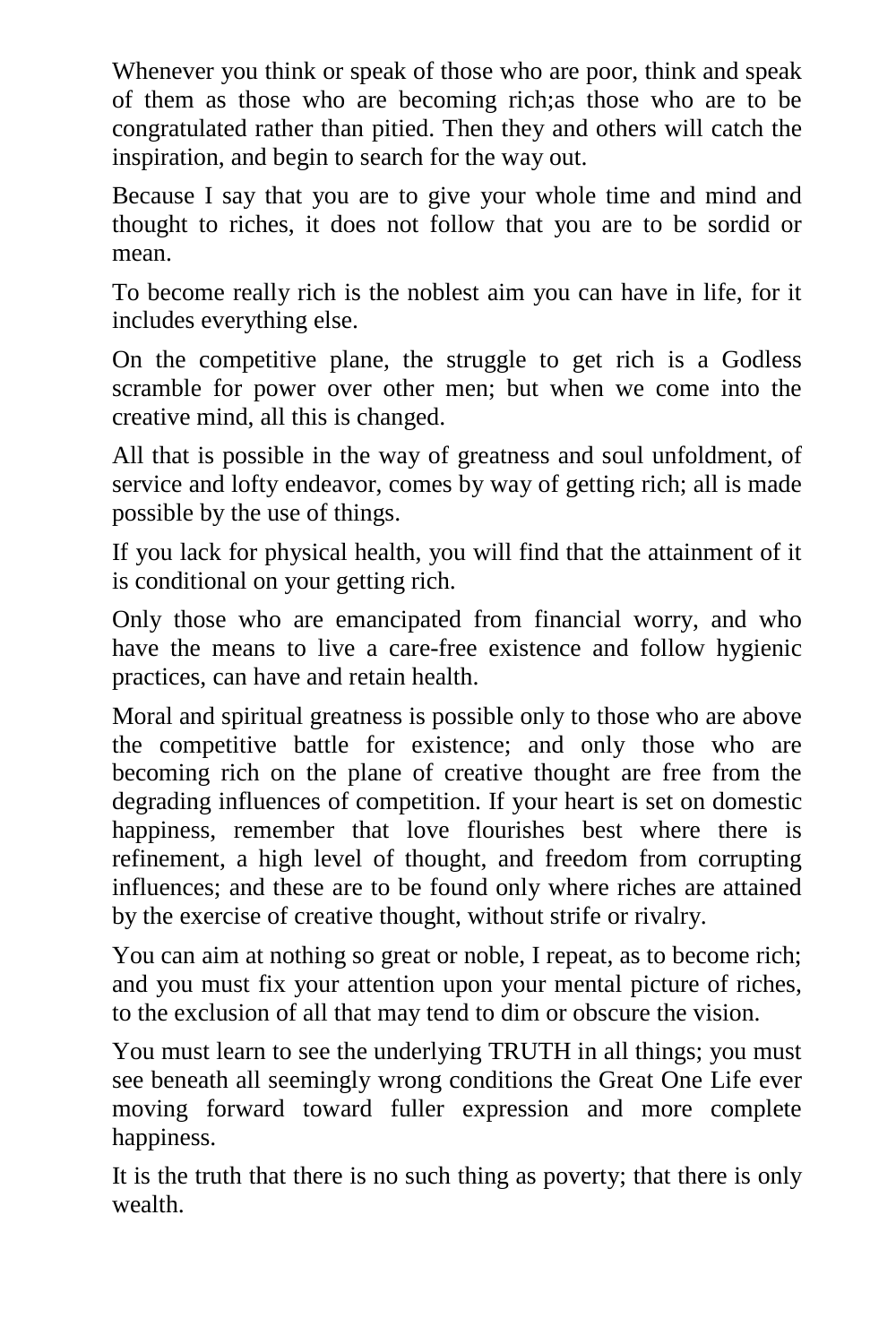Whenever you think or speak of those who are poor, think and speak of them as those who are becoming rich;as those who are to be congratulated rather than pitied. Then they and others will catch the inspiration, and begin to search for the way out.

Because I say that you are to give your whole time and mind and thought to riches, it does not follow that you are to be sordid or mean.

To become really rich is the noblest aim you can have in life, for it includes everything else.

On the competitive plane, the struggle to get rich is a Godless scramble for power over other men; but when we come into the creative mind, all this is changed.

All that is possible in the way of greatness and soul unfoldment, of service and lofty endeavor, comes by way of getting rich; all is made possible by the use of things.

If you lack for physical health, you will find that the attainment of it is conditional on your getting rich.

Only those who are emancipated from financial worry, and who have the means to live a care-free existence and follow hygienic practices, can have and retain health.

Moral and spiritual greatness is possible only to those who are above the competitive battle for existence; and only those who are becoming rich on the plane of creative thought are free from the degrading influences of competition. If your heart is set on domestic happiness, remember that love flourishes best where there is refinement, a high level of thought, and freedom from corrupting influences; and these are to be found only where riches are attained by the exercise of creative thought, without strife or rivalry.

You can aim at nothing so great or noble, I repeat, as to become rich; and you must fix your attention upon your mental picture of riches, to the exclusion of all that may tend to dim or obscure the vision.

You must learn to see the underlying TRUTH in all things; you must see beneath all seemingly wrong conditions the Great One Life ever moving forward toward fuller expression and more complete happiness.

It is the truth that there is no such thing as poverty; that there is only wealth.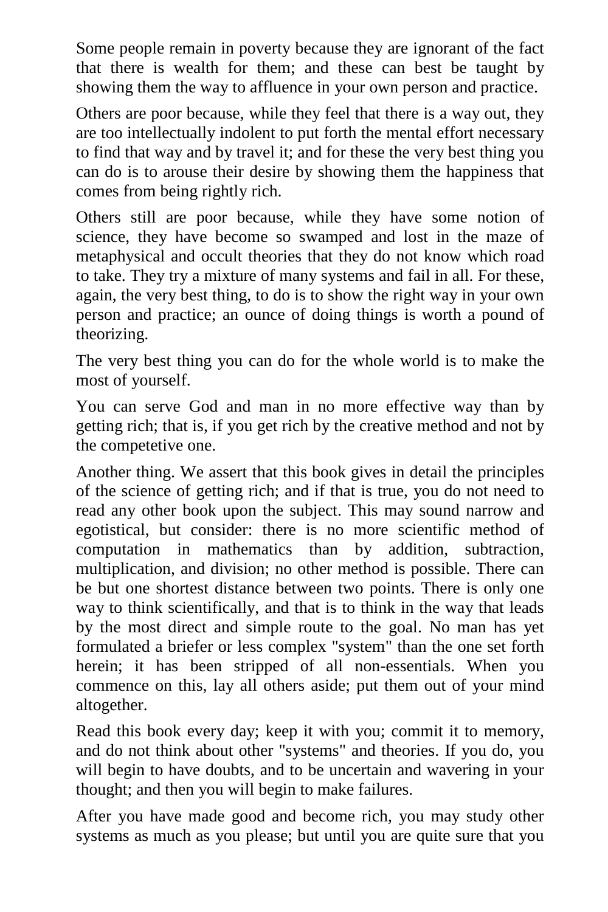Some people remain in poverty because they are ignorant of the fact that there is wealth for them; and these can best be taught by showing them the way to affluence in your own person and practice.

Others are poor because, while they feel that there is a way out, they are too intellectually indolent to put forth the mental effort necessary to find that way and by travel it; and for these the very best thing you can do is to arouse their desire by showing them the happiness that comes from being rightly rich.

Others still are poor because, while they have some notion of science, they have become so swamped and lost in the maze of metaphysical and occult theories that they do not know which road to take. They try a mixture of many systems and fail in all. For these, again, the very best thing, to do is to show the right way in your own person and practice; an ounce of doing things is worth a pound of theorizing.

The very best thing you can do for the whole world is to make the most of yourself.

You can serve God and man in no more effective way than by getting rich; that is, if you get rich by the creative method and not by the competetive one.

Another thing. We assert that this book gives in detail the principles of the science of getting rich; and if that is true, you do not need to read any other book upon the subject. This may sound narrow and egotistical, but consider: there is no more scientific method of computation in mathematics than by addition, subtraction, multiplication, and division; no other method is possible. There can be but one shortest distance between two points. There is only one way to think scientifically, and that is to think in the way that leads by the most direct and simple route to the goal. No man has yet formulated a briefer or less complex "system" than the one set forth herein; it has been stripped of all non-essentials. When you commence on this, lay all others aside; put them out of your mind altogether.

Read this book every day; keep it with you; commit it to memory, and do not think about other "systems" and theories. If you do, you will begin to have doubts, and to be uncertain and wavering in your thought; and then you will begin to make failures.

After you have made good and become rich, you may study other systems as much as you please; but until you are quite sure that you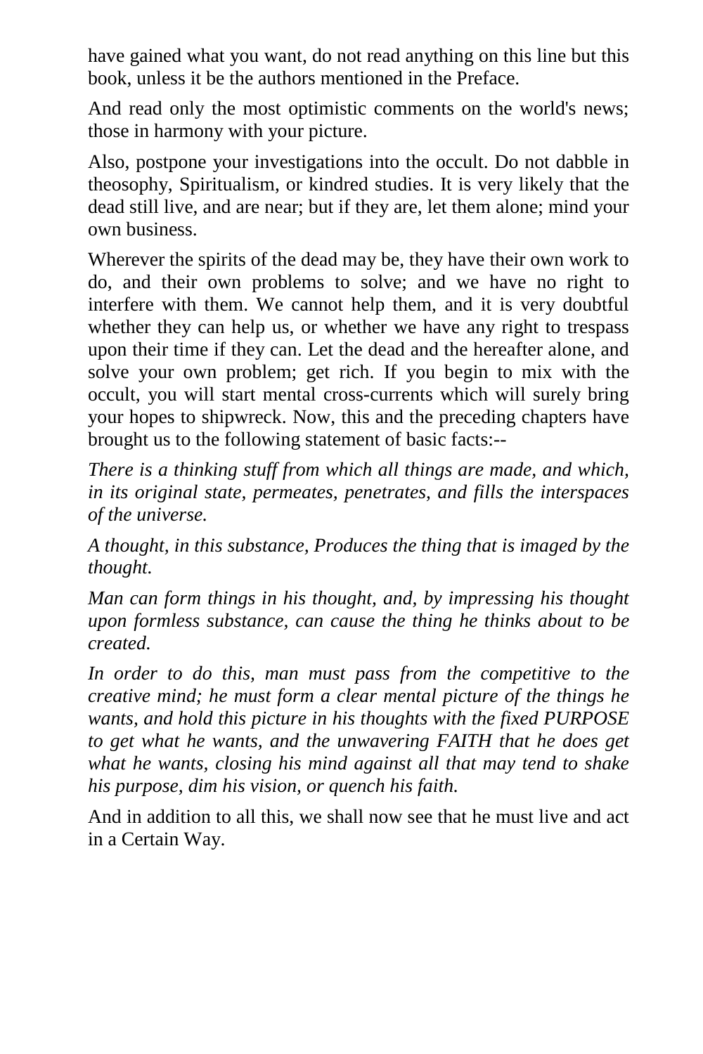have gained what you want, do not read anything on this line but this book, unless it be the authors mentioned in the Preface.

And read only the most optimistic comments on the world's news; those in harmony with your picture.

Also, postpone your investigations into the occult. Do not dabble in theosophy, Spiritualism, or kindred studies. It is very likely that the dead still live, and are near; but if they are, let them alone; mind your own business.

Wherever the spirits of the dead may be, they have their own work to do, and their own problems to solve; and we have no right to interfere with them. We cannot help them, and it is very doubtful whether they can help us, or whether we have any right to trespass upon their time if they can. Let the dead and the hereafter alone, and solve your own problem; get rich. If you begin to mix with the occult, you will start mental cross-currents which will surely bring your hopes to shipwreck. Now, this and the preceding chapters have brought us to the following statement of basic facts:--

*There is a thinking stuff from which all things are made, and which, in its original state, permeates, penetrates, and fills the interspaces of the universe.*

*A thought, in this substance, Produces the thing that is imaged by the thought.*

*Man can form things in his thought, and, by impressing his thought upon formless substance, can cause the thing he thinks about to be created.*

*In order to do this, man must pass from the competitive to the creative mind; he must form a clear mental picture of the things he wants, and hold this picture in his thoughts with the fixed PURPOSE to get what he wants, and the unwavering FAITH that he does get what he wants, closing his mind against all that may tend to shake his purpose, dim his vision, or quench his faith.*

And in addition to all this, we shall now see that he must live and act in a Certain Way.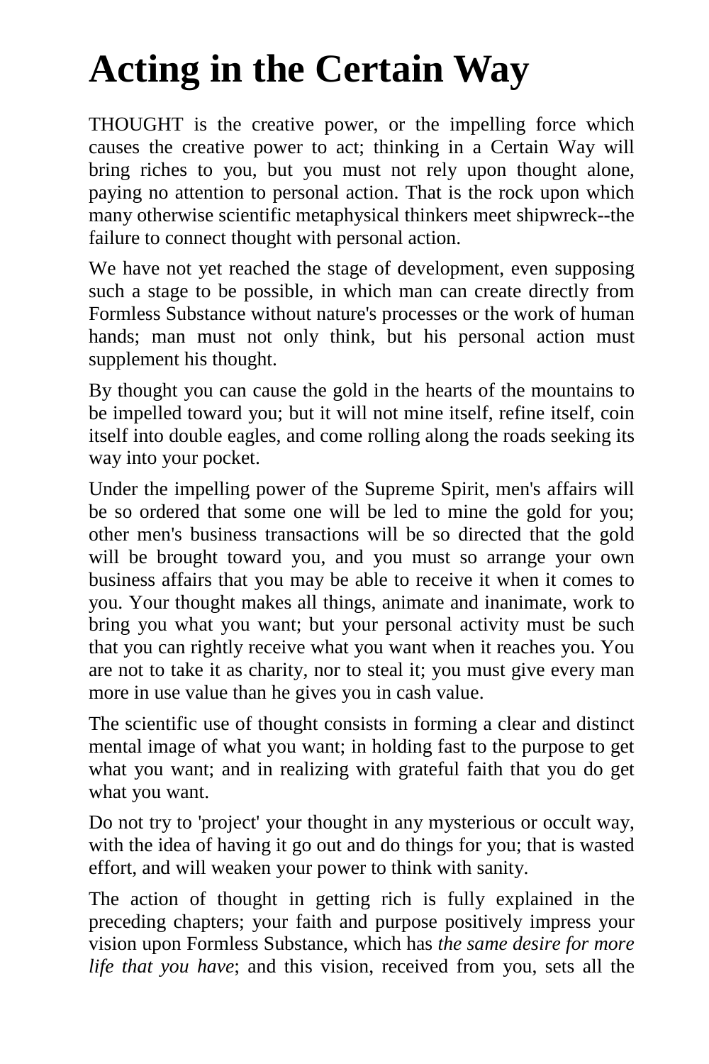# Acting in the Certain Way

THOUGHT is the creative power, or the impelling force which causes the creative power to act; thinking in a Certain Way will bring riches to you, but you must not rely upon thought alone, paying no attention to personal action. That is the rock upon which many otherwise scientific metaphysical thinkers meet shipwreck--the failure to connect thought with personal action.

We have not yet reached the stage of development, even supposing such a stage to be possible, in which man can create directly from Formless Substance without nature's processes or the work of human hands; man must not only think, but his personal action must supplement his thought.

By thought you can cause the gold in the hearts of the mountains to be impelled toward you; but it will not mine itself, refine itself, coin itself into double eagles, and come rolling along the roads seeking its way into your pocket.

Under the impelling power of the Supreme Spirit, men's affairs will be so ordered that some one will be led to mine the gold for you; other men's business transactions will be so directed that the gold will be brought toward you, and you must so arrange your own business affairs that you may be able to receive it when it comes to you. Your thought makes all things, animate and inanimate, work to bring you what you want; but your personal activity must be such that you can rightly receive what you want when it reaches you. You are not to take it as charity, nor to steal it; you must give every man more in use value than he gives you in cash value.

The scientific use of thought consists in forming a clear and distinct mental image of what you want; in holding fast to the purpose to get what you want; and in realizing with grateful faith that you do get what you want.

Do not try to 'project' your thought in any mysterious or occult way, with the idea of having it go out and do things for you; that is wasted effort, and will weaken your power to think with sanity.

The action of thought in getting rich is fully explained in the preceding chapters; your faith and purpose positively impress your vision upon Formless Substance, which has *the same desire for more life that you have*; and this vision, received from you, sets all the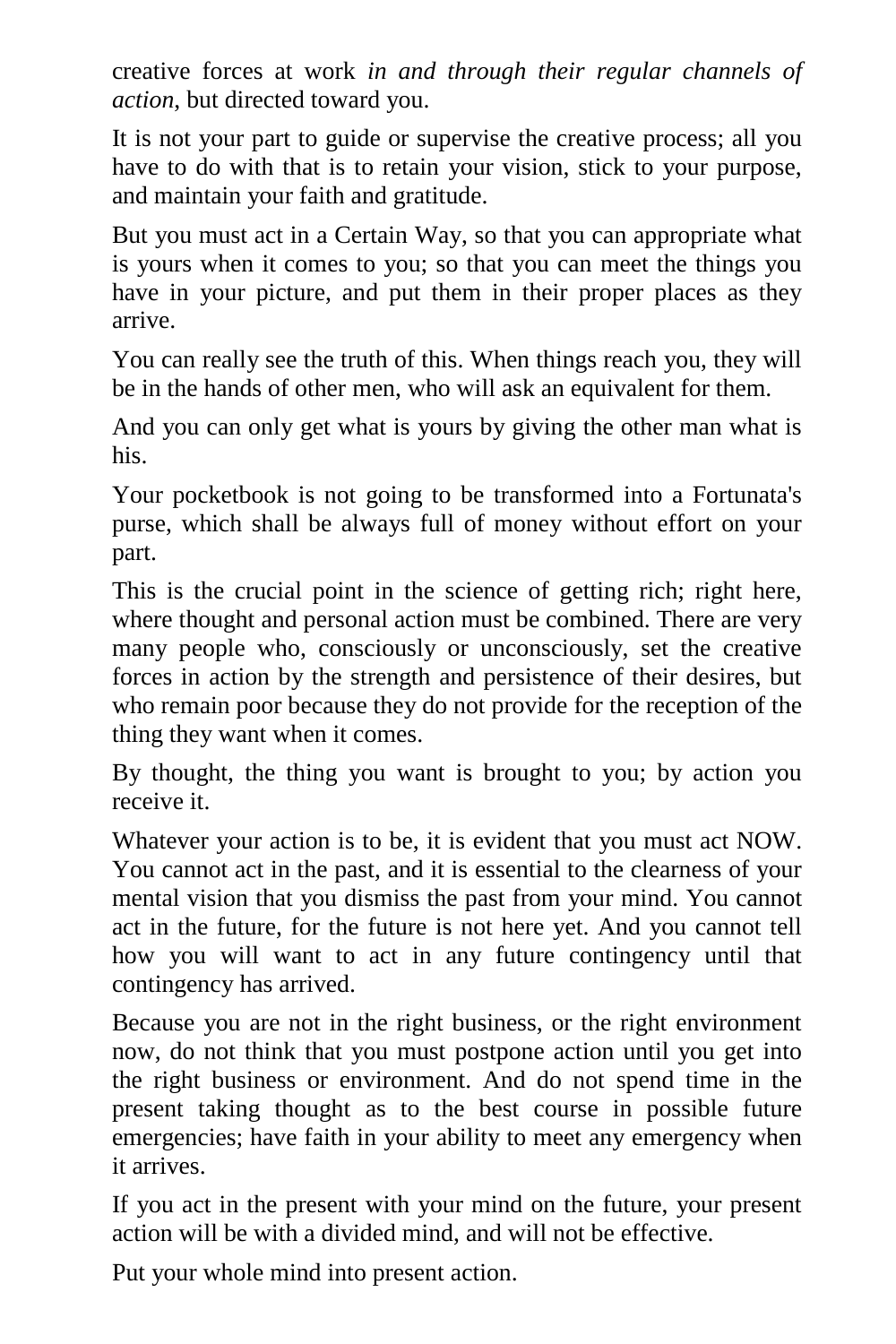creative forces at work *in and through their regular channels of action*, but directed toward you.

It is not your part to guide or supervise the creative process; all you have to do with that is to retain your vision, stick to your purpose, and maintain your faith and gratitude.

But you must act in a Certain Way, so that you can appropriate what is yours when it comes to you; so that you can meet the things you have in your picture, and put them in their proper places as they arrive.

You can really see the truth of this. When things reach you, they will be in the hands of other men, who will ask an equivalent for them.

And you can only get what is yours by giving the other man what is his.

Your pocketbook is not going to be transformed into a Fortunata's purse, which shall be always full of money without effort on your part.

This is the crucial point in the science of getting rich; right here, where thought and personal action must be combined. There are very many people who, consciously or unconsciously, set the creative forces in action by the strength and persistence of their desires, but who remain poor because they do not provide for the reception of the thing they want when it comes.

By thought, the thing you want is brought to you; by action you receive it.

Whatever your action is to be, it is evident that you must act NOW. You cannot act in the past, and it is essential to the clearness of your mental vision that you dismiss the past from your mind. You cannot act in the future, for the future is not here yet. And you cannot tell how you will want to act in any future contingency until that contingency has arrived.

Because you are not in the right business, or the right environment now, do not think that you must postpone action until you get into the right business or environment. And do not spend time in the present taking thought as to the best course in possible future emergencies; have faith in your ability to meet any emergency when it arrives.

If you act in the present with your mind on the future, your present action will be with a divided mind, and will not be effective.

Put your whole mind into present action.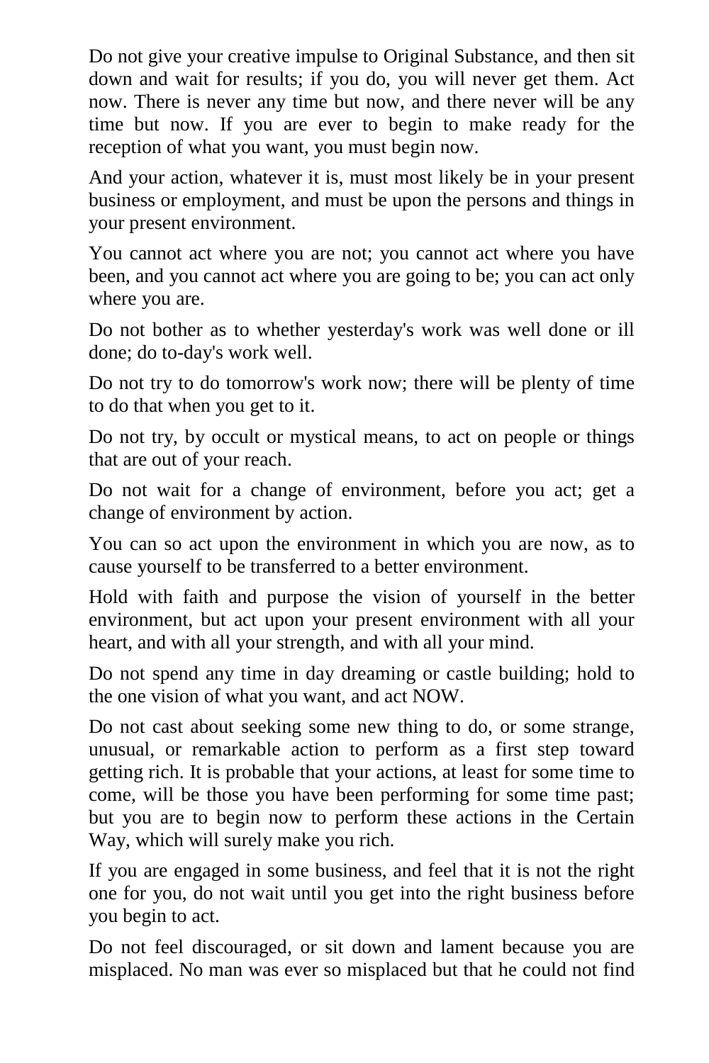Do not give your creative impulse to Original Substance, and then sit down and wait for results; if you do, you will never get them. Act now. There is never any time but now, and there never will be any time but now. If you are ever to begin to make ready for the reception of what you want, you must begin now.

And your action, whatever it is, must most likely be in your present business or employment, and must be upon the persons and things in your present environment.

You cannot act where you are not; you cannot act where you have been, and you cannot act where you are going to be; you can act only where you are.

Do not bother as to whether yesterday's work was well done or ill done; do to-day's work well.

Do not try to do tomorrow's work now; there will be plenty of time to do that when you get to it.

Do not try, by occult or mystical means, to act on people or things that are out of your reach.

Do not wait for a change of environment, before you act; get a change of environment by action.

You can so act upon the environment in which you are now, as to cause yourself to be transferred to a better environment.

Hold with faith and purpose the vision of yourself in the better environment, but act upon your present environment with all your heart, and with all your strength, and with all your mind.

Do not spend any time in day dreaming or castle building; hold to the one vision of what you want, and act NOW.

Do not cast about seeking some new thing to do, or some strange, unusual, or remarkable action to perform as a first step toward getting rich. It is probable that your actions, at least for some time to come, will be those you have been performing for some time past; but you are to begin now to perform these actions in the Certain Way, which will surely make you rich.

If you are engaged in some business, and feel that it is not the right one for you, do not wait until you get into the right business before you begin to act.

Do not feel discouraged, or sit down and lament because you are misplaced. No man was ever so misplaced but that he could not find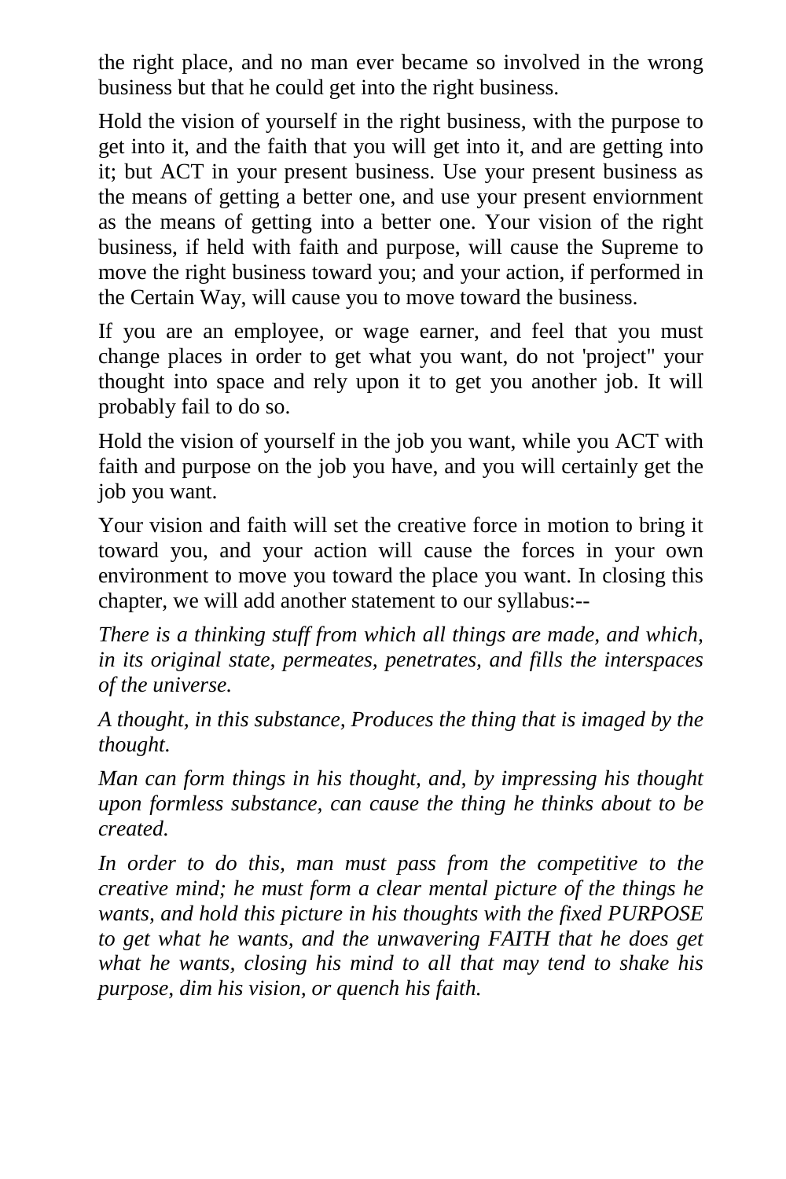the right place, and no man ever became so involved in the wrong business but that he could get into the right business.

Hold the vision of yourself in the right business, with the purpose to get into it, and the faith that you will get into it, and are getting into it; but ACT in your present business. Use your present business as the means of getting a better one, and use your present enviornment as the means of getting into a better one. Your vision of the right business, if held with faith and purpose, will cause the Supreme to move the right business toward you; and your action, if performed in the Certain Way, will cause you to move toward the business.

If you are an employee, or wage earner, and feel that you must change places in order to get what you want, do not 'project" your thought into space and rely upon it to get you another job. It will probably fail to do so.

Hold the vision of yourself in the job you want, while you ACT with faith and purpose on the job you have, and you will certainly get the job you want.

Your vision and faith will set the creative force in motion to bring it toward you, and your action will cause the forces in your own environment to move you toward the place you want. In closing this chapter, we will add another statement to our syllabus:--

*There is a thinking stuff from which all things are made, and which, in its original state, permeates, penetrates, and fills the interspaces of the universe.*

*A thought, in this substance, Produces the thing that is imaged by the thought.*

*Man can form things in his thought, and, by impressing his thought upon formless substance, can cause the thing he thinks about to be created.*

*In order to do this, man must pass from the competitive to the creative mind; he must form a clear mental picture of the things he wants, and hold this picture in his thoughts with the fixed PURPOSE to get what he wants, and the unwavering FAITH that he does get what he wants, closing his mind to all that may tend to shake his purpose, dim his vision, or quench his faith.*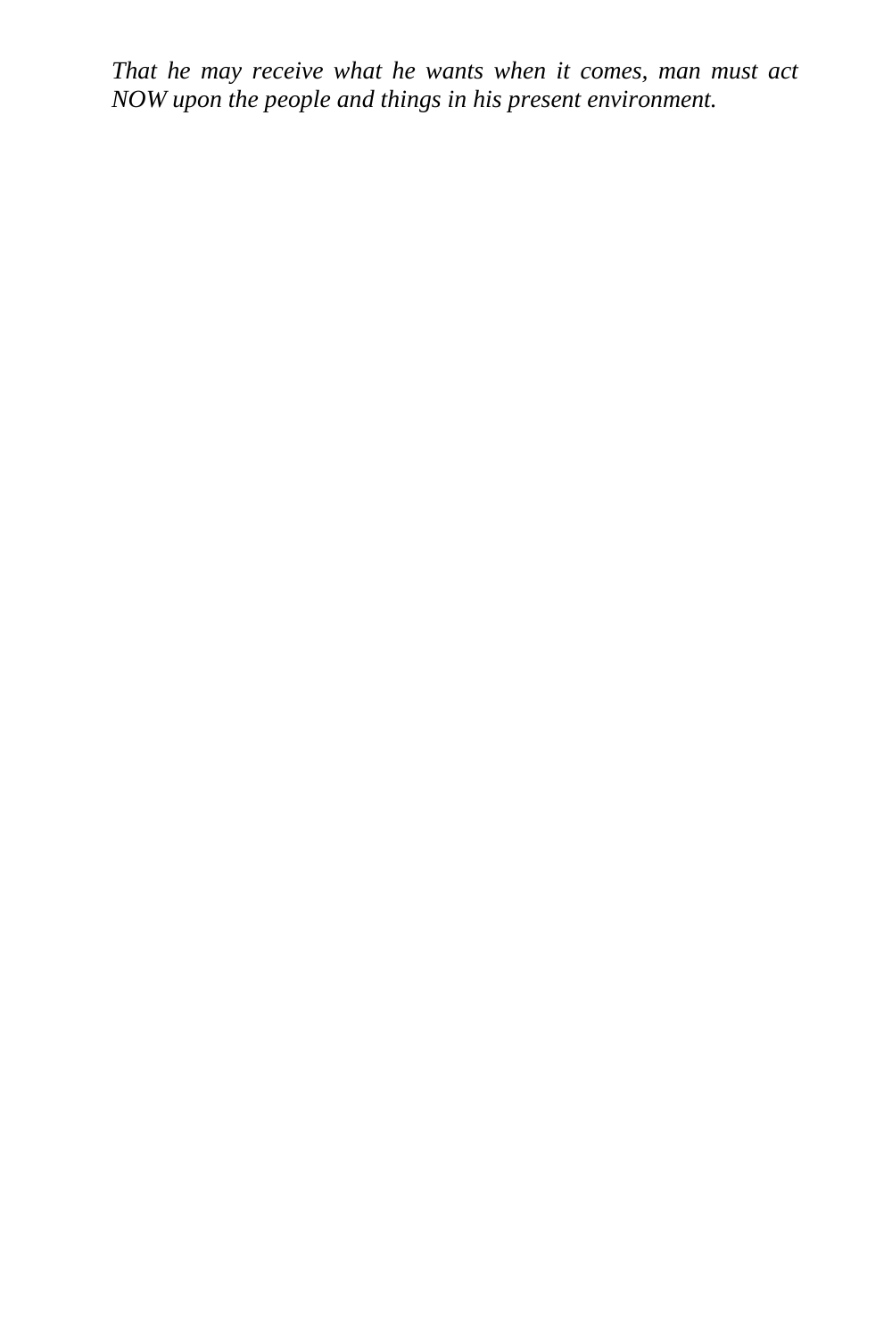*That he may receive what he wants when it comes, man must act NOW upon the people and things in his present environment.*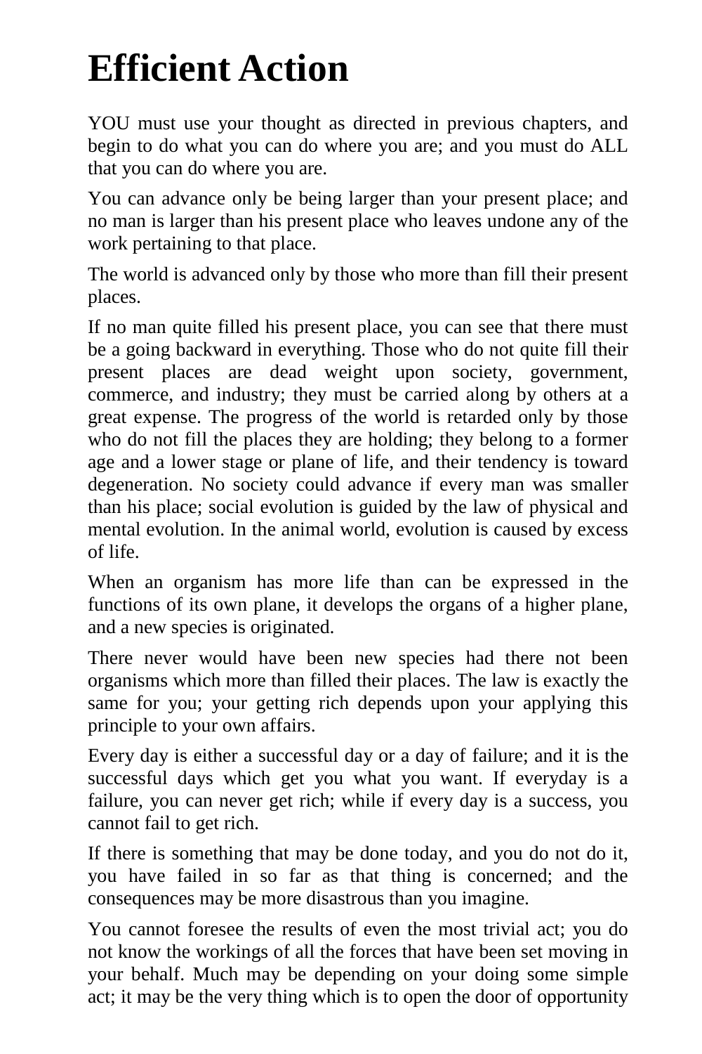# Efficient Action

YOU must use your thought as directed in previous chapters, and begin to do what you can do where you are; and you must do ALL that you can do where you are.

You can advance only be being larger than your present place; and no man is larger than his present place who leaves undone any of the work pertaining to that place.

The world is advanced only by those who more than fill their present places.

If no man quite filled his present place, you can see that there must be a going backward in everything. Those who do not quite fill their present places are dead weight upon society, government, commerce, and industry; they must be carried along by others at a great expense. The progress of the world is retarded only by those who do not fill the places they are holding; they belong to a former age and a lower stage or plane of life, and their tendency is toward degeneration. No society could advance if every man was smaller than his place; social evolution is guided by the law of physical and mental evolution. In the animal world, evolution is caused by excess of life.

When an organism has more life than can be expressed in the functions of its own plane, it develops the organs of a higher plane, and a new species is originated.

There never would have been new species had there not been organisms which more than filled their places. The law is exactly the same for you; your getting rich depends upon your applying this principle to your own affairs.

Every day is either a successful day or a day of failure; and it is the successful days which get you what you want. If everyday is a failure, you can never get rich; while if every day is a success, you cannot fail to get rich.

If there is something that may be done today, and you do not do it, you have failed in so far as that thing is concerned; and the consequences may be more disastrous than you imagine.

You cannot foresee the results of even the most trivial act; you do not know the workings of all the forces that have been set moving in your behalf. Much may be depending on your doing some simple act; it may be the very thing which is to open the door of opportunity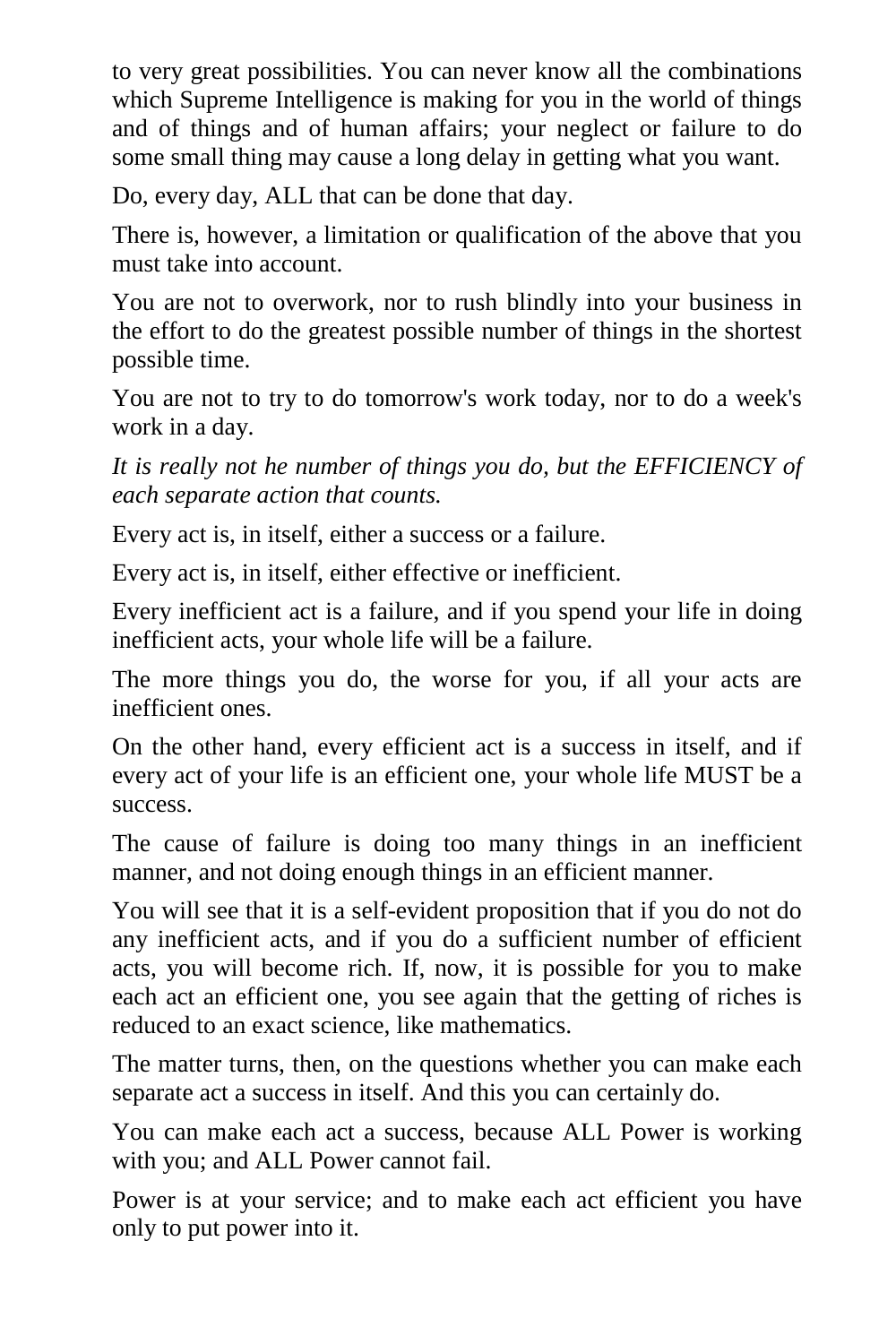to very great possibilities. You can never know all the combinations which Supreme Intelligence is making for you in the world of things and of things and of human affairs; your neglect or failure to do some small thing may cause a long delay in getting what you want.

Do, every day, ALL that can be done that day.

There is, however, a limitation or qualification of the above that you must take into account.

You are not to overwork, nor to rush blindly into your business in the effort to do the greatest possible number of things in the shortest possible time.

You are not to try to do tomorrow's work today, nor to do a week's work in a day.

*It is really not he number of things you do, but the EFFICIENCY of each separate action that counts.*

Every act is, in itself, either a success or a failure.

Every act is, in itself, either effective or inefficient.

Every inefficient act is a failure, and if you spend your life in doing inefficient acts, your whole life will be a failure.

The more things you do, the worse for you, if all your acts are inefficient ones.

On the other hand, every efficient act is a success in itself, and if every act of your life is an efficient one, your whole life MUST be a success.

The cause of failure is doing too many things in an inefficient manner, and not doing enough things in an efficient manner.

You will see that it is a self-evident proposition that if you do not do any inefficient acts, and if you do a sufficient number of efficient acts, you will become rich. If, now, it is possible for you to make each act an efficient one, you see again that the getting of riches is reduced to an exact science, like mathematics.

The matter turns, then, on the questions whether you can make each separate act a success in itself. And this you can certainly do.

You can make each act a success, because ALL Power is working with you; and ALL Power cannot fail.

Power is at your service; and to make each act efficient you have only to put power into it.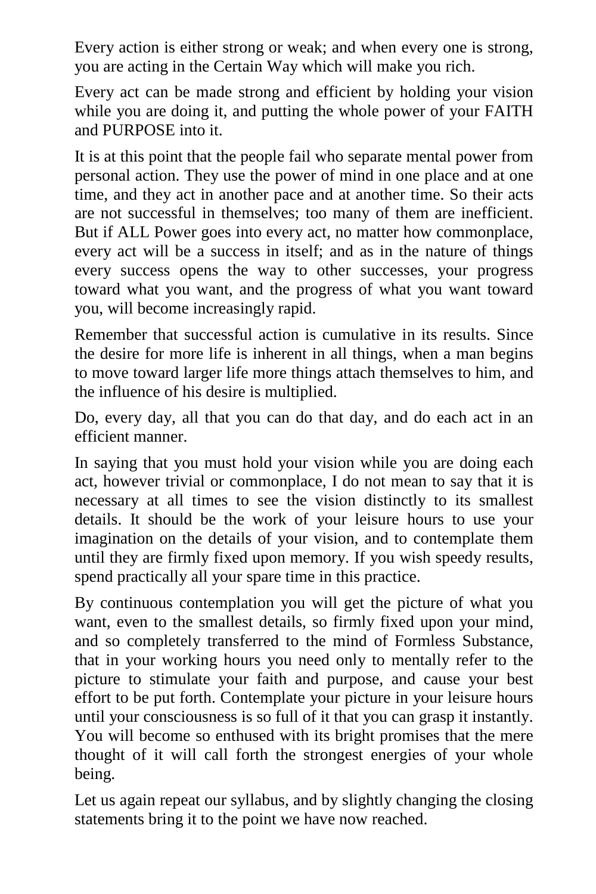Every action is either strong or weak; and when every one is strong, you are acting in the Certain Way which will make you rich.

Every act can be made strong and efficient by holding your vision while you are doing it, and putting the whole power of your FAITH and PURPOSE into it.

It is at this point that the people fail who separate mental power from personal action. They use the power of mind in one place and at one time, and they act in another pace and at another time. So their acts are not successful in themselves; too many of them are inefficient. But if ALL Power goes into every act, no matter how commonplace, every act will be a success in itself; and as in the nature of things every success opens the way to other successes, your progress toward what you want, and the progress of what you want toward you, will become increasingly rapid.

Remember that successful action is cumulative in its results. Since the desire for more life is inherent in all things, when a man begins to move toward larger life more things attach themselves to him, and the influence of his desire is multiplied.

Do, every day, all that you can do that day, and do each act in an efficient manner.

In saying that you must hold your vision while you are doing each act, however trivial or commonplace, I do not mean to say that it is necessary at all times to see the vision distinctly to its smallest details. It should be the work of your leisure hours to use your imagination on the details of your vision, and to contemplate them until they are firmly fixed upon memory. If you wish speedy results, spend practically all your spare time in this practice.

By continuous contemplation you will get the picture of what you want, even to the smallest details, so firmly fixed upon your mind, and so completely transferred to the mind of Formless Substance, that in your working hours you need only to mentally refer to the picture to stimulate your faith and purpose, and cause your best effort to be put forth. Contemplate your picture in your leisure hours until your consciousness is so full of it that you can grasp it instantly. You will become so enthused with its bright promises that the mere thought of it will call forth the strongest energies of your whole being.

Let us again repeat our syllabus, and by slightly changing the closing statements bring it to the point we have now reached.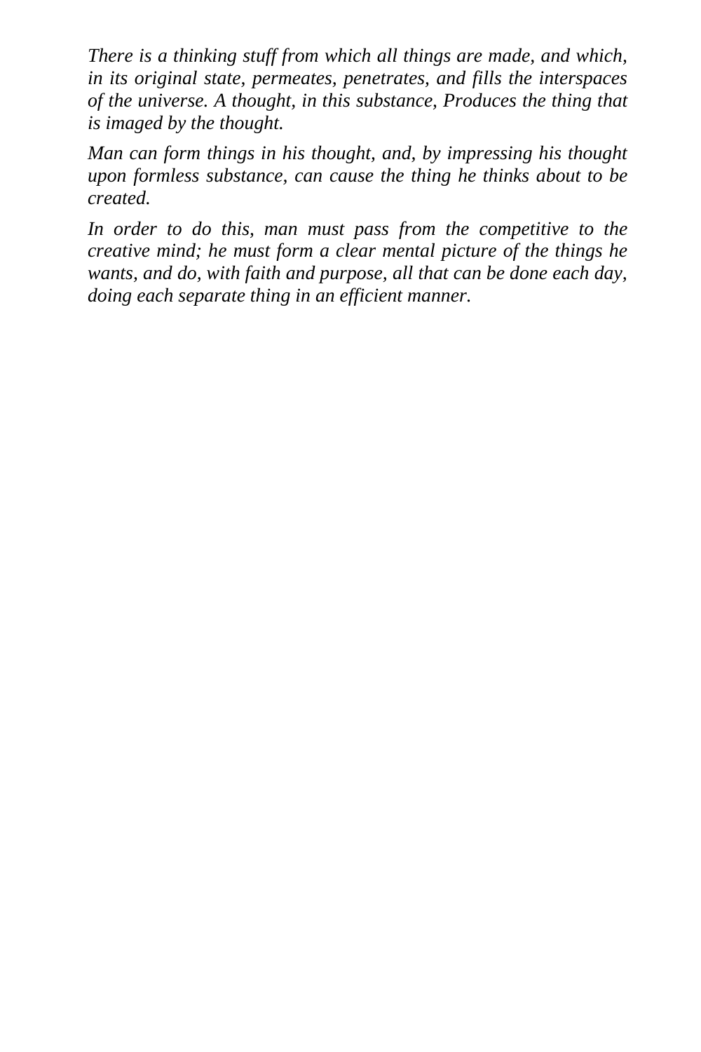*There is a thinking stuff from which all things are made, and which, in its original state, permeates, penetrates, and fills the interspaces of the universe. A thought, in this substance, Produces the thing that is imaged by the thought.*

*Man can form things in his thought, and, by impressing his thought upon formless substance, can cause the thing he thinks about to be created.*

*In order to do this, man must pass from the competitive to the creative mind; he must form a clear mental picture of the things he wants, and do, with faith and purpose, all that can be done each day, doing each separate thing in an efficient manner.*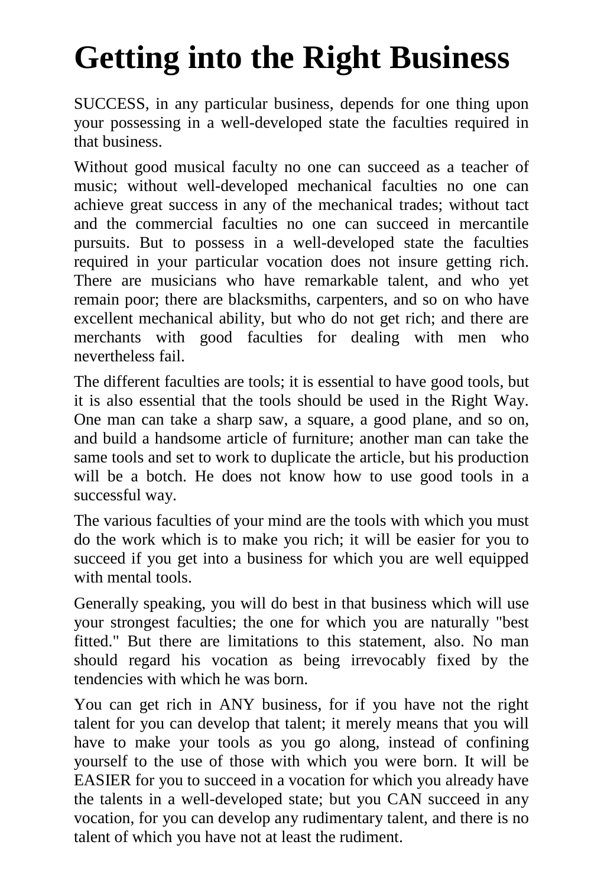# Getting into the Right Business

SUCCESS, in any particular business, depends for one thing upon your possessing in a well-developed state the faculties required in that business.

Without good musical faculty no one can succeed as a teacher of music; without well-developed mechanical faculties no one can achieve great success in any of the mechanical trades; without tact and the commercial faculties no one can succeed in mercantile pursuits. But to possess in a well-developed state the faculties required in your particular vocation does not insure getting rich. There are musicians who have remarkable talent, and who yet remain poor; there are blacksmiths, carpenters, and so on who have excellent mechanical ability, but who do not get rich; and there are merchants with good faculties for dealing with men who nevertheless fail.

The different faculties are tools; it is essential to have good tools, but it is also essential that the tools should be used in the Right Way. One man can take a sharp saw, a square, a good plane, and so on, and build a handsome article of furniture; another man can take the same tools and set to work to duplicate the article, but his production will be a botch. He does not know how to use good tools in a successful way.

The various faculties of your mind are the tools with which you must do the work which is to make you rich; it will be easier for you to succeed if you get into a business for which you are well equipped with mental tools.

Generally speaking, you will do best in that business which will use your strongest faculties; the one for which you are naturally "best fitted." But there are limitations to this statement, also. No man should regard his vocation as being irrevocably fixed by the tendencies with which he was born.

You can get rich in ANY business, for if you have not the right talent for you can develop that talent; it merely means that you will have to make your tools as you go along, instead of confining yourself to the use of those with which you were born. It will be EASIER for you to succeed in a vocation for which you already have the talents in a well-developed state; but you CAN succeed in any vocation, for you can develop any rudimentary talent, and there is no talent of which you have not at least the rudiment.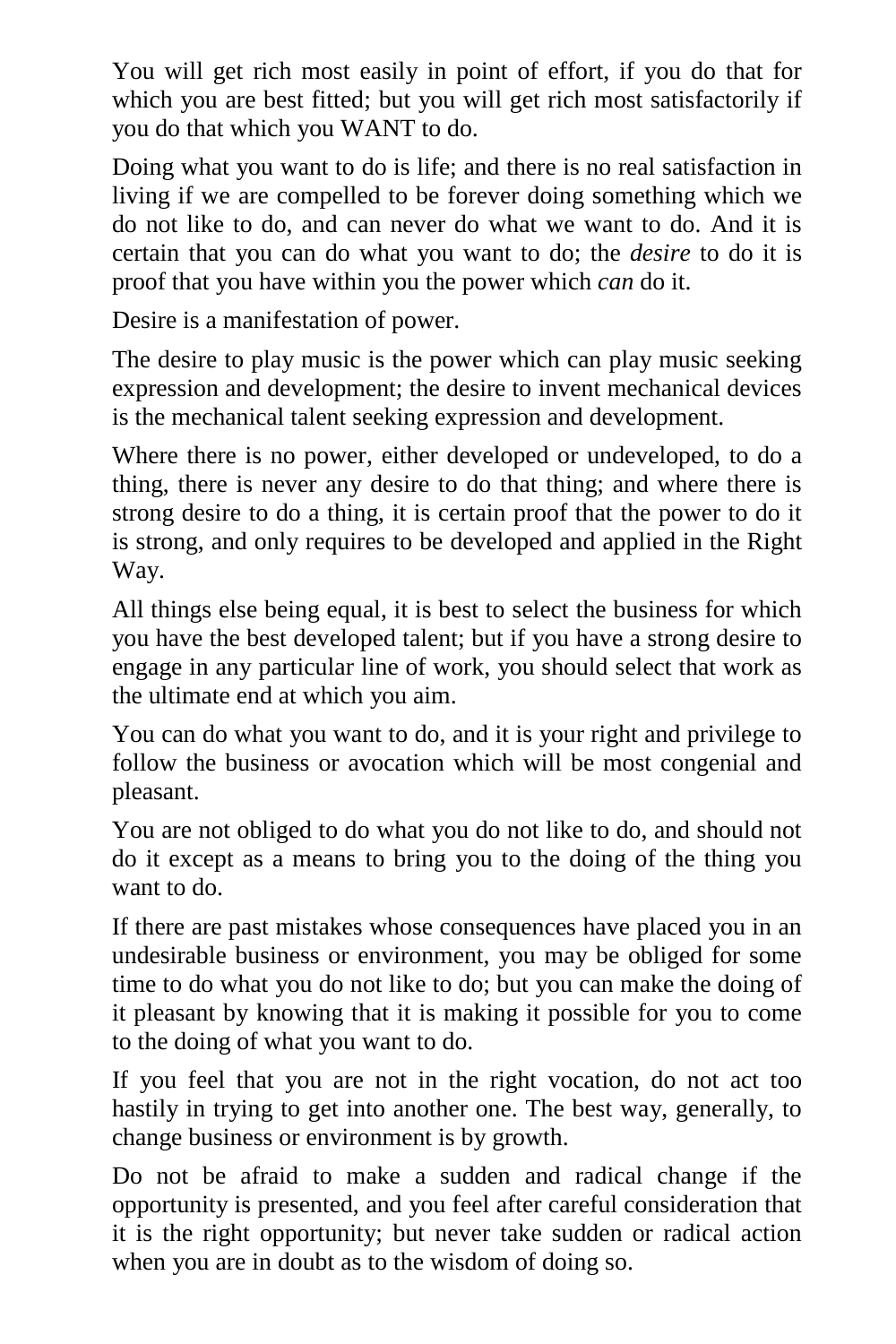You will get rich most easily in point of effort, if you do that for which you are best fitted; but you will get rich most satisfactorily if you do that which you WANT to do.

Doing what you want to do is life; and there is no real satisfaction in living if we are compelled to be forever doing something which we do not like to do, and can never do what we want to do. And it is certain that you can do what you want to do; the *desire* to do it is proof that you have within you the power which *can* do it.

Desire is a manifestation of power.

The desire to play music is the power which can play music seeking expression and development; the desire to invent mechanical devices is the mechanical talent seeking expression and development.

Where there is no power, either developed or undeveloped, to do a thing, there is never any desire to do that thing; and where there is strong desire to do a thing, it is certain proof that the power to do it is strong, and only requires to be developed and applied in the Right Way.

All things else being equal, it is best to select the business for which you have the best developed talent; but if you have a strong desire to engage in any particular line of work, you should select that work as the ultimate end at which you aim.

You can do what you want to do, and it is your right and privilege to follow the business or avocation which will be most congenial and pleasant.

You are not obliged to do what you do not like to do, and should not do it except as a means to bring you to the doing of the thing you want to do.

If there are past mistakes whose consequences have placed you in an undesirable business or environment, you may be obliged for some time to do what you do not like to do; but you can make the doing of it pleasant by knowing that it is making it possible for you to come to the doing of what you want to do.

If you feel that you are not in the right vocation, do not act too hastily in trying to get into another one. The best way, generally, to change business or environment is by growth.

Do not be afraid to make a sudden and radical change if the opportunity is presented, and you feel after careful consideration that it is the right opportunity; but never take sudden or radical action when you are in doubt as to the wisdom of doing so.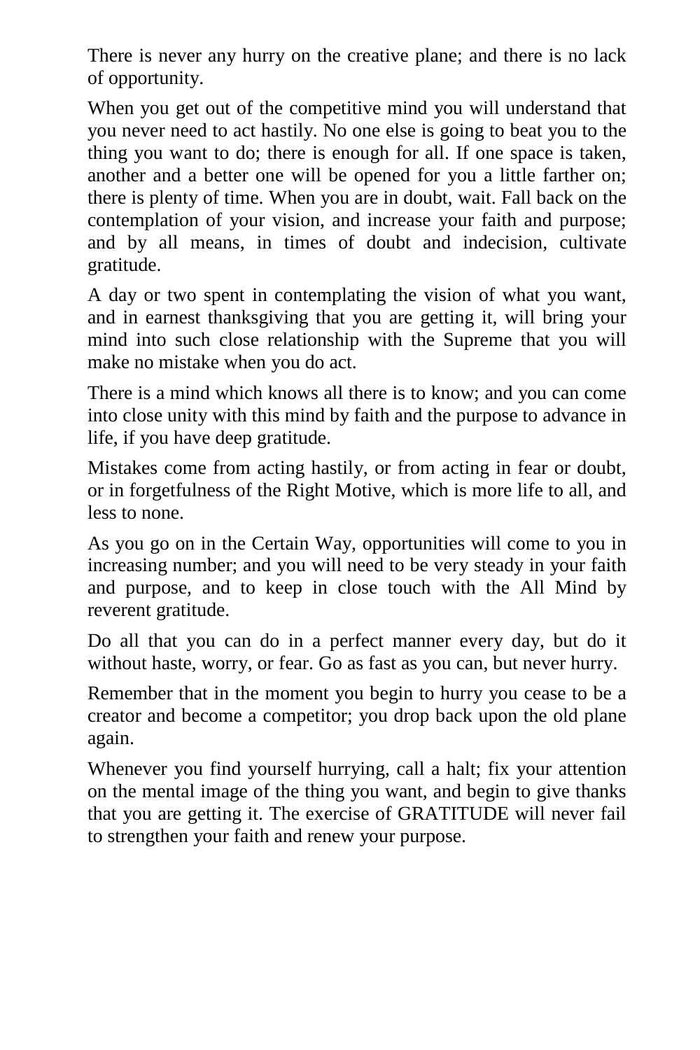There is never any hurry on the creative plane; and there is no lack of opportunity.

When you get out of the competitive mind you will understand that you never need to act hastily. No one else is going to beat you to the thing you want to do; there is enough for all. If one space is taken, another and a better one will be opened for you a little farther on; there is plenty of time. When you are in doubt, wait. Fall back on the contemplation of your vision, and increase your faith and purpose; and by all means, in times of doubt and indecision, cultivate gratitude.

A day or two spent in contemplating the vision of what you want, and in earnest thanksgiving that you are getting it, will bring your mind into such close relationship with the Supreme that you will make no mistake when you do act.

There is a mind which knows all there is to know; and you can come into close unity with this mind by faith and the purpose to advance in life, if you have deep gratitude.

Mistakes come from acting hastily, or from acting in fear or doubt, or in forgetfulness of the Right Motive, which is more life to all, and less to none.

As you go on in the Certain Way, opportunities will come to you in increasing number; and you will need to be very steady in your faith and purpose, and to keep in close touch with the All Mind by reverent gratitude.

Do all that you can do in a perfect manner every day, but do it without haste, worry, or fear. Go as fast as you can, but never hurry.

Remember that in the moment you begin to hurry you cease to be a creator and become a competitor; you drop back upon the old plane again.

Whenever you find yourself hurrying, call a halt; fix your attention on the mental image of the thing you want, and begin to give thanks that you are getting it. The exercise of GRATITUDE will never fail to strengthen your faith and renew your purpose.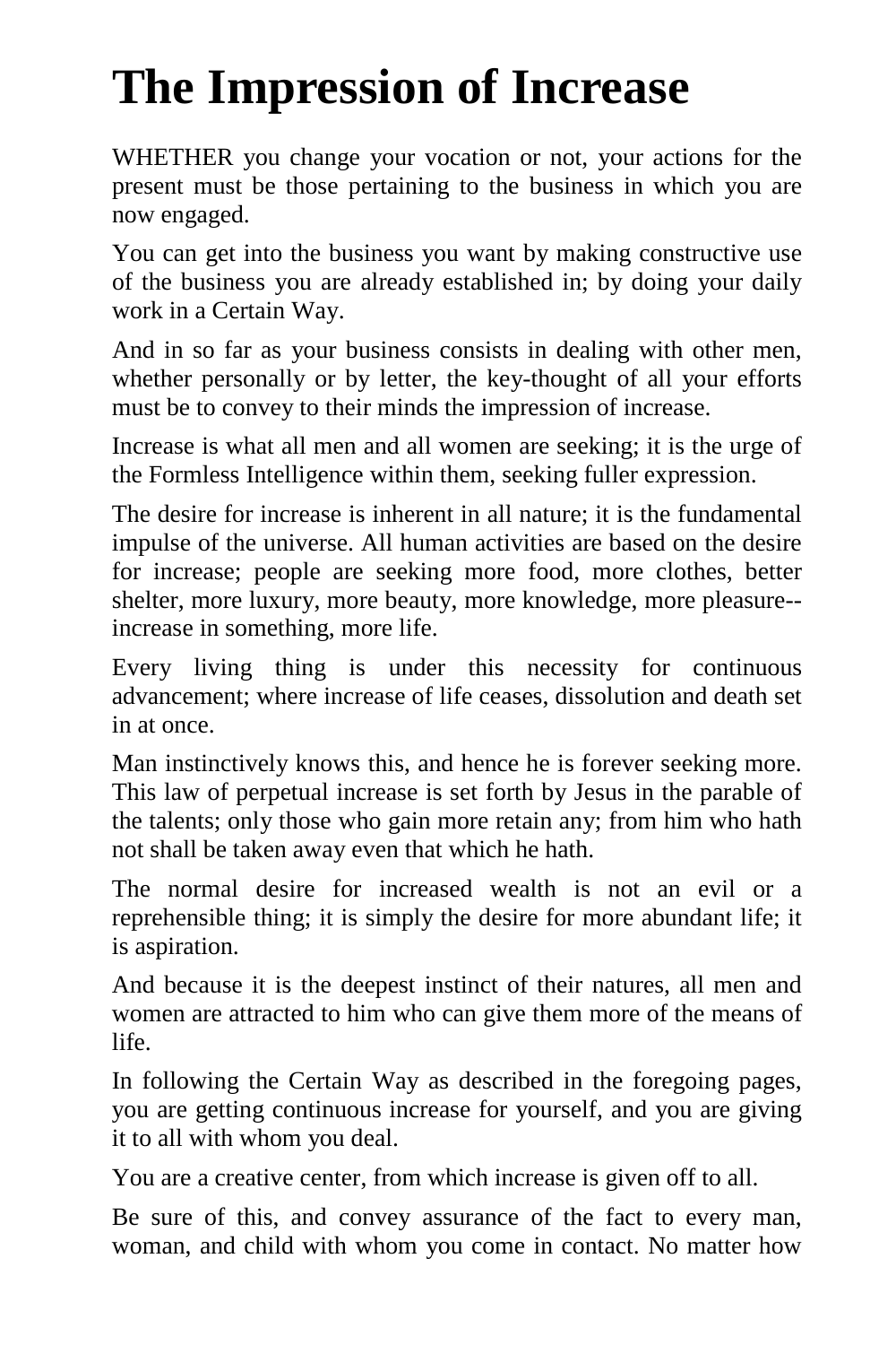# The Impression of Increase

WHETHER you change your vocation or not, your actions for the present must be those pertaining to the business in which you are now engaged.

You can get into the business you want by making constructive use of the business you are already established in; by doing your daily work in a Certain Way.

And in so far as your business consists in dealing with other men, whether personally or by letter, the key-thought of all your efforts must be to convey to their minds the impression of increase.

Increase is what all men and all women are seeking; it is the urge of the Formless Intelligence within them, seeking fuller expression.

The desire for increase is inherent in all nature; it is the fundamental impulse of the universe. All human activities are based on the desire for increase; people are seeking more food, more clothes, better shelter, more luxury, more beauty, more knowledge, more pleasure--increase in something, more life.

Every living thing is under this necessity for continuous advancement; where increase of life ceases, dissolution and death set in at once.

Man instinctively knows this, and hence he is forever seeking more. This law of perpetual increase is set forth by Jesus in the parable of the talents; only those who gain more retain any; from him who hath not shall be taken away even that which he hath.

The normal desire for increased wealth is not an evil or a reprehensible thing; it is simply the desire for more abundant life; it is aspiration.

And because it is the deepest instinct of their natures, all men and women are attracted to him who can give them more of the means of life.

In following the Certain Way as described in the foregoing pages, you are getting continuous increase for yourself, and you are giving it to all with whom you deal.

You are a creative center, from which increase is given off to all.

Be sure of this, and convey assurance of the fact to every man, woman, and child with whom you come in contact. No matter how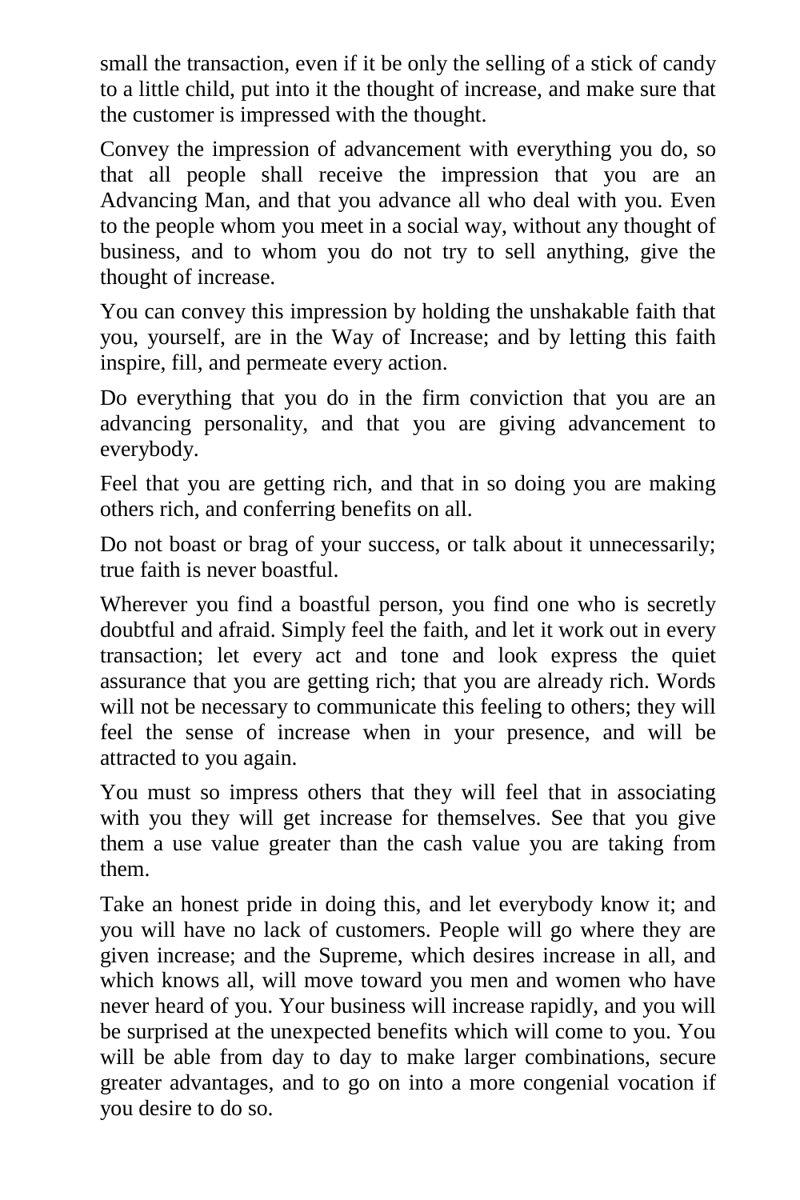small the transaction, even if it be only the selling of a stick of candy to a little child, put into it the thought of increase, and make sure that the customer is impressed with the thought.

Convey the impression of advancement with everything you do, so that all people shall receive the impression that you are an Advancing Man, and that you advance all who deal with you. Even to the people whom you meet in a social way, without any thought of business, and to whom you do not try to sell anything, give the thought of increase.

You can convey this impression by holding the unshakable faith that you, yourself, are in the Way of Increase; and by letting this faith inspire, fill, and permeate every action.

Do everything that you do in the firm conviction that you are an advancing personality, and that you are giving advancement to everybody.

Feel that you are getting rich, and that in so doing you are making others rich, and conferring benefits on all.

Do not boast or brag of your success, or talk about it unnecessarily; true faith is never boastful.

Wherever you find a boastful person, you find one who is secretly doubtful and afraid. Simply feel the faith, and let it work out in every transaction; let every act and tone and look express the quiet assurance that you are getting rich; that you are already rich. Words will not be necessary to communicate this feeling to others; they will feel the sense of increase when in your presence, and will be attracted to you again.

You must so impress others that they will feel that in associating with you they will get increase for themselves. See that you give them a use value greater than the cash value you are taking from them.

Take an honest pride in doing this, and let everybody know it; and you will have no lack of customers. People will go where they are given increase; and the Supreme, which desires increase in all, and which knows all, will move toward you men and women who have never heard of you. Your business will increase rapidly, and you will be surprised at the unexpected benefits which will come to you. You will be able from day to day to make larger combinations, secure greater advantages, and to go on into a more congenial vocation if you desire to do so.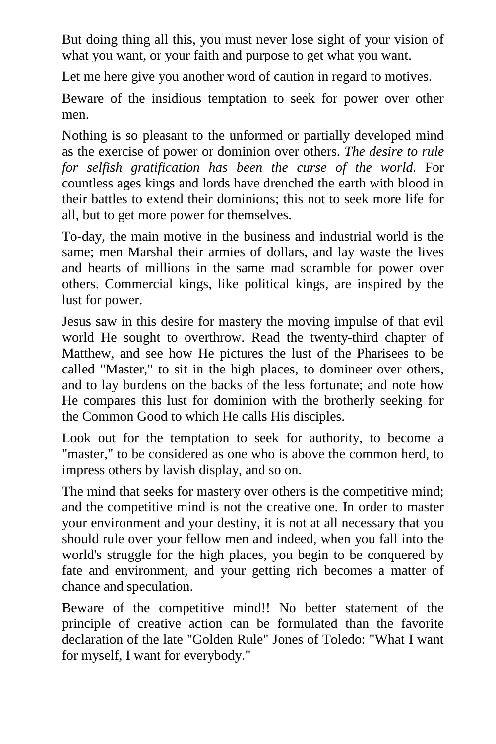But doing thing all this, you must never lose sight of your vision of what you want, or your faith and purpose to get what you want.

Let me here give you another word of caution in regard to motives.

Beware of the insidious temptation to seek for power over other men.

Nothing is so pleasant to the unformed or partially developed mind as the exercise of power or dominion over others. *The desire to rule for selfish gratification has been the curse of the world.* For countless ages kings and lords have drenched the earth with blood in their battles to extend their dominions; this not to seek more life for all, but to get more power for themselves.

To-day, the main motive in the business and industrial world is the same; men Marshal their armies of dollars, and lay waste the lives and hearts of millions in the same mad scramble for power over others. Commercial kings, like political kings, are inspired by the lust for power.

Jesus saw in this desire for mastery the moving impulse of that evil world He sought to overthrow. Read the twenty-third chapter of Matthew, and see how He pictures the lust of the Pharisees to be called "Master," to sit in the high places, to domineer over others, and to lay burdens on the backs of the less fortunate; and note how He compares this lust for dominion with the brotherly seeking for the Common Good to which He calls His disciples.

Look out for the temptation to seek for authority, to become a "master," to be considered as one who is above the common herd, to impress others by lavish display, and so on.

The mind that seeks for mastery over others is the competitive mind; and the competitive mind is not the creative one. In order to master your environment and your destiny, it is not at all necessary that you should rule over your fellow men and indeed, when you fall into the world's struggle for the high places, you begin to be conquered by fate and environment, and your getting rich becomes a matter of chance and speculation.

Beware of the competitive mind!! No better statement of the principle of creative action can be formulated than the favorite declaration of the late "Golden Rule" Jones of Toledo: "What I want for myself, I want for everybody."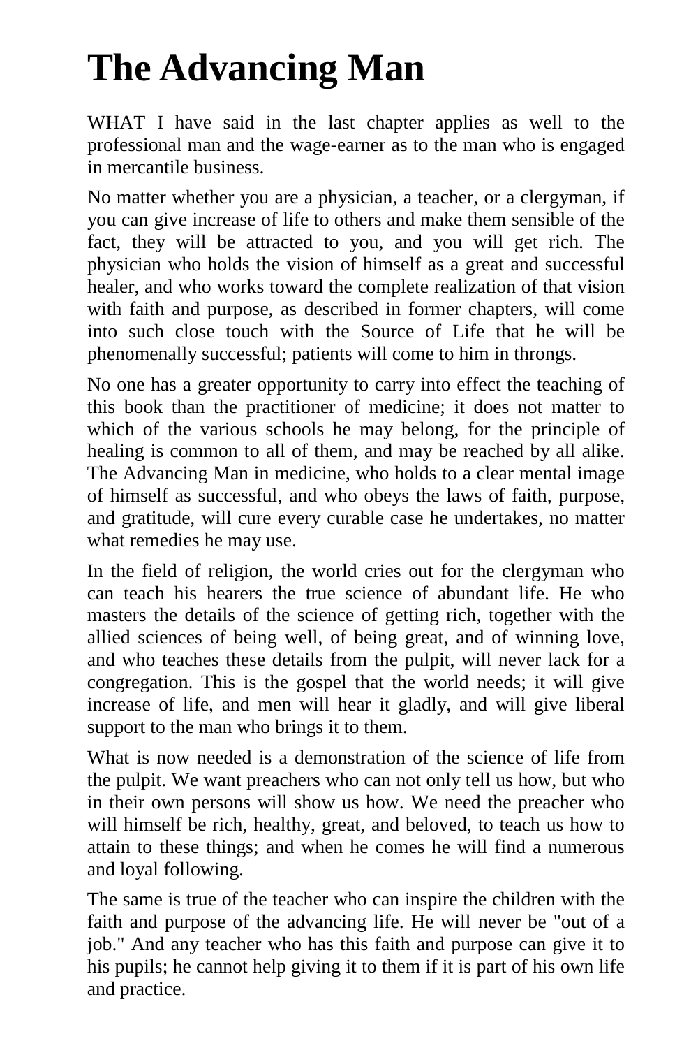# The Advancing Man

WHAT I have said in the last chapter applies as well to the professional man and the wage-earner as to the man who is engaged in mercantile business.

No matter whether you are a physician, a teacher, or a clergyman, if you can give increase of life to others and make them sensible of the fact, they will be attracted to you, and you will get rich. The physician who holds the vision of himself as a great and successful healer, and who works toward the complete realization of that vision with faith and purpose, as described in former chapters, will come into such close touch with the Source of Life that he will be phenomenally successful; patients will come to him in throngs.

No one has a greater opportunity to carry into effect the teaching of this book than the practitioner of medicine; it does not matter to which of the various schools he may belong, for the principle of healing is common to all of them, and may be reached by all alike. The Advancing Man in medicine, who holds to a clear mental image of himself as successful, and who obeys the laws of faith, purpose, and gratitude, will cure every curable case he undertakes, no matter what remedies he may use.

In the field of religion, the world cries out for the clergyman who can teach his hearers the true science of abundant life. He who masters the details of the science of getting rich, together with the allied sciences of being well, of being great, and of winning love, and who teaches these details from the pulpit, will never lack for a congregation. This is the gospel that the world needs; it will give increase of life, and men will hear it gladly, and will give liberal support to the man who brings it to them.

What is now needed is a demonstration of the science of life from the pulpit. We want preachers who can not only tell us how, but who in their own persons will show us how. We need the preacher who will himself be rich, healthy, great, and beloved, to teach us how to attain to these things; and when he comes he will find a numerous and loyal following.

The same is true of the teacher who can inspire the children with the faith and purpose of the advancing life. He will never be "out of a job." And any teacher who has this faith and purpose can give it to his pupils; he cannot help giving it to them if it is part of his own life and practice.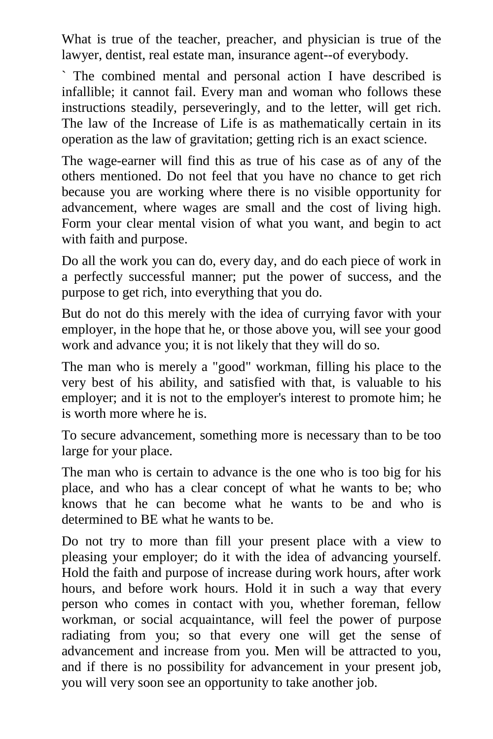What is true of the teacher, preacher, and physician is true of the lawyer, dentist, real estate man, insurance agent--of everybody.

` The combined mental and personal action I have described is infallible; it cannot fail. Every man and woman who follows these instructions steadily, perseveringly, and to the letter, will get rich. The law of the Increase of Life is as mathematically certain in its operation as the law of gravitation; getting rich is an exact science.

The wage-earner will find this as true of his case as of any of the others mentioned. Do not feel that you have no chance to get rich because you are working where there is no visible opportunity for advancement, where wages are small and the cost of living high. Form your clear mental vision of what you want, and begin to act with faith and purpose.

Do all the work you can do, every day, and do each piece of work in a perfectly successful manner; put the power of success, and the purpose to get rich, into everything that you do.

But do not do this merely with the idea of currying favor with your employer, in the hope that he, or those above you, will see your good work and advance you; it is not likely that they will do so.

The man who is merely a "good" workman, filling his place to the very best of his ability, and satisfied with that, is valuable to his employer; and it is not to the employer's interest to promote him; he is worth more where he is.

To secure advancement, something more is necessary than to be too large for your place.

The man who is certain to advance is the one who is too big for his place, and who has a clear concept of what he wants to be; who knows that he can become what he wants to be and who is determined to BE what he wants to be.

Do not try to more than fill your present place with a view to pleasing your employer; do it with the idea of advancing yourself. Hold the faith and purpose of increase during work hours, after work hours, and before work hours. Hold it in such a way that every person who comes in contact with you, whether foreman, fellow workman, or social acquaintance, will feel the power of purpose radiating from you; so that every one will get the sense of advancement and increase from you. Men will be attracted to you, and if there is no possibility for advancement in your present job, you will very soon see an opportunity to take another job.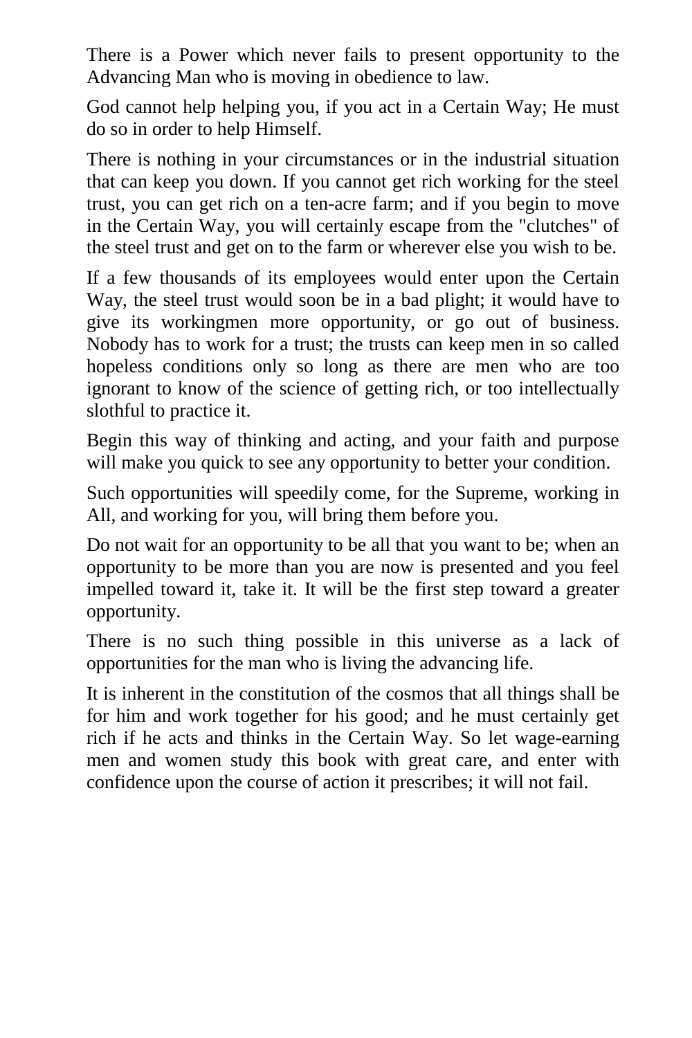There is a Power which never fails to present opportunity to the Advancing Man who is moving in obedience to law.

God cannot help helping you, if you act in a Certain Way; He must do so in order to help Himself.

There is nothing in your circumstances or in the industrial situation that can keep you down. If you cannot get rich working for the steel trust, you can get rich on a ten-acre farm; and if you begin to move in the Certain Way, you will certainly escape from the "clutches" of the steel trust and get on to the farm or wherever else you wish to be.

If a few thousands of its employees would enter upon the Certain Way, the steel trust would soon be in a bad plight; it would have to give its workingmen more opportunity, or go out of business. Nobody has to work for a trust; the trusts can keep men in so called hopeless conditions only so long as there are men who are too ignorant to know of the science of getting rich, or too intellectually slothful to practice it.

Begin this way of thinking and acting, and your faith and purpose will make you quick to see any opportunity to better your condition.

Such opportunities will speedily come, for the Supreme, working in All, and working for you, will bring them before you.

Do not wait for an opportunity to be all that you want to be; when an opportunity to be more than you are now is presented and you feel impelled toward it, take it. It will be the first step toward a greater opportunity.

There is no such thing possible in this universe as a lack of opportunities for the man who is living the advancing life.

It is inherent in the constitution of the cosmos that all things shall be for him and work together for his good; and he must certainly get rich if he acts and thinks in the Certain Way. So let wage-earning men and women study this book with great care, and enter with confidence upon the course of action it prescribes; it will not fail.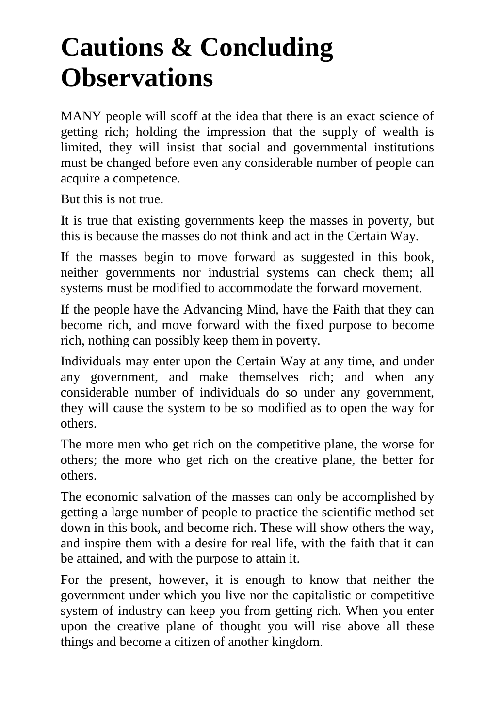# Cautions & Concluding Observations

MANY people will scoff at the idea that there is an exact science of getting rich; holding the impression that the supply of wealth is limited, they will insist that social and governmental institutions must be changed before even any considerable number of people can acquire a competence.

But this is not true.

It is true that existing governments keep the masses in poverty, but this is because the masses do not think and act in the Certain Way.

If the masses begin to move forward as suggested in this book, neither governments nor industrial systems can check them; all systems must be modified to accommodate the forward movement.

If the people have the Advancing Mind, have the Faith that they can become rich, and move forward with the fixed purpose to become rich, nothing can possibly keep them in poverty.

Individuals may enter upon the Certain Way at any time, and under any government, and make themselves rich; and when any considerable number of individuals do so under any government, they will cause the system to be so modified as to open the way for others.

The more men who get rich on the competitive plane, the worse for others; the more who get rich on the creative plane, the better for others.

The economic salvation of the masses can only be accomplished by getting a large number of people to practice the scientific method set down in this book, and become rich. These will show others the way, and inspire them with a desire for real life, with the faith that it can be attained, and with the purpose to attain it.

For the present, however, it is enough to know that neither the government under which you live nor the capitalistic or competitive system of industry can keep you from getting rich. When you enter upon the creative plane of thought you will rise above all these things and become a citizen of another kingdom.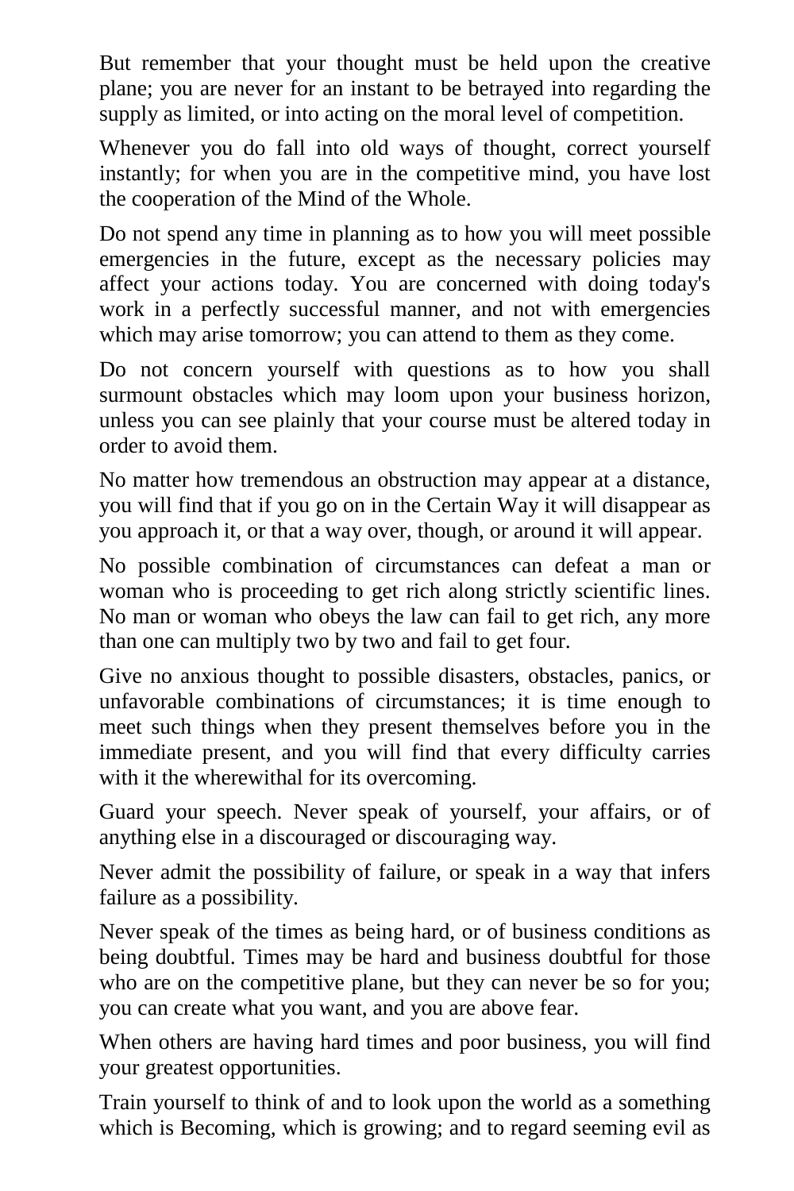But remember that your thought must be held upon the creative plane; you are never for an instant to be betrayed into regarding the supply as limited, or into acting on the moral level of competition.

Whenever you do fall into old ways of thought, correct yourself instantly; for when you are in the competitive mind, you have lost the cooperation of the Mind of the Whole.

Do not spend any time in planning as to how you will meet possible emergencies in the future, except as the necessary policies may affect your actions today. You are concerned with doing today's work in a perfectly successful manner, and not with emergencies which may arise tomorrow; you can attend to them as they come.

Do not concern yourself with questions as to how you shall surmount obstacles which may loom upon your business horizon, unless you can see plainly that your course must be altered today in order to avoid them.

No matter how tremendous an obstruction may appear at a distance, you will find that if you go on in the Certain Way it will disappear as you approach it, or that a way over, though, or around it will appear.

No possible combination of circumstances can defeat a man or woman who is proceeding to get rich along strictly scientific lines. No man or woman who obeys the law can fail to get rich, any more than one can multiply two by two and fail to get four.

Give no anxious thought to possible disasters, obstacles, panics, or unfavorable combinations of circumstances; it is time enough to meet such things when they present themselves before you in the immediate present, and you will find that every difficulty carries with it the wherewithal for its overcoming.

Guard your speech. Never speak of yourself, your affairs, or of anything else in a discouraged or discouraging way.

Never admit the possibility of failure, or speak in a way that infers failure as a possibility.

Never speak of the times as being hard, or of business conditions as being doubtful. Times may be hard and business doubtful for those who are on the competitive plane, but they can never be so for you; you can create what you want, and you are above fear.

When others are having hard times and poor business, you will find your greatest opportunities.

Train yourself to think of and to look upon the world as a something which is Becoming, which is growing; and to regard seeming evil as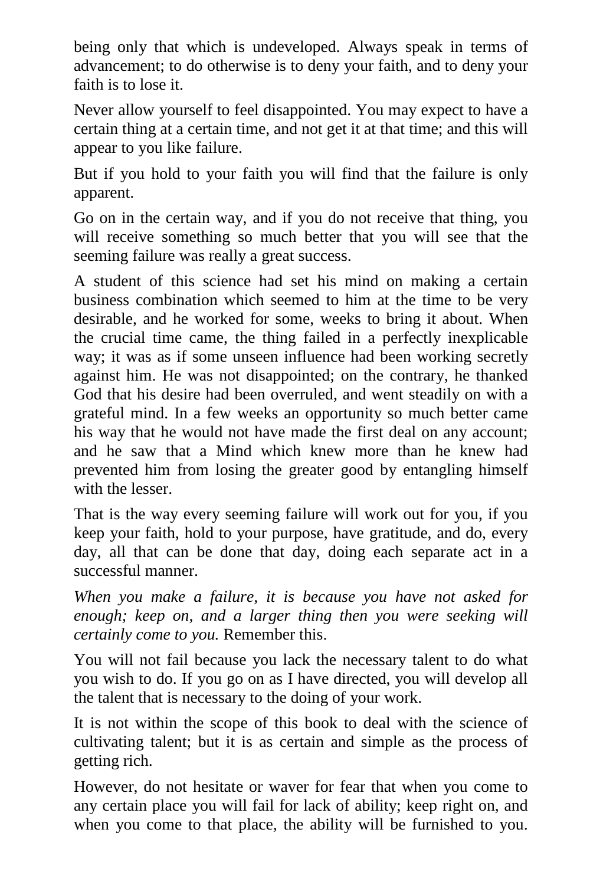being only that which is undeveloped. Always speak in terms of advancement; to do otherwise is to deny your faith, and to deny your faith is to lose it.

Never allow yourself to feel disappointed. You may expect to have a certain thing at a certain time, and not get it at that time; and this will appear to you like failure.

But if you hold to your faith you will find that the failure is only apparent.

Go on in the certain way, and if you do not receive that thing, you will receive something so much better that you will see that the seeming failure was really a great success.

A student of this science had set his mind on making a certain business combination which seemed to him at the time to be very desirable, and he worked for some, weeks to bring it about. When the crucial time came, the thing failed in a perfectly inexplicable way; it was as if some unseen influence had been working secretly against him. He was not disappointed; on the contrary, he thanked God that his desire had been overruled, and went steadily on with a grateful mind. In a few weeks an opportunity so much better came his way that he would not have made the first deal on any account; and he saw that a Mind which knew more than he knew had prevented him from losing the greater good by entangling himself with the lesser.

That is the way every seeming failure will work out for you, if you keep your faith, hold to your purpose, have gratitude, and do, every day, all that can be done that day, doing each separate act in a successful manner.

*When you make a failure, it is because you have not asked for enough; keep on, and a larger thing then you were seeking will certainly come to you.* Remember this.

You will not fail because you lack the necessary talent to do what you wish to do. If you go on as I have directed, you will develop all the talent that is necessary to the doing of your work.

It is not within the scope of this book to deal with the science of cultivating talent; but it is as certain and simple as the process of getting rich.

However, do not hesitate or waver for fear that when you come to any certain place you will fail for lack of ability; keep right on, and when you come to that place, the ability will be furnished to you.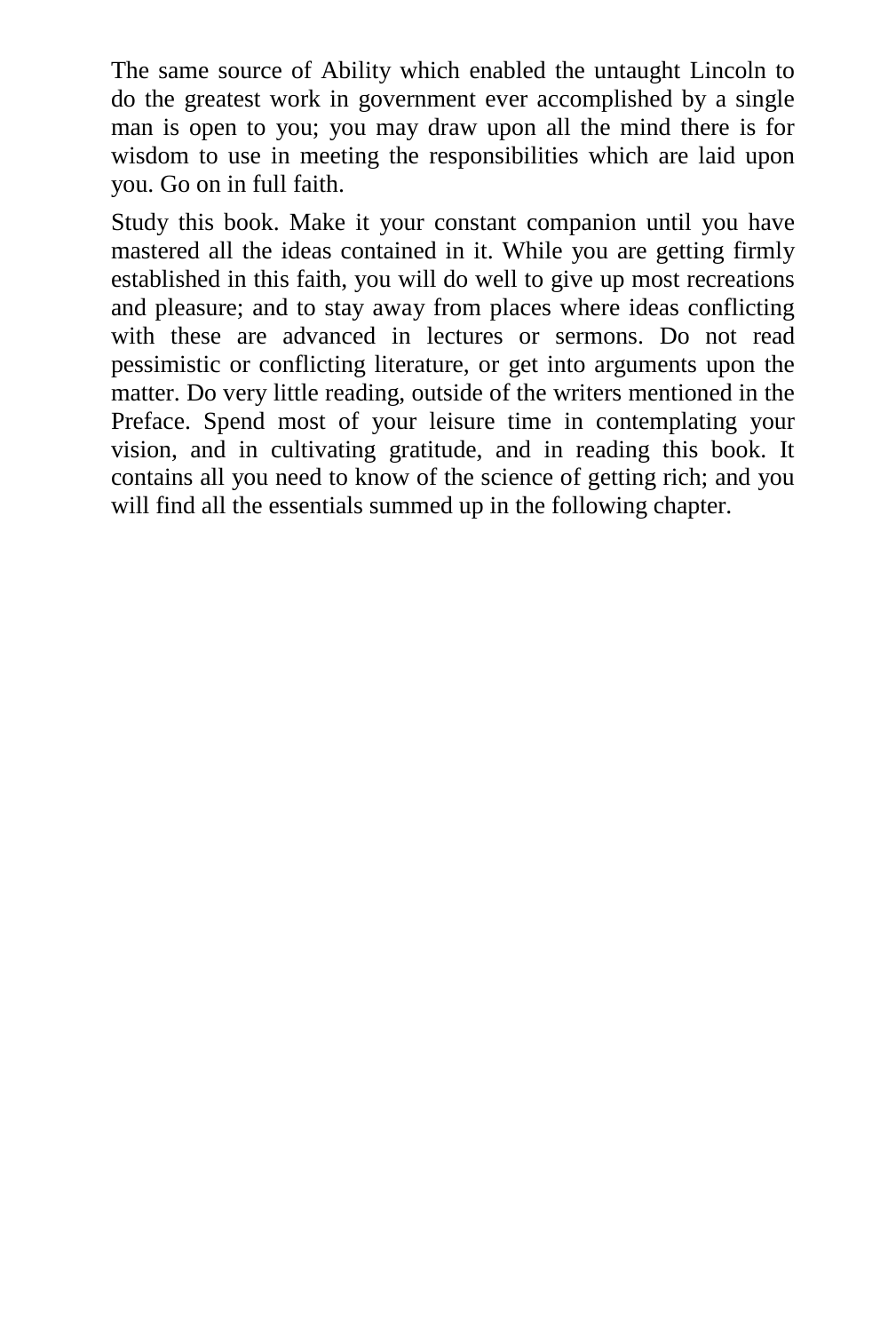The same source of Ability which enabled the untaught Lincoln to do the greatest work in government ever accomplished by a single man is open to you; you may draw upon all the mind there is for wisdom to use in meeting the responsibilities which are laid upon you. Go on in full faith.

Study this book. Make it your constant companion until you have mastered all the ideas contained in it. While you are getting firmly established in this faith, you will do well to give up most recreations and pleasure; and to stay away from places where ideas conflicting with these are advanced in lectures or sermons. Do not read pessimistic or conflicting literature, or get into arguments upon the matter. Do very little reading, outside of the writers mentioned in the Preface. Spend most of your leisure time in contemplating your vision, and in cultivating gratitude, and in reading this book. It contains all you need to know of the science of getting rich; and you will find all the essentials summed up in the following chapter.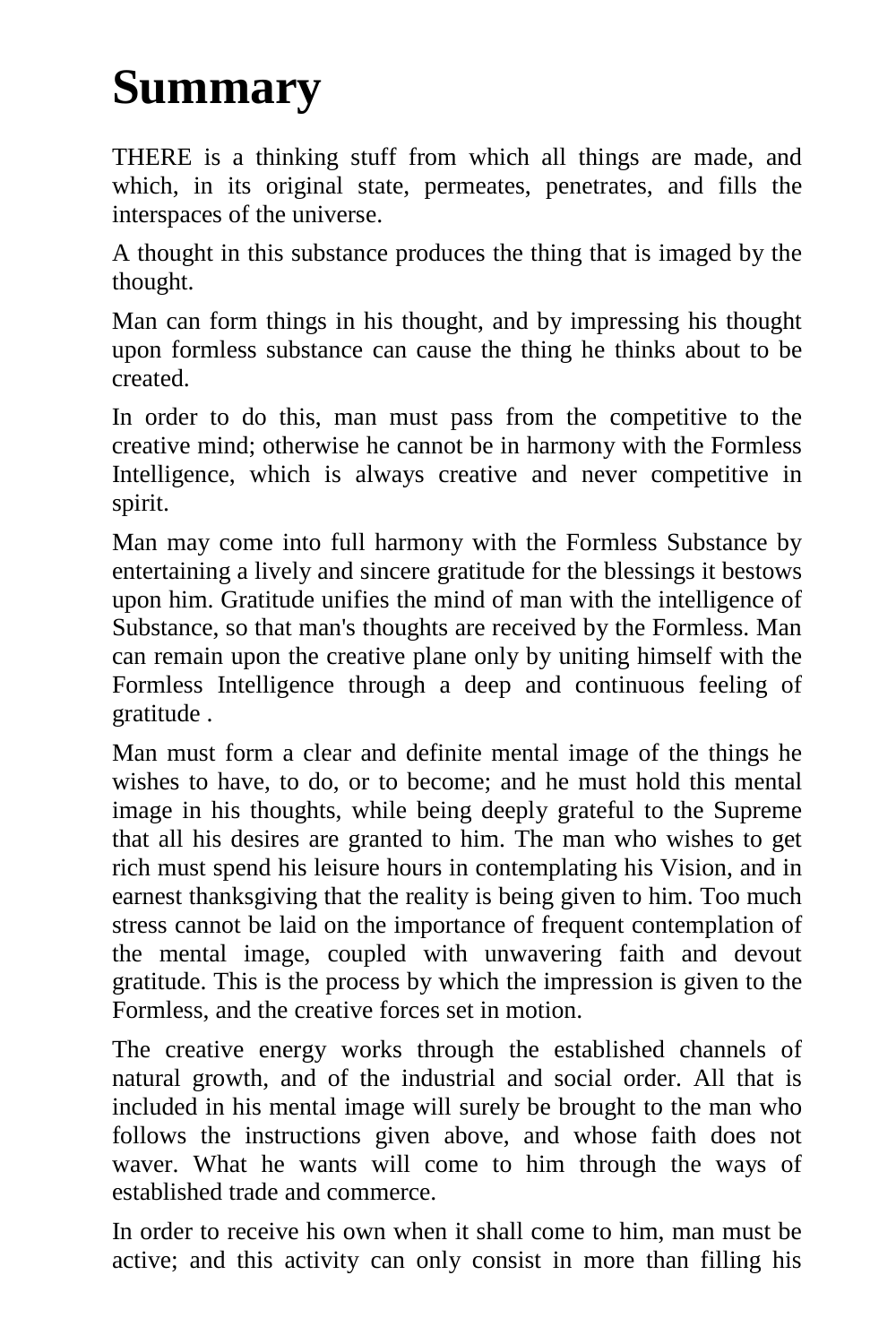# Summary

THERE is a thinking stuff from which all things are made, and which, in its original state, permeates, penetrates, and fills the interspaces of the universe.

A thought in this substance produces the thing that is imaged by the thought.

Man can form things in his thought, and by impressing his thought upon formless substance can cause the thing he thinks about to be created.

In order to do this, man must pass from the competitive to the creative mind; otherwise he cannot be in harmony with the Formless Intelligence, which is always creative and never competitive in spirit.

Man may come into full harmony with the Formless Substance by entertaining a lively and sincere gratitude for the blessings it bestows upon him. Gratitude unifies the mind of man with the intelligence of Substance, so that man's thoughts are received by the Formless. Man can remain upon the creative plane only by uniting himself with the Formless Intelligence through a deep and continuous feeling of gratitude .

Man must form a clear and definite mental image of the things he wishes to have, to do, or to become; and he must hold this mental image in his thoughts, while being deeply grateful to the Supreme that all his desires are granted to him. The man who wishes to get rich must spend his leisure hours in contemplating his Vision, and in earnest thanksgiving that the reality is being given to him. Too much stress cannot be laid on the importance of frequent contemplation of the mental image, coupled with unwavering faith and devout gratitude. This is the process by which the impression is given to the Formless, and the creative forces set in motion.

The creative energy works through the established channels of natural growth, and of the industrial and social order. All that is included in his mental image will surely be brought to the man who follows the instructions given above, and whose faith does not waver. What he wants will come to him through the ways of established trade and commerce.

In order to receive his own when it shall come to him, man must be active; and this activity can only consist in more than filling his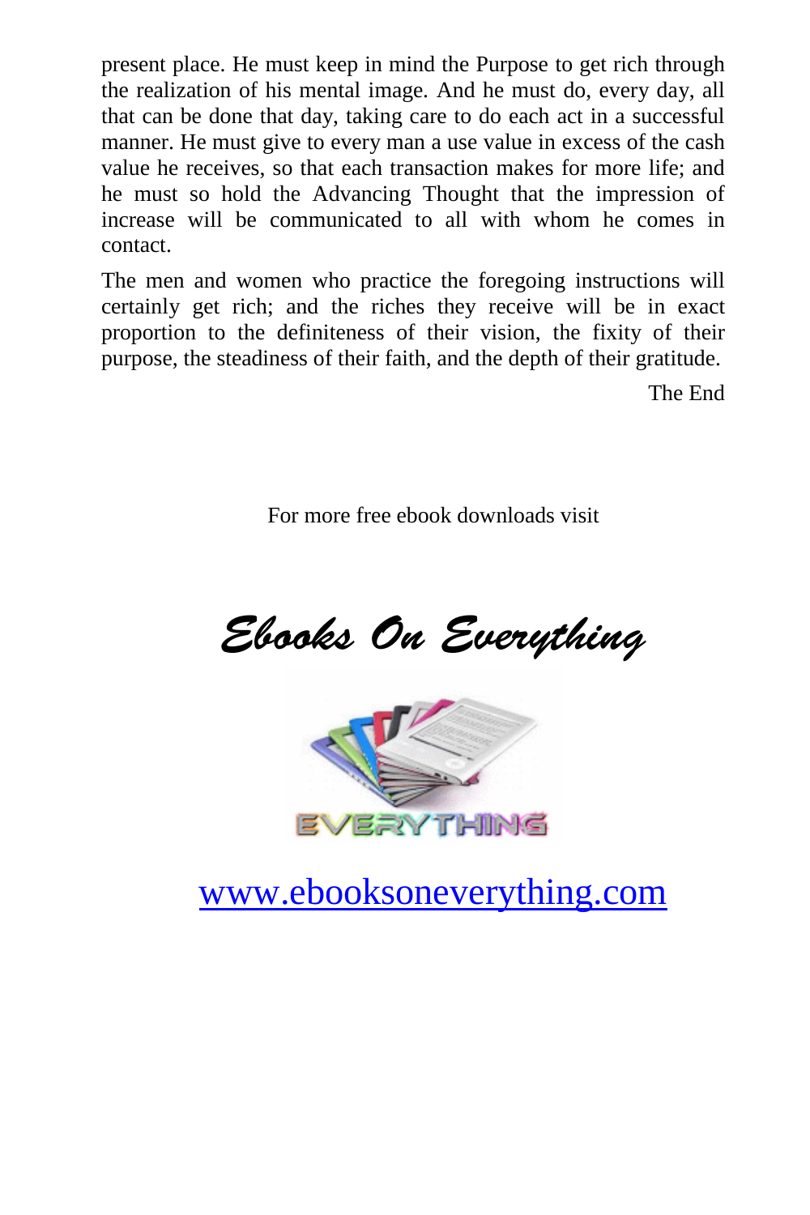present place. He must keep in mind the Purpose to get rich through the realization of his mental image. And he must do, every day, all that can be done that day, taking care to do each act in a successful manner. He must give to every man a use value in excess of the cash value he receives, so that each transaction makes for more life; and he must so hold the Advancing Thought that the impression of increase will be communicated to all with whom he comes in contact.

The men and women who practice the foregoing instructions will certainly get rich; and the riches they receive will be in exact proportion to the definiteness of their vision, the fixity of their purpose, the steadiness of their faith, and the depth of their gratitude.

The End

For more free ebook downloads visit

*Ebooks On Everything*

EVERYTHING

www.ebooksoneverything.com